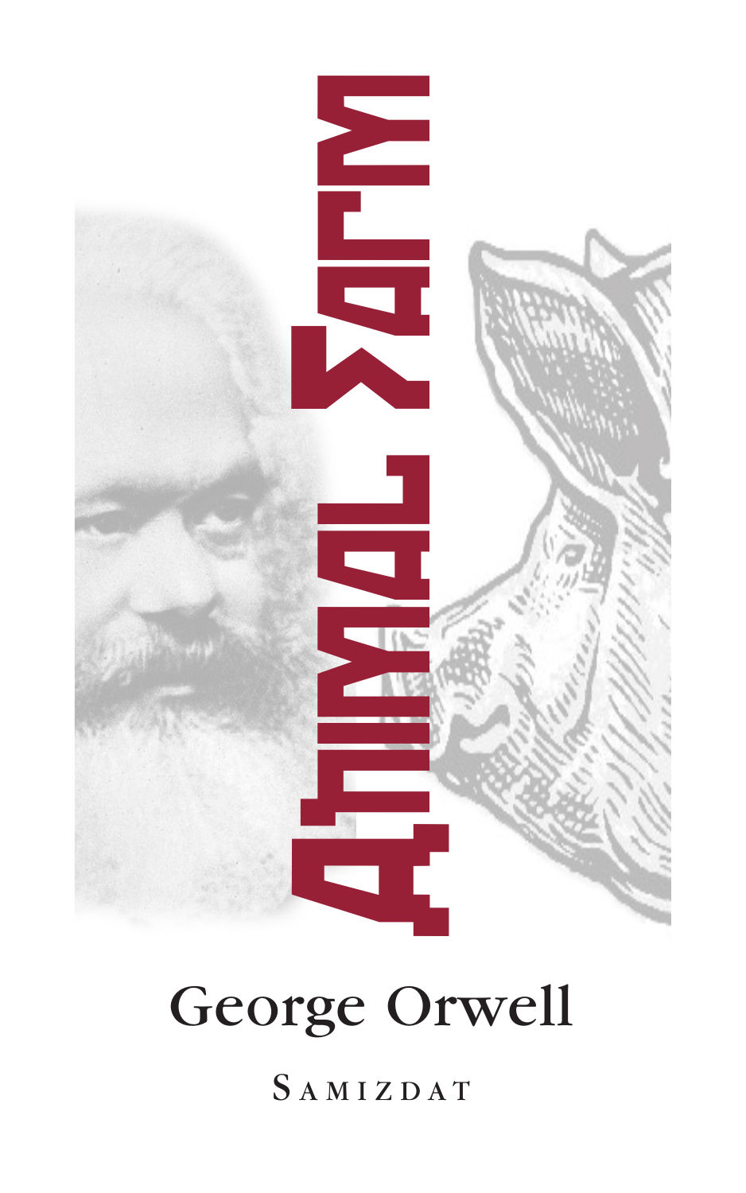# Animal Farm

George Orwell

Samizdat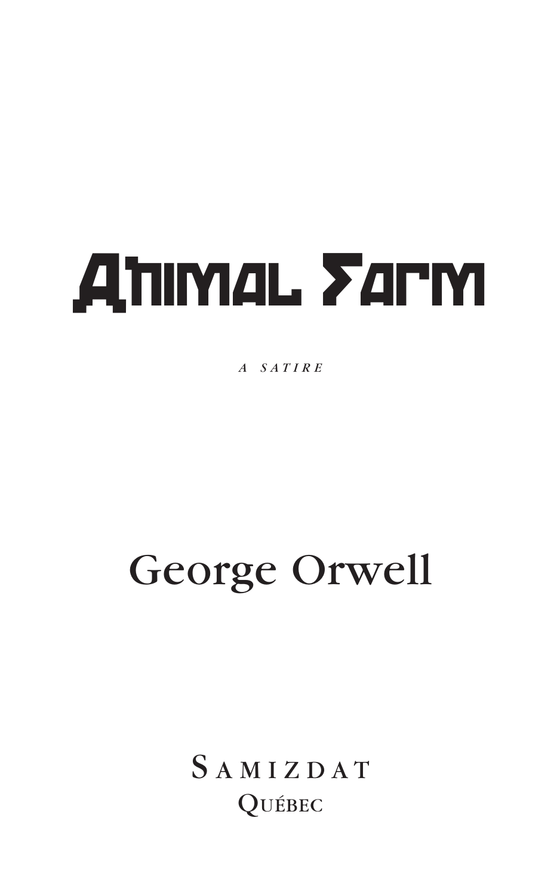# Animal Farm

*A SATIRE*

## George Orwell

SAMIZDAT
QUÉBEC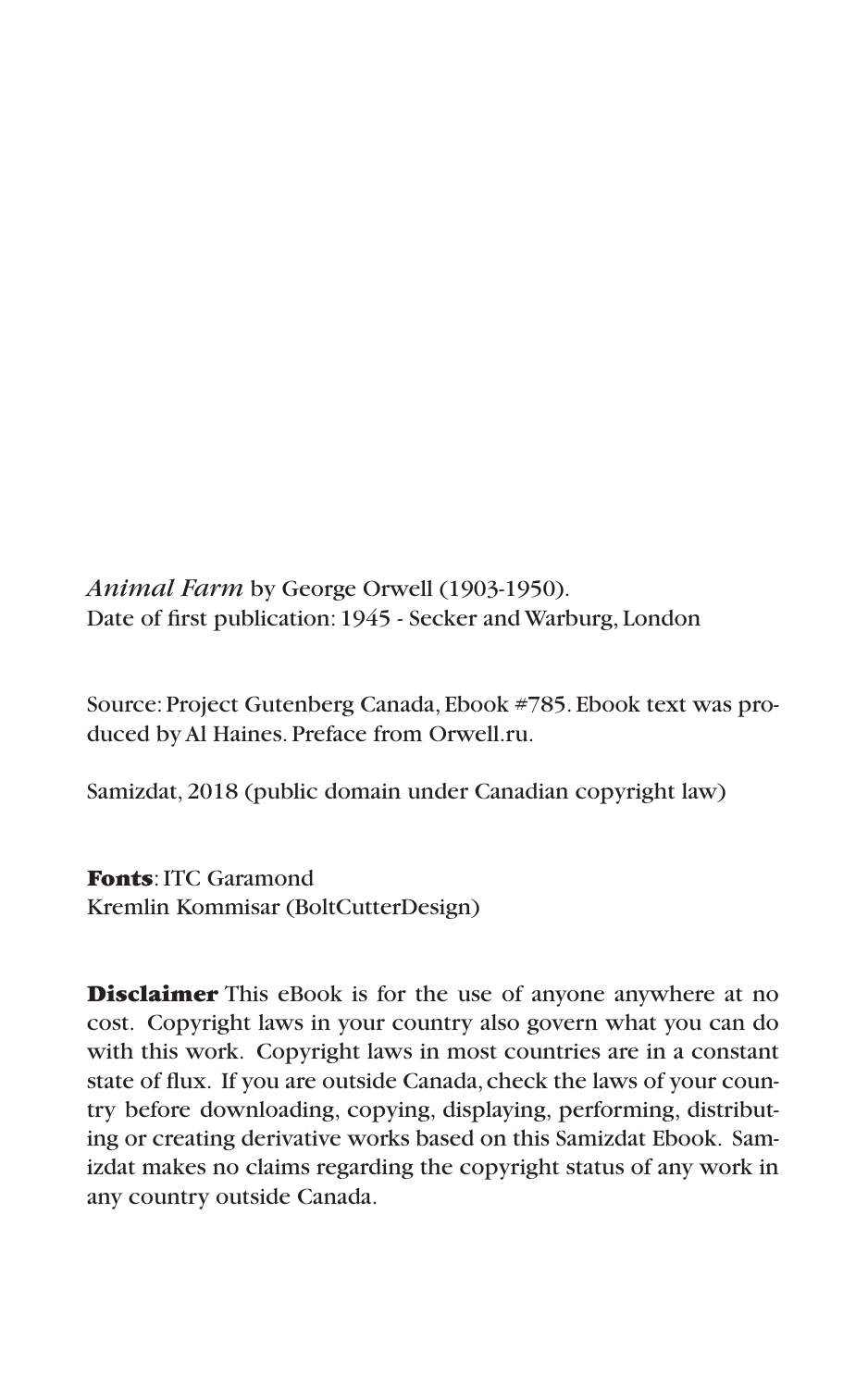*Animal Farm* by George Orwell (1903-1950).
Date of first publication: 1945 - Secker and Warburg, London

Source: Project Gutenberg Canada, Ebook #785. Ebook text was produced by Al Haines. Preface from Orwell.ru.

Samizdat, 2018 (public domain under Canadian copyright law)

**Fonts**: ITC Garamond
Kremlin Kommisar (BoltCutterDesign)

**Disclaimer** This eBook is for the use of anyone anywhere at no cost. Copyright laws in your country also govern what you can do with this work. Copyright laws in most countries are in a constant state of flux. If you are outside Canada, check the laws of your country before downloading, copying, displaying, performing, distributing or creating derivative works based on this Samizdat Ebook. Samizdat makes no claims regarding the copyright status of any work in any country outside Canada.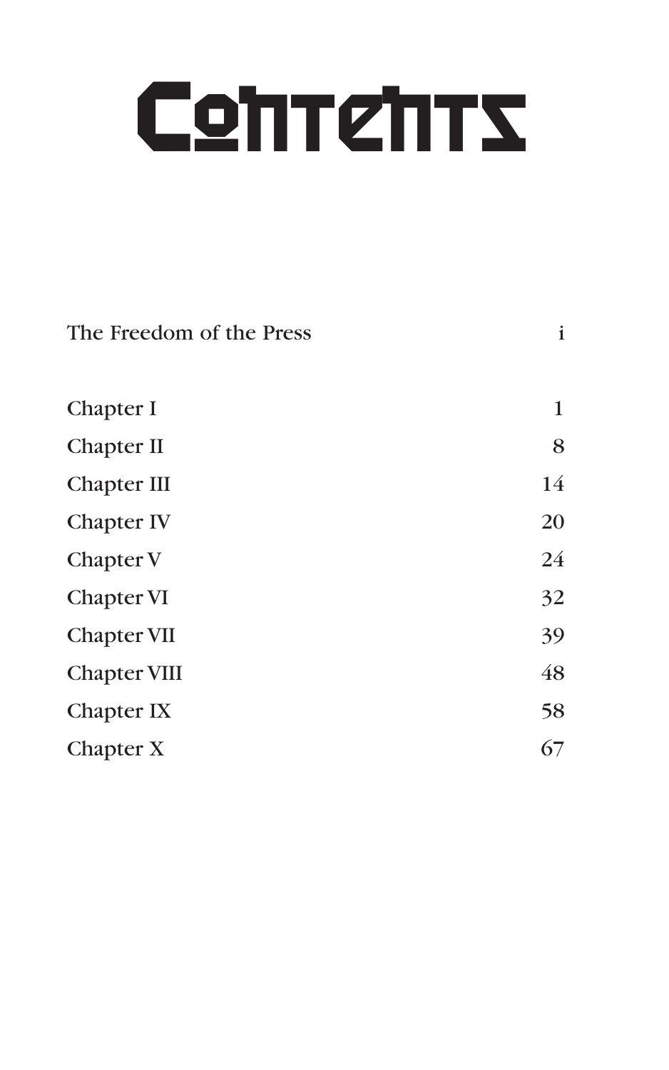# Contents

| | |
|---|---|
| The Freedom of the Press | i |
| Chapter I | 1 |
| Chapter II | 8 |
| Chapter III | 14 |
| Chapter IV | 20 |
| Chapter V | 24 |
| Chapter VI | 32 |
| Chapter VII | 39 |
| Chapter VIII | 48 |
| Chapter IX | 58 |
| Chapter X | 67 |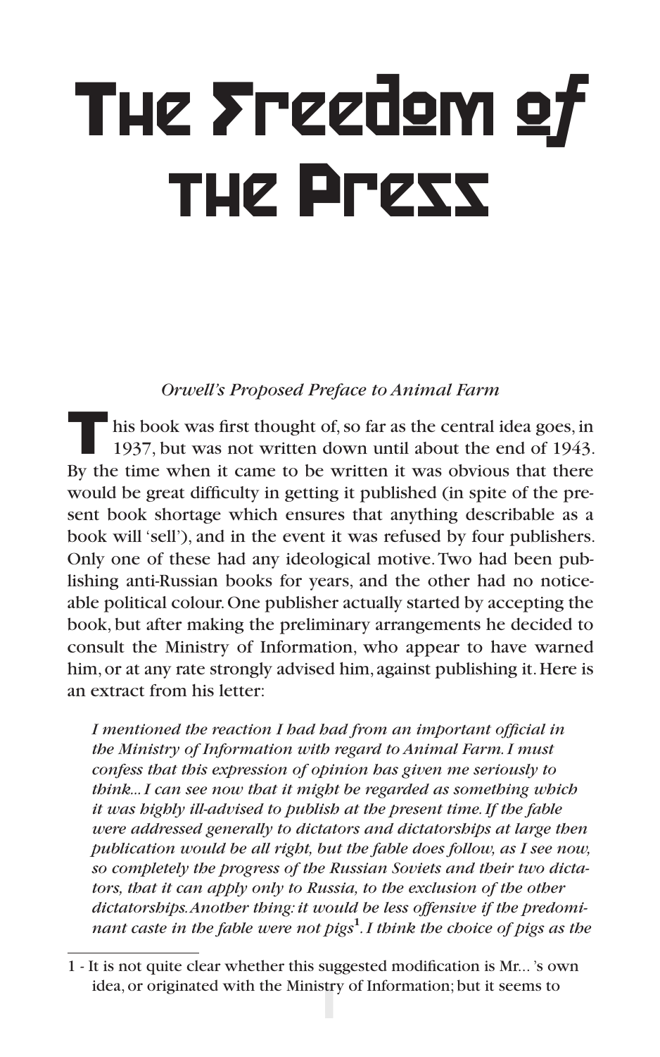# The Freedom of the Press

*Orwell's Proposed Preface to Animal Farm*

This book was first thought of, so far as the central idea goes, in 1937, but was not written down until about the end of 1943. By the time when it came to be written it was obvious that there would be great difficulty in getting it published (in spite of the present book shortage which ensures that anything describable as a book will 'sell'), and in the event it was refused by four publishers. Only one of these had any ideological motive. Two had been publishing anti-Russian books for years, and the other had no noticeable political colour. One publisher actually started by accepting the book, but after making the preliminary arrangements he decided to consult the Ministry of Information, who appear to have warned him, or at any rate strongly advised him, against publishing it. Here is an extract from his letter:

> *I mentioned the reaction I had had from an important official in the Ministry of Information with regard to Animal Farm. I must confess that this expression of opinion has given me seriously to think... I can see now that it might be regarded as something which it was highly ill-advised to publish at the present time. If the fable were addressed generally to dictators and dictatorships at large then publication would be all right, but the fable does follow, as I see now, so completely the progress of the Russian Soviets and their two dictators, that it can apply only to Russia, to the exclusion of the other dictatorships. Another thing: it would be less offensive if the predominant caste in the fable were not pigs*[1]*. I think the choice of pigs as the*

1 - It is not quite clear whether this suggested modification is Mr... 's own idea, or originated with the Ministry of Information; but it seems to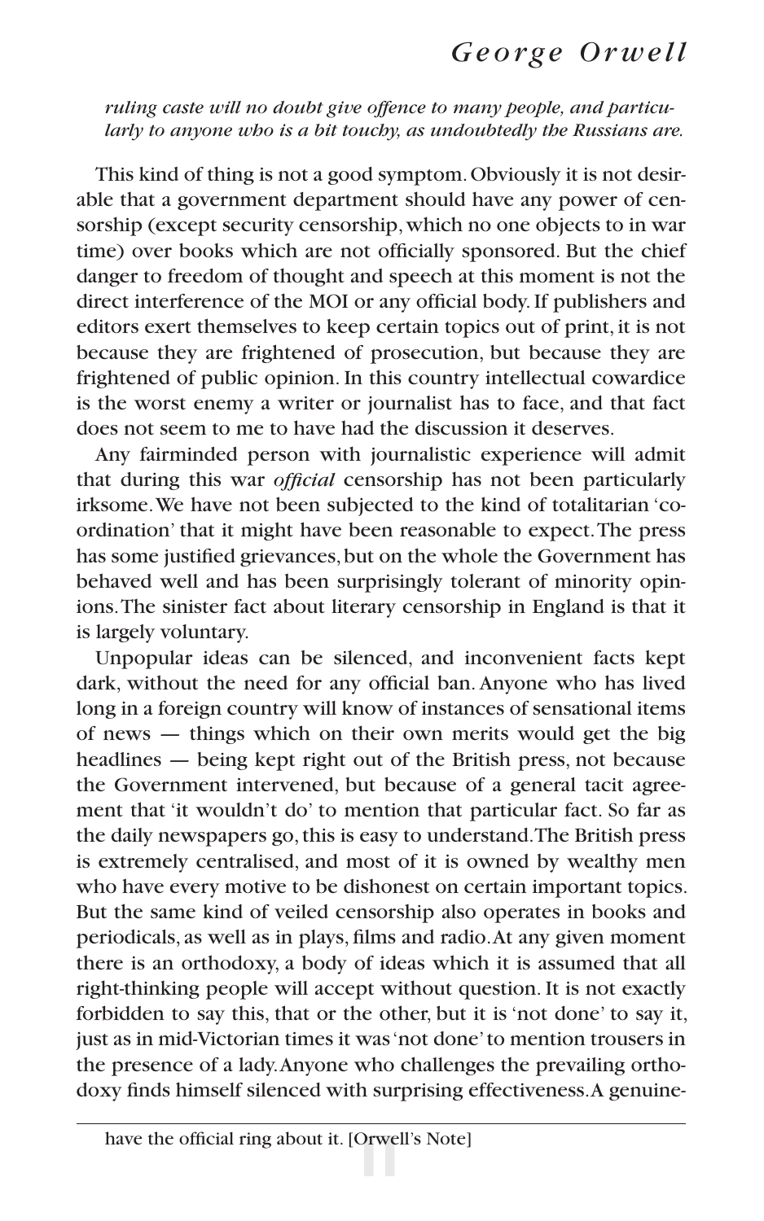*ruling caste will no doubt give offence to many people, and particularly to anyone who is a bit touchy, as undoubtedly the Russians are.*

This kind of thing is not a good symptom. Obviously it is not desirable that a government department should have any power of censorship (except security censorship, which no one objects to in war time) over books which are not officially sponsored. But the chief danger to freedom of thought and speech at this moment is not the direct interference of the MOI or any official body. If publishers and editors exert themselves to keep certain topics out of print, it is not because they are frightened of prosecution, but because they are frightened of public opinion. In this country intellectual cowardice is the worst enemy a writer or journalist has to face, and that fact does not seem to me to have had the discussion it deserves.

Any fairminded person with journalistic experience will admit that during this war *official* censorship has not been particularly irksome. We have not been subjected to the kind of totalitarian 'co-ordination' that it might have been reasonable to expect. The press has some justified grievances, but on the whole the Government has behaved well and has been surprisingly tolerant of minority opinions. The sinister fact about literary censorship in England is that it is largely voluntary.

Unpopular ideas can be silenced, and inconvenient facts kept dark, without the need for any official ban. Anyone who has lived long in a foreign country will know of instances of sensational items of news — things which on their own merits would get the big headlines — being kept right out of the British press, not because the Government intervened, but because of a general tacit agreement that 'it wouldn't do' to mention that particular fact. So far as the daily newspapers go, this is easy to understand. The British press is extremely centralised, and most of it is owned by wealthy men who have every motive to be dishonest on certain important topics. But the same kind of veiled censorship also operates in books and periodicals, as well as in plays, films and radio. At any given moment there is an orthodoxy, a body of ideas which it is assumed that all right-thinking people will accept without question. It is not exactly forbidden to say this, that or the other, but it is 'not done' to say it, just as in mid-Victorian times it was 'not done' to mention trousers in the presence of a lady. Anyone who challenges the prevailing orthodoxy finds himself silenced with surprising effectiveness. A genuine-

have the official ring about it. [Orwell's Note]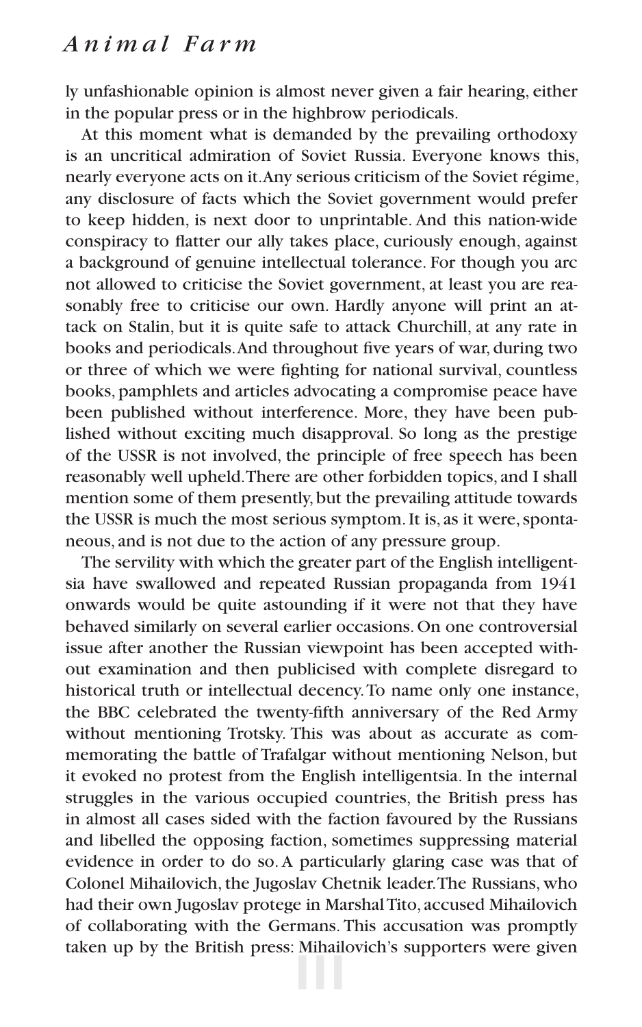ly unfashionable opinion is almost never given a fair hearing, either in the popular press or in the highbrow periodicals.

At this moment what is demanded by the prevailing orthodoxy is an uncritical admiration of Soviet Russia. Everyone knows this, nearly everyone acts on it. Any serious criticism of the Soviet régime, any disclosure of facts which the Soviet government would prefer to keep hidden, is next door to unprintable. And this nation-wide conspiracy to flatter our ally takes place, curiously enough, against a background of genuine intellectual tolerance. For though you arc not allowed to criticise the Soviet government, at least you are reasonably free to criticise our own. Hardly anyone will print an attack on Stalin, but it is quite safe to attack Churchill, at any rate in books and periodicals. And throughout five years of war, during two or three of which we were fighting for national survival, countless books, pamphlets and articles advocating a compromise peace have been published without interference. More, they have been published without exciting much disapproval. So long as the prestige of the USSR is not involved, the principle of free speech has been reasonably well upheld. There are other forbidden topics, and I shall mention some of them presently, but the prevailing attitude towards the USSR is much the most serious symptom. It is, as it were, spontaneous, and is not due to the action of any pressure group.

The servility with which the greater part of the English intelligentsia have swallowed and repeated Russian propaganda from 1941 onwards would be quite astounding if it were not that they have behaved similarly on several earlier occasions. On one controversial issue after another the Russian viewpoint has been accepted without examination and then publicised with complete disregard to historical truth or intellectual decency. To name only one instance, the BBC celebrated the twenty-fifth anniversary of the Red Army without mentioning Trotsky. This was about as accurate as commemorating the battle of Trafalgar without mentioning Nelson, but it evoked no protest from the English intelligentsia. In the internal struggles in the various occupied countries, the British press has in almost all cases sided with the faction favoured by the Russians and libelled the opposing faction, sometimes suppressing material evidence in order to do so. A particularly glaring case was that of Colonel Mihailovich, the Jugoslav Chetnik leader. The Russians, who had their own Jugoslav protege in Marshal Tito, accused Mihailovich of collaborating with the Germans. This accusation was promptly taken up by the British press: Mihailovich's supporters were given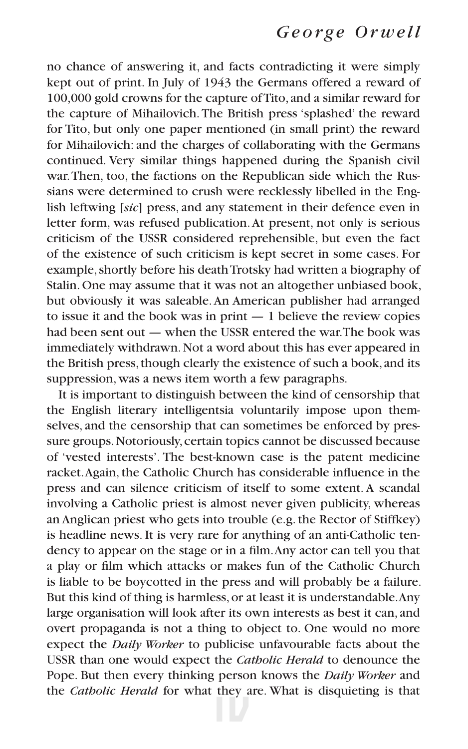no chance of answering it, and facts contradicting it were simply kept out of print. In July of 1943 the Germans offered a reward of 100,000 gold crowns for the capture of Tito, and a similar reward for the capture of Mihailovich. The British press 'splashed' the reward for Tito, but only one paper mentioned (in small print) the reward for Mihailovich: and the charges of collaborating with the Germans continued. Very similar things happened during the Spanish civil war. Then, too, the factions on the Republican side which the Russians were determined to crush were recklessly libelled in the English leftwing [*sic*] press, and any statement in their defence even in letter form, was refused publication. At present, not only is serious criticism of the USSR considered reprehensible, but even the fact of the existence of such criticism is kept secret in some cases. For example, shortly before his death Trotsky had written a biography of Stalin. One may assume that it was not an altogether unbiased book, but obviously it was saleable. An American publisher had arranged to issue it and the book was in print — 1 believe the review copies had been sent out — when the USSR entered the war. The book was immediately withdrawn. Not a word about this has ever appeared in the British press, though clearly the existence of such a book, and its suppression, was a news item worth a few paragraphs.

It is important to distinguish between the kind of censorship that the English literary intelligentsia voluntarily impose upon themselves, and the censorship that can sometimes be enforced by pressure groups. Notoriously, certain topics cannot be discussed because of 'vested interests'. The best-known case is the patent medicine racket. Again, the Catholic Church has considerable influence in the press and can silence criticism of itself to some extent. A scandal involving a Catholic priest is almost never given publicity, whereas an Anglican priest who gets into trouble (e.g. the Rector of Stiffkey) is headline news. It is very rare for anything of an anti-Catholic tendency to appear on the stage or in a film. Any actor can tell you that a play or film which attacks or makes fun of the Catholic Church is liable to be boycotted in the press and will probably be a failure. But this kind of thing is harmless, or at least it is understandable. Any large organisation will look after its own interests as best it can, and overt propaganda is not a thing to object to. One would no more expect the *Daily Worker* to publicise unfavourable facts about the USSR than one would expect the *Catholic Herald* to denounce the Pope. But then every thinking person knows the *Daily Worker* and the *Catholic Herald* for what they are. What is disquieting is that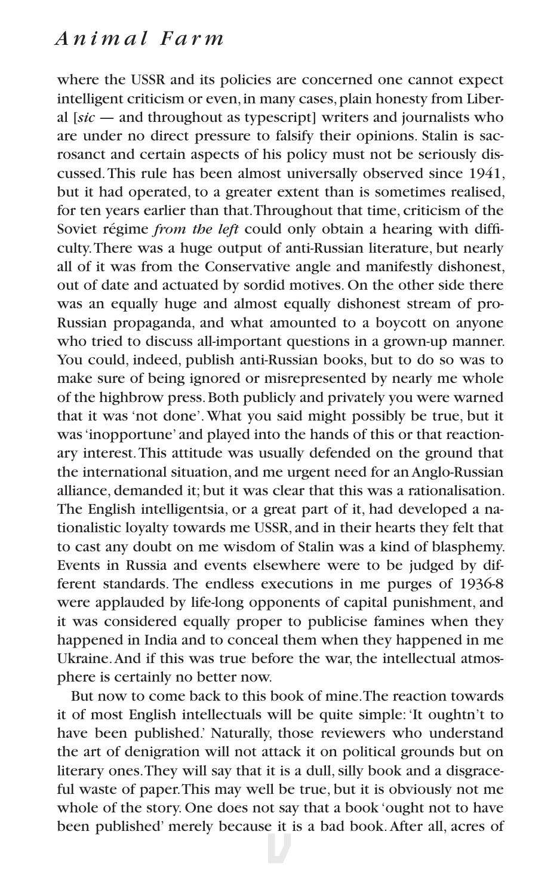where the USSR and its policies are concerned one cannot expect intelligent criticism or even, in many cases, plain honesty from Liberal [*sic* — and throughout as typescript] writers and journalists who are under no direct pressure to falsify their opinions. Stalin is sacrosanct and certain aspects of his policy must not be seriously discussed. This rule has been almost universally observed since 1941, but it had operated, to a greater extent than is sometimes realised, for ten years earlier than that. Throughout that time, criticism of the Soviet régime *from the left* could only obtain a hearing with difficulty. There was a huge output of anti-Russian literature, but nearly all of it was from the Conservative angle and manifestly dishonest, out of date and actuated by sordid motives. On the other side there was an equally huge and almost equally dishonest stream of pro-Russian propaganda, and what amounted to a boycott on anyone who tried to discuss all-important questions in a grown-up manner. You could, indeed, publish anti-Russian books, but to do so was to make sure of being ignored or misrepresented by nearly me whole of the highbrow press. Both publicly and privately you were warned that it was 'not done'. What you said might possibly be true, but it was 'inopportune' and played into the hands of this or that reactionary interest. This attitude was usually defended on the ground that the international situation, and me urgent need for an Anglo-Russian alliance, demanded it; but it was clear that this was a rationalisation. The English intelligentsia, or a great part of it, had developed a nationalistic loyalty towards me USSR, and in their hearts they felt that to cast any doubt on me wisdom of Stalin was a kind of blasphemy. Events in Russia and events elsewhere were to be judged by different standards. The endless executions in me purges of 1936-8 were applauded by life-long opponents of capital punishment, and it was considered equally proper to publicise famines when they happened in India and to conceal them when they happened in me Ukraine. And if this was true before the war, the intellectual atmosphere is certainly no better now.

But now to come back to this book of mine. The reaction towards it of most English intellectuals will be quite simple: 'It oughtn't to have been published.' Naturally, those reviewers who understand the art of denigration will not attack it on political grounds but on literary ones. They will say that it is a dull, silly book and a disgraceful waste of paper. This may well be true, but it is obviously not me whole of the story. One does not say that a book 'ought not to have been published' merely because it is a bad book. After all, acres of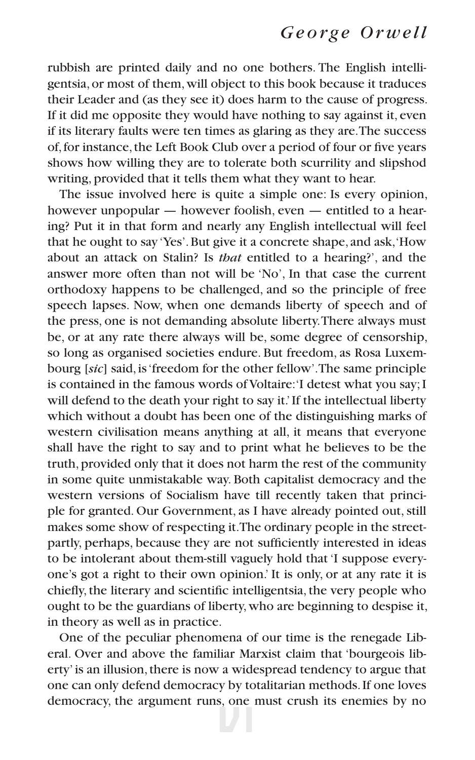rubbish are printed daily and no one bothers. The English intelligentsia, or most of them, will object to this book because it traduces their Leader and (as they see it) does harm to the cause of progress. If it did me opposite they would have nothing to say against it, even if its literary faults were ten times as glaring as they are. The success of, for instance, the Left Book Club over a period of four or five years shows how willing they are to tolerate both scurrility and slipshod writing, provided that it tells them what they want to hear.

The issue involved here is quite a simple one: Is every opinion, however unpopular — however foolish, even — entitled to a hearing? Put it in that form and nearly any English intellectual will feel that he ought to say 'Yes'. But give it a concrete shape, and ask, 'How about an attack on Stalin? Is *that* entitled to a hearing?', and the answer more often than not will be 'No', In that case the current orthodoxy happens to be challenged, and so the principle of free speech lapses. Now, when one demands liberty of speech and of the press, one is not demanding absolute liberty. There always must be, or at any rate there always will be, some degree of censorship, so long as organised societies endure. But freedom, as Rosa Luxembourg [*sic*] said, is 'freedom for the other fellow'. The same principle is contained in the famous words of Voltaire: 'I detest what you say; I will defend to the death your right to say it.' If the intellectual liberty which without a doubt has been one of the distinguishing marks of western civilisation means anything at all, it means that everyone shall have the right to say and to print what he believes to be the truth, provided only that it does not harm the rest of the community in some quite unmistakable way. Both capitalist democracy and the western versions of Socialism have till recently taken that principle for granted. Our Government, as I have already pointed out, still makes some show of respecting it. The ordinary people in the street-partly, perhaps, because they are not sufficiently interested in ideas to be intolerant about them-still vaguely hold that 'I suppose everyone's got a right to their own opinion.' It is only, or at any rate it is chiefly, the literary and scientific intelligentsia, the very people who ought to be the guardians of liberty, who are beginning to despise it, in theory as well as in practice.

One of the peculiar phenomena of our time is the renegade Liberal. Over and above the familiar Marxist claim that 'bourgeois liberty' is an illusion, there is now a widespread tendency to argue that one can only defend democracy by totalitarian methods. If one loves democracy, the argument runs, one must crush its enemies by no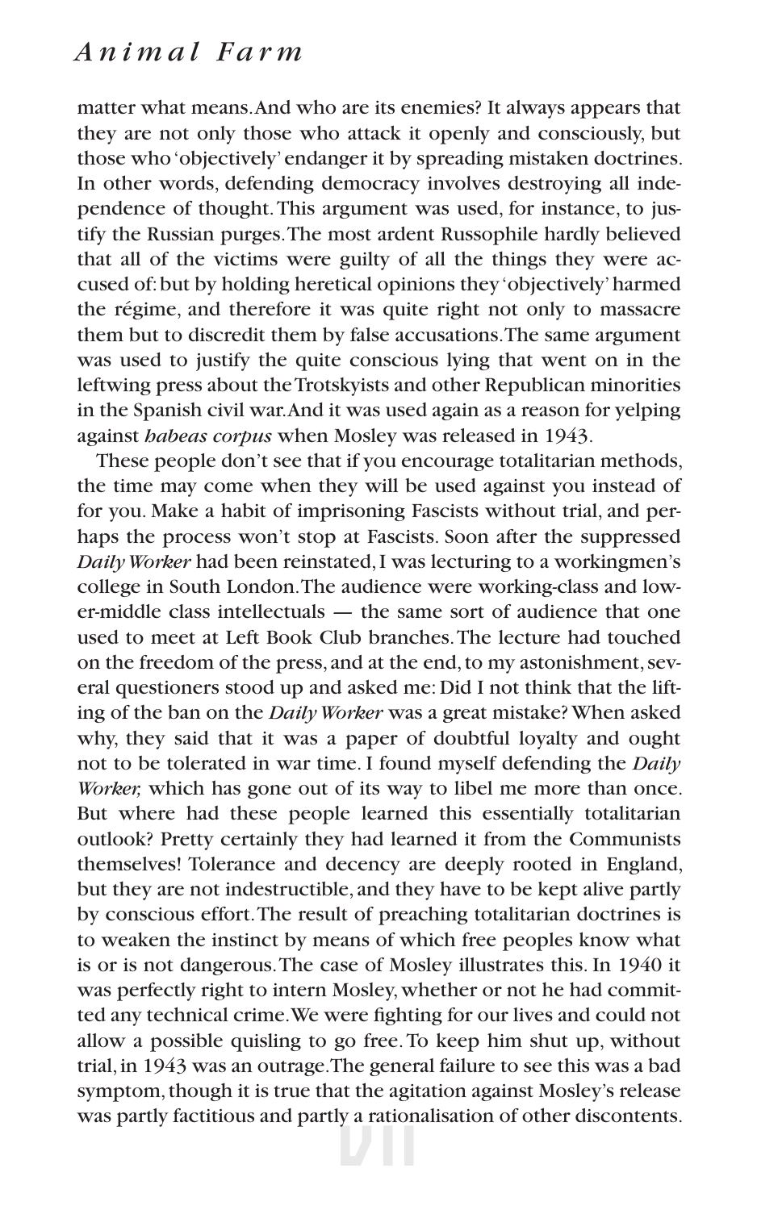matter what means. And who are its enemies? It always appears that they are not only those who attack it openly and consciously, but those who 'objectively' endanger it by spreading mistaken doctrines. In other words, defending democracy involves destroying all independence of thought. This argument was used, for instance, to justify the Russian purges. The most ardent Russophile hardly believed that all of the victims were guilty of all the things they were accused of: but by holding heretical opinions they 'objectively' harmed the régime, and therefore it was quite right not only to massacre them but to discredit them by false accusations. The same argument was used to justify the quite conscious lying that went on in the leftwing press about the Trotskyists and other Republican minorities in the Spanish civil war. And it was used again as a reason for yelping against *habeas corpus* when Mosley was released in 1943.

These people don't see that if you encourage totalitarian methods, the time may come when they will be used against you instead of for you. Make a habit of imprisoning Fascists without trial, and perhaps the process won't stop at Fascists. Soon after the suppressed *Daily Worker* had been reinstated, I was lecturing to a workingmen's college in South London. The audience were working-class and lower-middle class intellectuals — the same sort of audience that one used to meet at Left Book Club branches. The lecture had touched on the freedom of the press, and at the end, to my astonishment, several questioners stood up and asked me: Did I not think that the lifting of the ban on the *Daily Worker* was a great mistake? When asked why, they said that it was a paper of doubtful loyalty and ought not to be tolerated in war time. I found myself defending the *Daily Worker,* which has gone out of its way to libel me more than once. But where had these people learned this essentially totalitarian outlook? Pretty certainly they had learned it from the Communists themselves! Tolerance and decency are deeply rooted in England, but they are not indestructible, and they have to be kept alive partly by conscious effort. The result of preaching totalitarian doctrines is to weaken the instinct by means of which free peoples know what is or is not dangerous. The case of Mosley illustrates this. In 1940 it was perfectly right to intern Mosley, whether or not he had committed any technical crime. We were fighting for our lives and could not allow a possible quisling to go free. To keep him shut up, without trial, in 1943 was an outrage. The general failure to see this was a bad symptom, though it is true that the agitation against Mosley's release was partly factitious and partly a rationalisation of other discontents.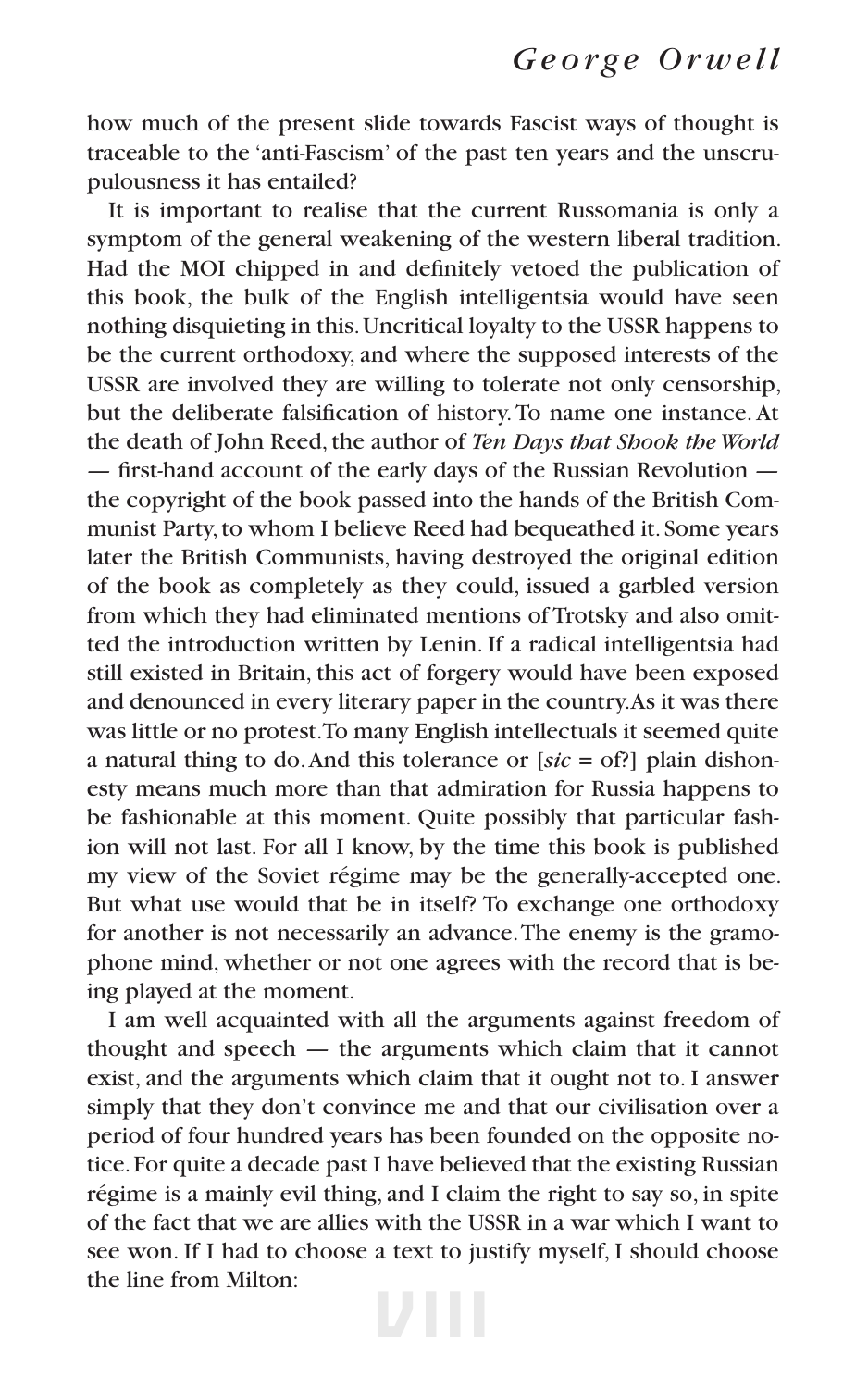how much of the present slide towards Fascist ways of thought is traceable to the 'anti-Fascism' of the past ten years and the unscrupulousness it has entailed?

It is important to realise that the current Russomania is only a symptom of the general weakening of the western liberal tradition. Had the MOI chipped in and definitely vetoed the publication of this book, the bulk of the English intelligentsia would have seen nothing disquieting in this. Uncritical loyalty to the USSR happens to be the current orthodoxy, and where the supposed interests of the USSR are involved they are willing to tolerate not only censorship, but the deliberate falsification of history. To name one instance. At the death of John Reed, the author of *Ten Days that Shook the World* — first-hand account of the early days of the Russian Revolution — the copyright of the book passed into the hands of the British Communist Party, to whom I believe Reed had bequeathed it. Some years later the British Communists, having destroyed the original edition of the book as completely as they could, issued a garbled version from which they had eliminated mentions of Trotsky and also omitted the introduction written by Lenin. If a radical intelligentsia had still existed in Britain, this act of forgery would have been exposed and denounced in every literary paper in the country. As it was there was little or no protest. To many English intellectuals it seemed quite a natural thing to do. And this tolerance or [*sic* = of?] plain dishonesty means much more than that admiration for Russia happens to be fashionable at this moment. Quite possibly that particular fashion will not last. For all I know, by the time this book is published my view of the Soviet régime may be the generally-accepted one. But what use would that be in itself? To exchange one orthodoxy for another is not necessarily an advance. The enemy is the gramophone mind, whether or not one agrees with the record that is being played at the moment.

I am well acquainted with all the arguments against freedom of thought and speech — the arguments which claim that it cannot exist, and the arguments which claim that it ought not to. I answer simply that they don't convince me and that our civilisation over a period of four hundred years has been founded on the opposite notice. For quite a decade past I have believed that the existing Russian régime is a mainly evil thing, and I claim the right to say so, in spite of the fact that we are allies with the USSR in a war which I want to see won. If I had to choose a text to justify myself, I should choose the line from Milton: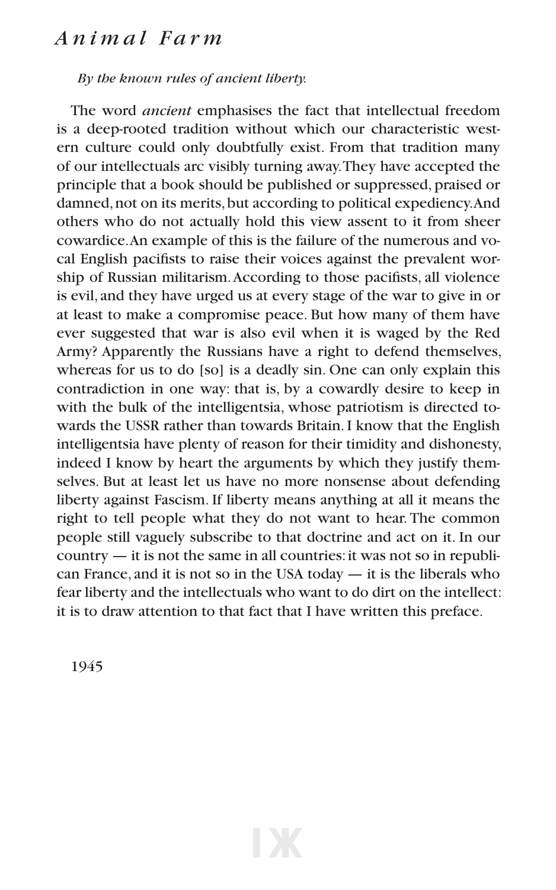*By the known rules of ancient liberty.*

The word *ancient* emphasises the fact that intellectual freedom is a deep-rooted tradition without which our characteristic western culture could only doubtfully exist. From that tradition many of our intellectuals arc visibly turning away. They have accepted the principle that a book should be published or suppressed, praised or damned, not on its merits, but according to political expediency. And others who do not actually hold this view assent to it from sheer cowardice. An example of this is the failure of the numerous and vocal English pacifists to raise their voices against the prevalent worship of Russian militarism. According to those pacifists, all violence is evil, and they have urged us at every stage of the war to give in or at least to make a compromise peace. But how many of them have ever suggested that war is also evil when it is waged by the Red Army? Apparently the Russians have a right to defend themselves, whereas for us to do [so] is a deadly sin. One can only explain this contradiction in one way: that is, by a cowardly desire to keep in with the bulk of the intelligentsia, whose patriotism is directed towards the USSR rather than towards Britain. I know that the English intelligentsia have plenty of reason for their timidity and dishonesty, indeed I know by heart the arguments by which they justify themselves. But at least let us have no more nonsense about defending liberty against Fascism. If liberty means anything at all it means the right to tell people what they do not want to hear. The common people still vaguely subscribe to that doctrine and act on it. In our country — it is not the same in all countries: it was not so in republican France, and it is not so in the USA today — it is the liberals who fear liberty and the intellectuals who want to do dirt on the intellect: it is to draw attention to that fact that I have written this preface.

1945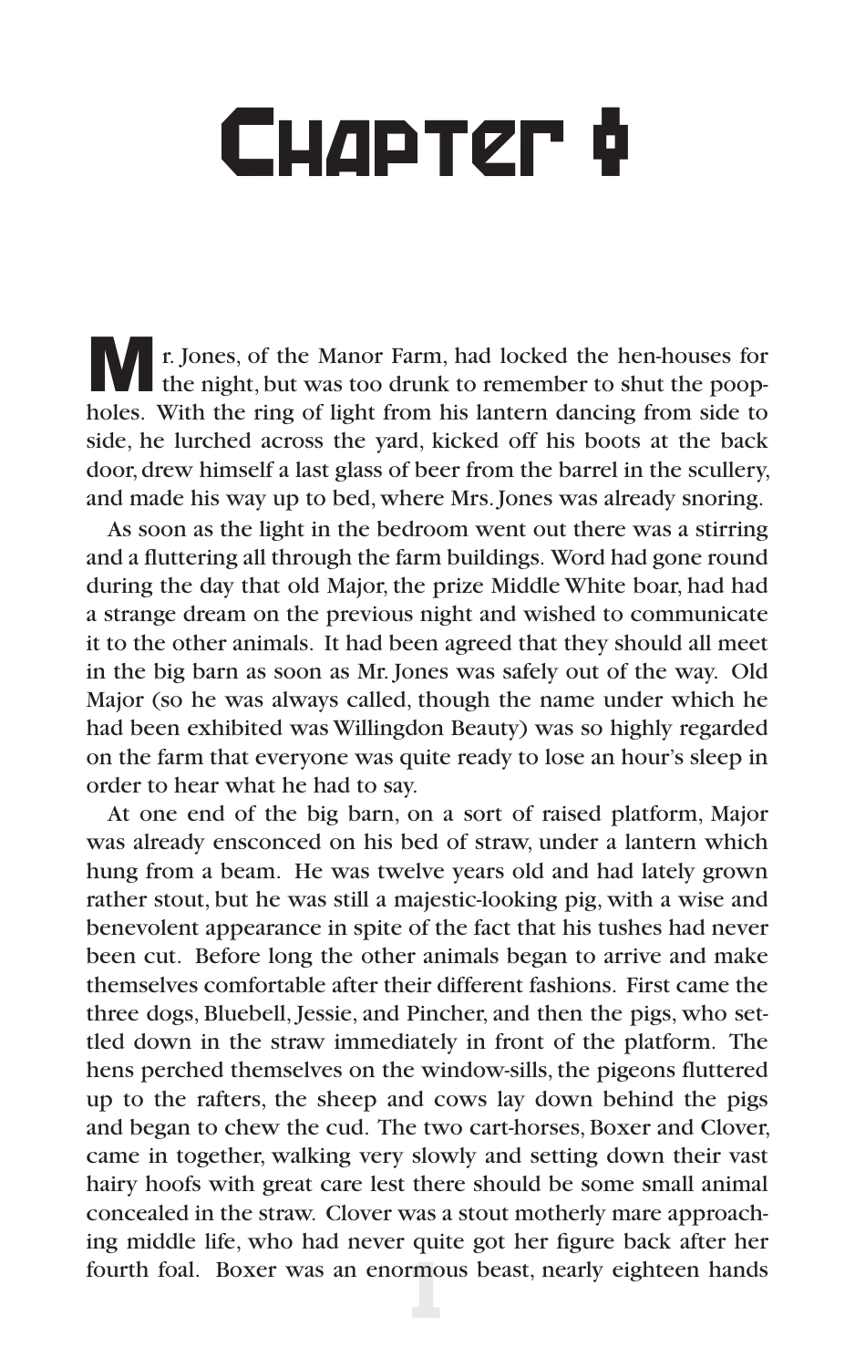# Chapter I

Mr. Jones, of the Manor Farm, had locked the hen-houses for the night, but was too drunk to remember to shut the pop-holes. With the ring of light from his lantern dancing from side to side, he lurched across the yard, kicked off his boots at the back door, drew himself a last glass of beer from the barrel in the scullery, and made his way up to bed, where Mrs. Jones was already snoring.

As soon as the light in the bedroom went out there was a stirring and a fluttering all through the farm buildings. Word had gone round during the day that old Major, the prize Middle White boar, had had a strange dream on the previous night and wished to communicate it to the other animals. It had been agreed that they should all meet in the big barn as soon as Mr. Jones was safely out of the way. Old Major (so he was always called, though the name under which he had been exhibited was Willingdon Beauty) was so highly regarded on the farm that everyone was quite ready to lose an hour's sleep in order to hear what he had to say.

At one end of the big barn, on a sort of raised platform, Major was already ensconced on his bed of straw, under a lantern which hung from a beam. He was twelve years old and had lately grown rather stout, but he was still a majestic-looking pig, with a wise and benevolent appearance in spite of the fact that his tushes had never been cut. Before long the other animals began to arrive and make themselves comfortable after their different fashions. First came the three dogs, Bluebell, Jessie, and Pincher, and then the pigs, who settled down in the straw immediately in front of the platform. The hens perched themselves on the window-sills, the pigeons fluttered up to the rafters, the sheep and cows lay down behind the pigs and began to chew the cud. The two cart-horses, Boxer and Clover, came in together, walking very slowly and setting down their vast hairy hoofs with great care lest there should be some small animal concealed in the straw. Clover was a stout motherly mare approaching middle life, who had never quite got her figure back after her fourth foal. Boxer was an enormous beast, nearly eighteen hands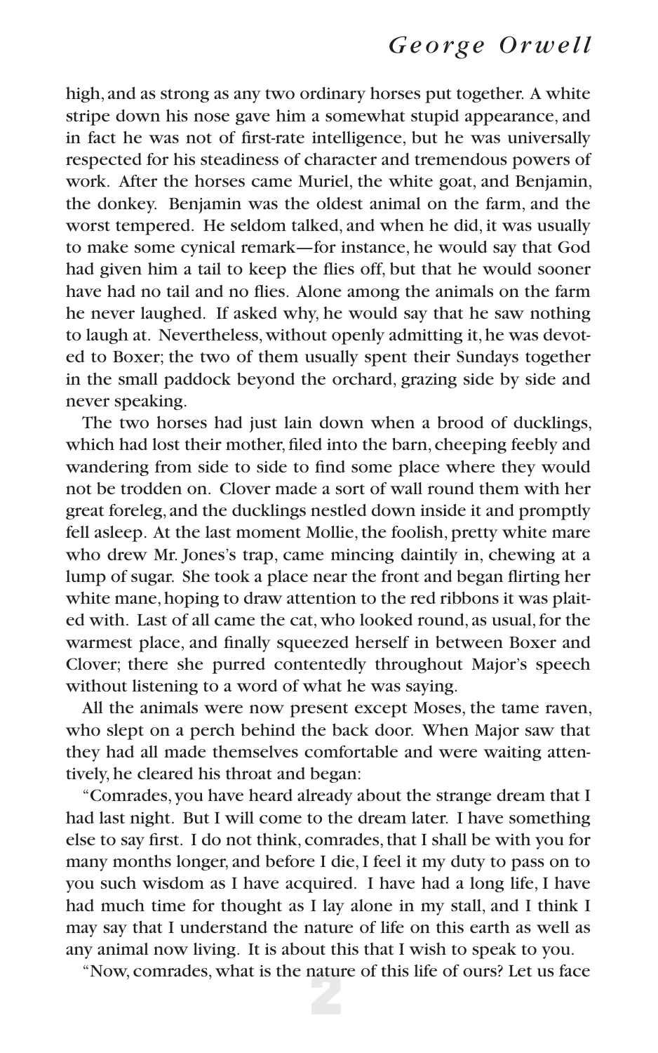high, and as strong as any two ordinary horses put together. A white stripe down his nose gave him a somewhat stupid appearance, and in fact he was not of first-rate intelligence, but he was universally respected for his steadiness of character and tremendous powers of work. After the horses came Muriel, the white goat, and Benjamin, the donkey. Benjamin was the oldest animal on the farm, and the worst tempered. He seldom talked, and when he did, it was usually to make some cynical remark—for instance, he would say that God had given him a tail to keep the flies off, but that he would sooner have had no tail and no flies. Alone among the animals on the farm he never laughed. If asked why, he would say that he saw nothing to laugh at. Nevertheless, without openly admitting it, he was devoted to Boxer; the two of them usually spent their Sundays together in the small paddock beyond the orchard, grazing side by side and never speaking.

The two horses had just lain down when a brood of ducklings, which had lost their mother, filed into the barn, cheeping feebly and wandering from side to side to find some place where they would not be trodden on. Clover made a sort of wall round them with her great foreleg, and the ducklings nestled down inside it and promptly fell asleep. At the last moment Mollie, the foolish, pretty white mare who drew Mr. Jones's trap, came mincing daintily in, chewing at a lump of sugar. She took a place near the front and began flirting her white mane, hoping to draw attention to the red ribbons it was plaited with. Last of all came the cat, who looked round, as usual, for the warmest place, and finally squeezed herself in between Boxer and Clover; there she purred contentedly throughout Major's speech without listening to a word of what he was saying.

All the animals were now present except Moses, the tame raven, who slept on a perch behind the back door. When Major saw that they had all made themselves comfortable and were waiting attentively, he cleared his throat and began:

"Comrades, you have heard already about the strange dream that I had last night. But I will come to the dream later. I have something else to say first. I do not think, comrades, that I shall be with you for many months longer, and before I die, I feel it my duty to pass on to you such wisdom as I have acquired. I have had a long life, I have had much time for thought as I lay alone in my stall, and I think I may say that I understand the nature of life on this earth as well as any animal now living. It is about this that I wish to speak to you.

"Now, comrades, what is the nature of this life of ours? Let us face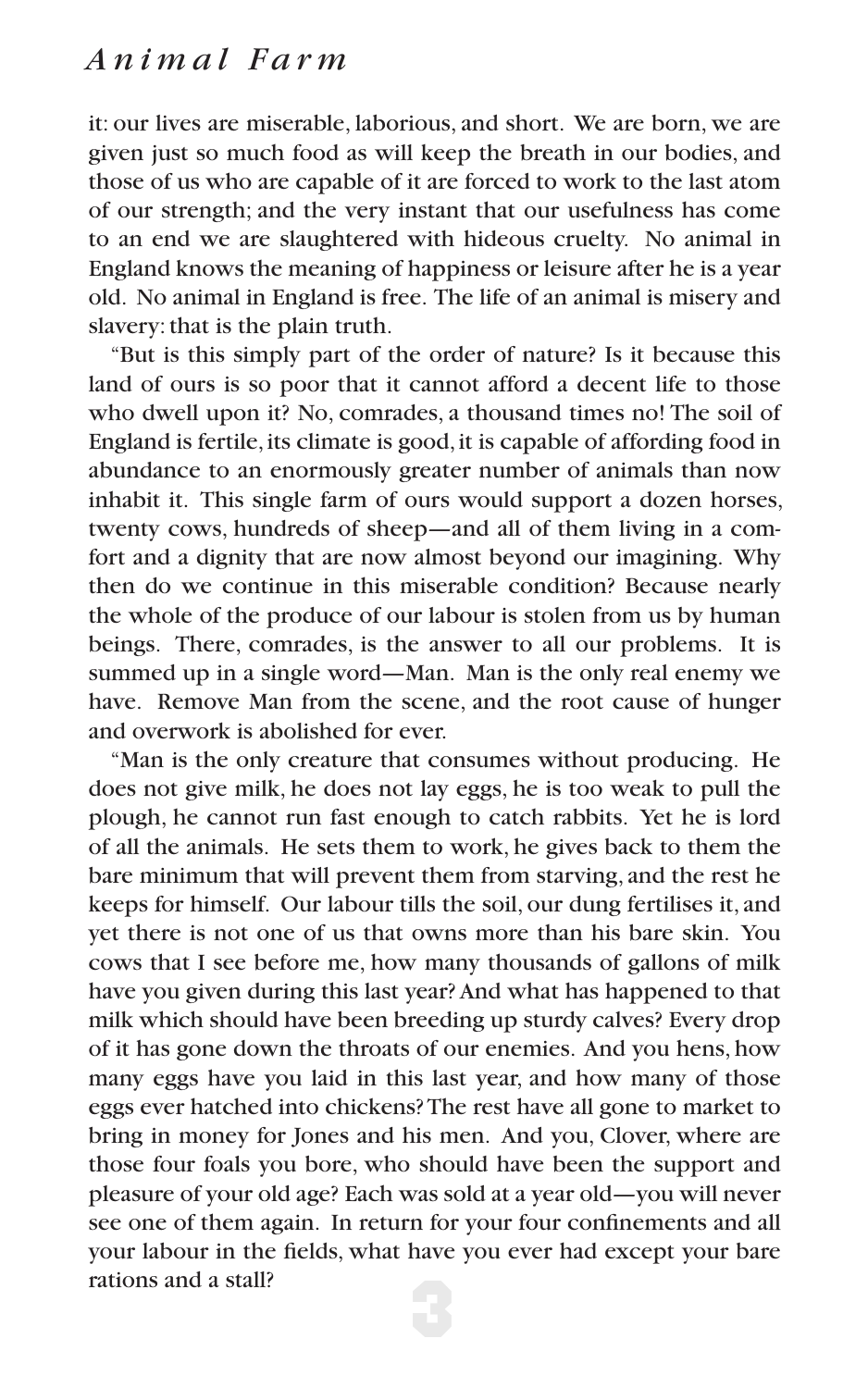it: our lives are miserable, laborious, and short. We are born, we are given just so much food as will keep the breath in our bodies, and those of us who are capable of it are forced to work to the last atom of our strength; and the very instant that our usefulness has come to an end we are slaughtered with hideous cruelty. No animal in England knows the meaning of happiness or leisure after he is a year old. No animal in England is free. The life of an animal is misery and slavery: that is the plain truth.

"But is this simply part of the order of nature? Is it because this land of ours is so poor that it cannot afford a decent life to those who dwell upon it? No, comrades, a thousand times no! The soil of England is fertile, its climate is good, it is capable of affording food in abundance to an enormously greater number of animals than now inhabit it. This single farm of ours would support a dozen horses, twenty cows, hundreds of sheep—and all of them living in a comfort and a dignity that are now almost beyond our imagining. Why then do we continue in this miserable condition? Because nearly the whole of the produce of our labour is stolen from us by human beings. There, comrades, is the answer to all our problems. It is summed up in a single word—Man. Man is the only real enemy we have. Remove Man from the scene, and the root cause of hunger and overwork is abolished for ever.

"Man is the only creature that consumes without producing. He does not give milk, he does not lay eggs, he is too weak to pull the plough, he cannot run fast enough to catch rabbits. Yet he is lord of all the animals. He sets them to work, he gives back to them the bare minimum that will prevent them from starving, and the rest he keeps for himself. Our labour tills the soil, our dung fertilises it, and yet there is not one of us that owns more than his bare skin. You cows that I see before me, how many thousands of gallons of milk have you given during this last year? And what has happened to that milk which should have been breeding up sturdy calves? Every drop of it has gone down the throats of our enemies. And you hens, how many eggs have you laid in this last year, and how many of those eggs ever hatched into chickens? The rest have all gone to market to bring in money for Jones and his men. And you, Clover, where are those four foals you bore, who should have been the support and pleasure of your old age? Each was sold at a year old—you will never see one of them again. In return for your four confinements and all your labour in the fields, what have you ever had except your bare rations and a stall?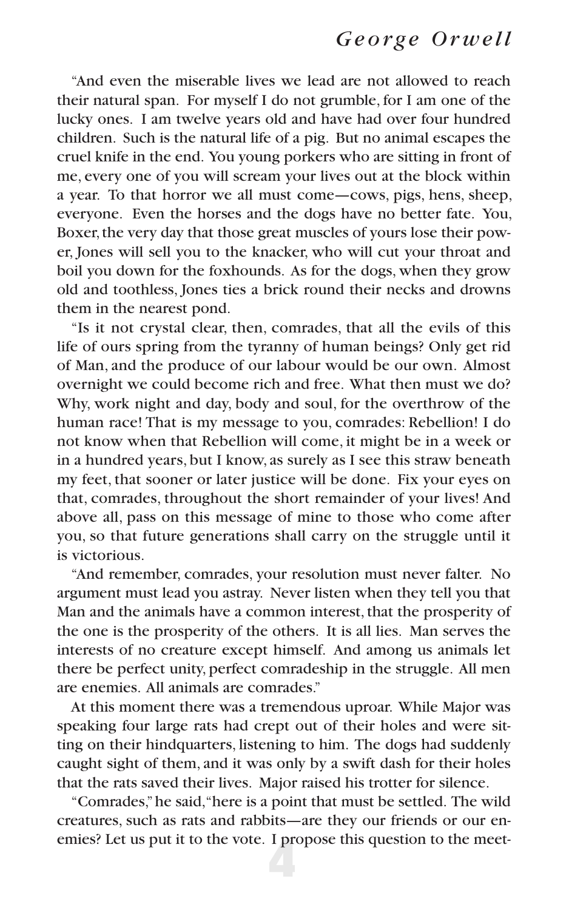"And even the miserable lives we lead are not allowed to reach their natural span. For myself I do not grumble, for I am one of the lucky ones. I am twelve years old and have had over four hundred children. Such is the natural life of a pig. But no animal escapes the cruel knife in the end. You young porkers who are sitting in front of me, every one of you will scream your lives out at the block within a year. To that horror we all must come—cows, pigs, hens, sheep, everyone. Even the horses and the dogs have no better fate. You, Boxer, the very day that those great muscles of yours lose their power, Jones will sell you to the knacker, who will cut your throat and boil you down for the foxhounds. As for the dogs, when they grow old and toothless, Jones ties a brick round their necks and drowns them in the nearest pond.

"Is it not crystal clear, then, comrades, that all the evils of this life of ours spring from the tyranny of human beings? Only get rid of Man, and the produce of our labour would be our own. Almost overnight we could become rich and free. What then must we do? Why, work night and day, body and soul, for the overthrow of the human race! That is my message to you, comrades: Rebellion! I do not know when that Rebellion will come, it might be in a week or in a hundred years, but I know, as surely as I see this straw beneath my feet, that sooner or later justice will be done. Fix your eyes on that, comrades, throughout the short remainder of your lives! And above all, pass on this message of mine to those who come after you, so that future generations shall carry on the struggle until it is victorious.

"And remember, comrades, your resolution must never falter. No argument must lead you astray. Never listen when they tell you that Man and the animals have a common interest, that the prosperity of the one is the prosperity of the others. It is all lies. Man serves the interests of no creature except himself. And among us animals let there be perfect unity, perfect comradeship in the struggle. All men are enemies. All animals are comrades."

At this moment there was a tremendous uproar. While Major was speaking four large rats had crept out of their holes and were sitting on their hindquarters, listening to him. The dogs had suddenly caught sight of them, and it was only by a swift dash for their holes that the rats saved their lives. Major raised his trotter for silence.

"Comrades," he said, "here is a point that must be settled. The wild creatures, such as rats and rabbits—are they our friends or our enemies? Let us put it to the vote. I propose this question to the meet-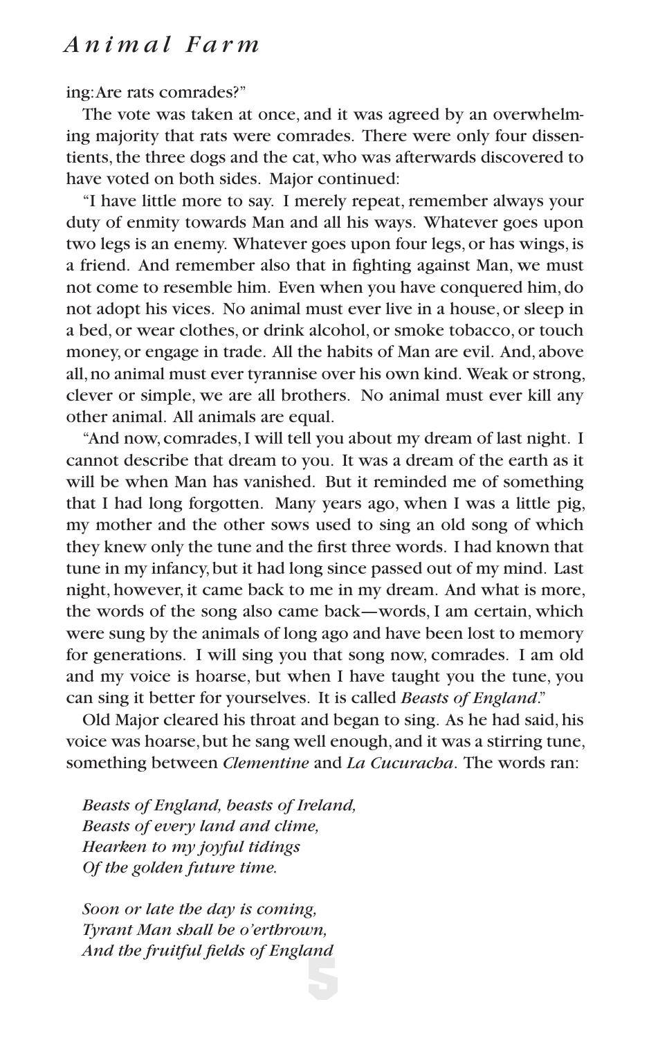ing: Are rats comrades?"

The vote was taken at once, and it was agreed by an overwhelming majority that rats were comrades. There were only four dissentients, the three dogs and the cat, who was afterwards discovered to have voted on both sides. Major continued:

"I have little more to say. I merely repeat, remember always your duty of enmity towards Man and all his ways. Whatever goes upon two legs is an enemy. Whatever goes upon four legs, or has wings, is a friend. And remember also that in fighting against Man, we must not come to resemble him. Even when you have conquered him, do not adopt his vices. No animal must ever live in a house, or sleep in a bed, or wear clothes, or drink alcohol, or smoke tobacco, or touch money, or engage in trade. All the habits of Man are evil. And, above all, no animal must ever tyrannise over his own kind. Weak or strong, clever or simple, we are all brothers. No animal must ever kill any other animal. All animals are equal.

"And now, comrades, I will tell you about my dream of last night. I cannot describe that dream to you. It was a dream of the earth as it will be when Man has vanished. But it reminded me of something that I had long forgotten. Many years ago, when I was a little pig, my mother and the other sows used to sing an old song of which they knew only the tune and the first three words. I had known that tune in my infancy, but it had long since passed out of my mind. Last night, however, it came back to me in my dream. And what is more, the words of the song also came back—words, I am certain, which were sung by the animals of long ago and have been lost to memory for generations. I will sing you that song now, comrades. I am old and my voice is hoarse, but when I have taught you the tune, you can sing it better for yourselves. It is called *Beasts of England*."

Old Major cleared his throat and began to sing. As he had said, his voice was hoarse, but he sang well enough, and it was a stirring tune, something between *Clementine* and *La Cucuracha*. The words ran:

*Beasts of England, beasts of Ireland,*
*Beasts of every land and clime,*
*Hearken to my joyful tidings*
*Of the golden future time.*

*Soon or late the day is coming,*
*Tyrant Man shall be o'erthrown,*
*And the fruitful fields of England*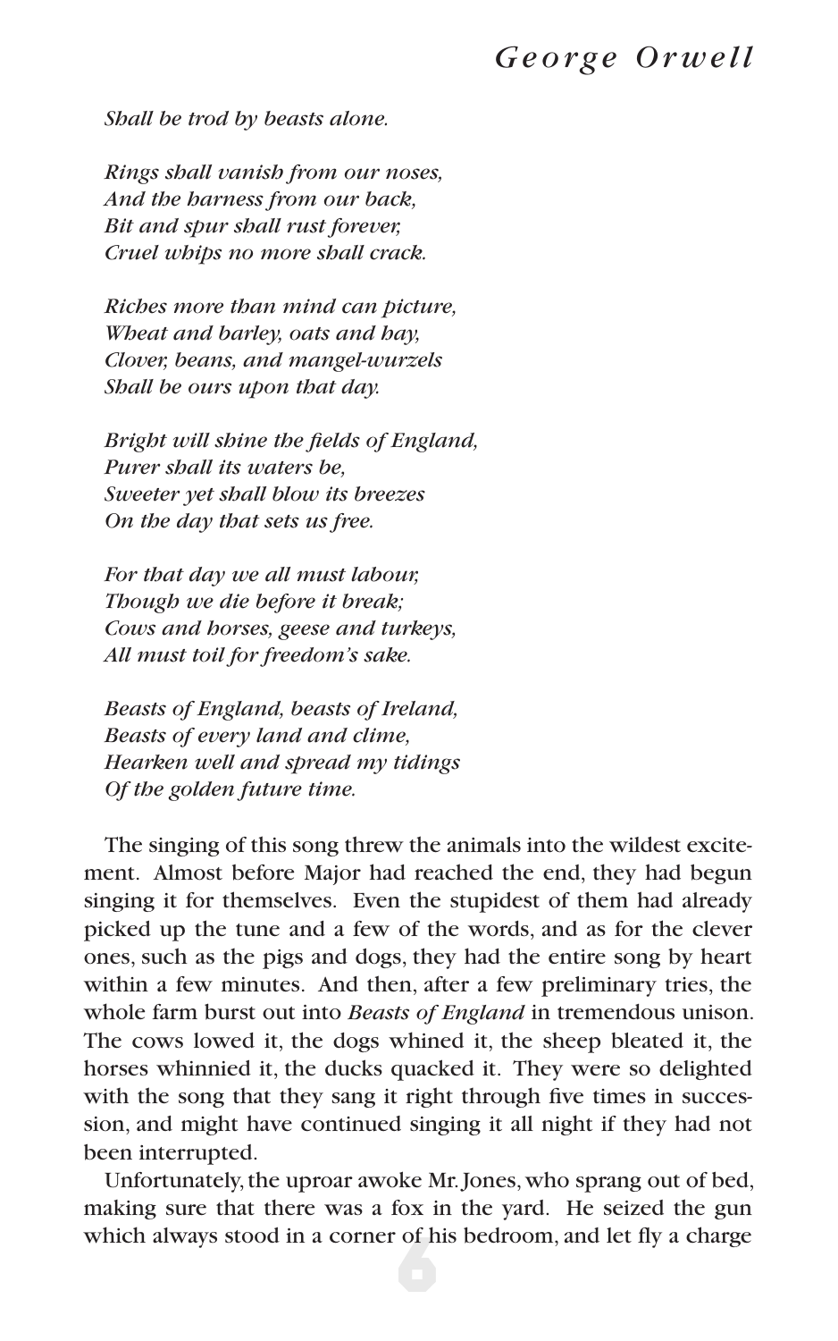*Shall be trod by beasts alone.*

*Rings shall vanish from our noses,*
*And the harness from our back,*
*Bit and spur shall rust forever,*
*Cruel whips no more shall crack.*

*Riches more than mind can picture,*
*Wheat and barley, oats and hay,*
*Clover, beans, and mangel-wurzels*
*Shall be ours upon that day.*

*Bright will shine the fields of England,*
*Purer shall its waters be,*
*Sweeter yet shall blow its breezes*
*On the day that sets us free.*

*For that day we all must labour,*
*Though we die before it break;*
*Cows and horses, geese and turkeys,*
*All must toil for freedom's sake.*

*Beasts of England, beasts of Ireland,*
*Beasts of every land and clime,*
*Hearken well and spread my tidings*
*Of the golden future time.*

The singing of this song threw the animals into the wildest excitement. Almost before Major had reached the end, they had begun singing it for themselves. Even the stupidest of them had already picked up the tune and a few of the words, and as for the clever ones, such as the pigs and dogs, they had the entire song by heart within a few minutes. And then, after a few preliminary tries, the whole farm burst out into *Beasts of England* in tremendous unison. The cows lowed it, the dogs whined it, the sheep bleated it, the horses whinnied it, the ducks quacked it. They were so delighted with the song that they sang it right through five times in succession, and might have continued singing it all night if they had not been interrupted.

Unfortunately, the uproar awoke Mr. Jones, who sprang out of bed, making sure that there was a fox in the yard. He seized the gun which always stood in a corner of his bedroom, and let fly a charge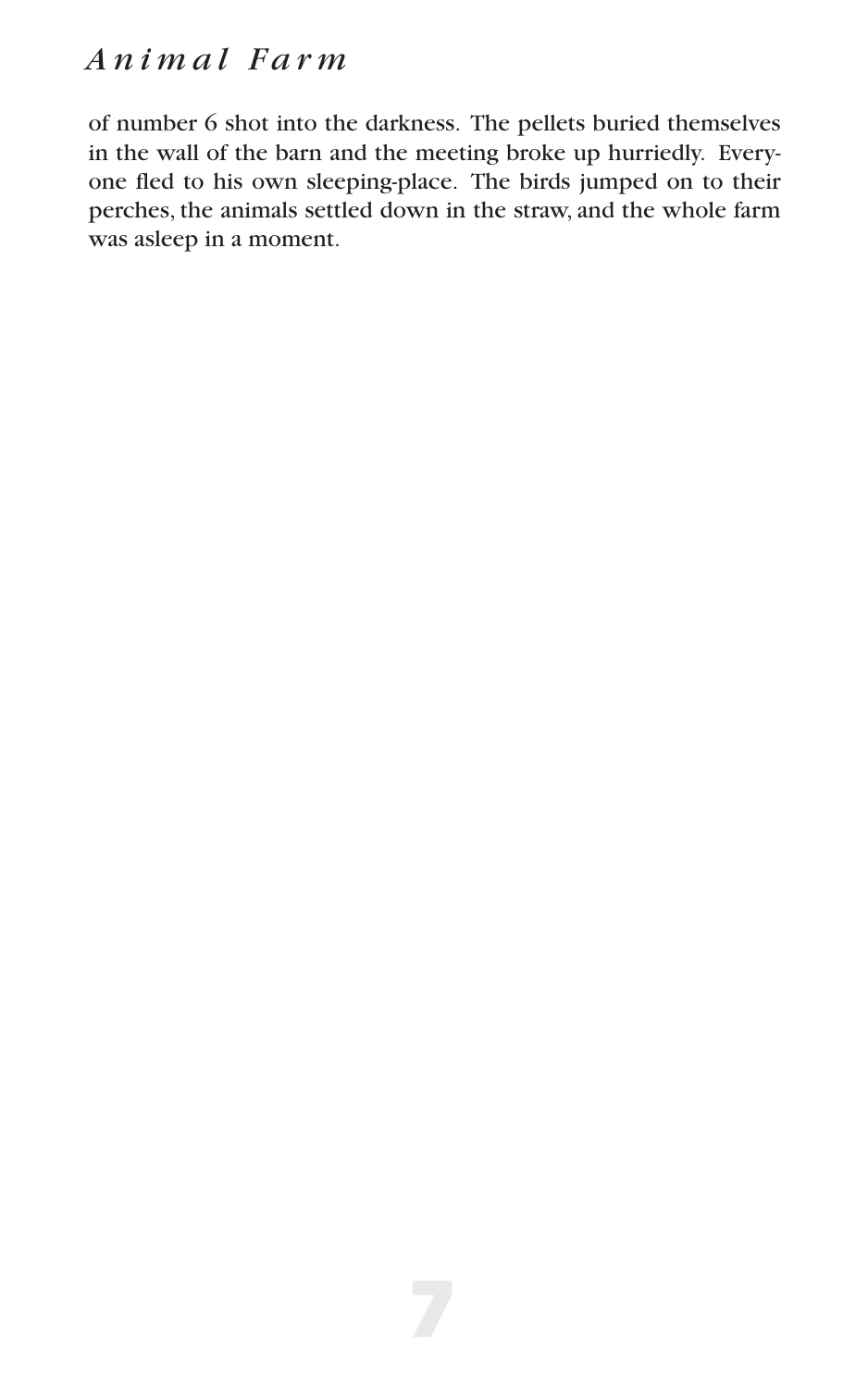of number 6 shot into the darkness. The pellets buried themselves in the wall of the barn and the meeting broke up hurriedly. Everyone fled to his own sleeping-place. The birds jumped on to their perches, the animals settled down in the straw, and the whole farm was asleep in a moment.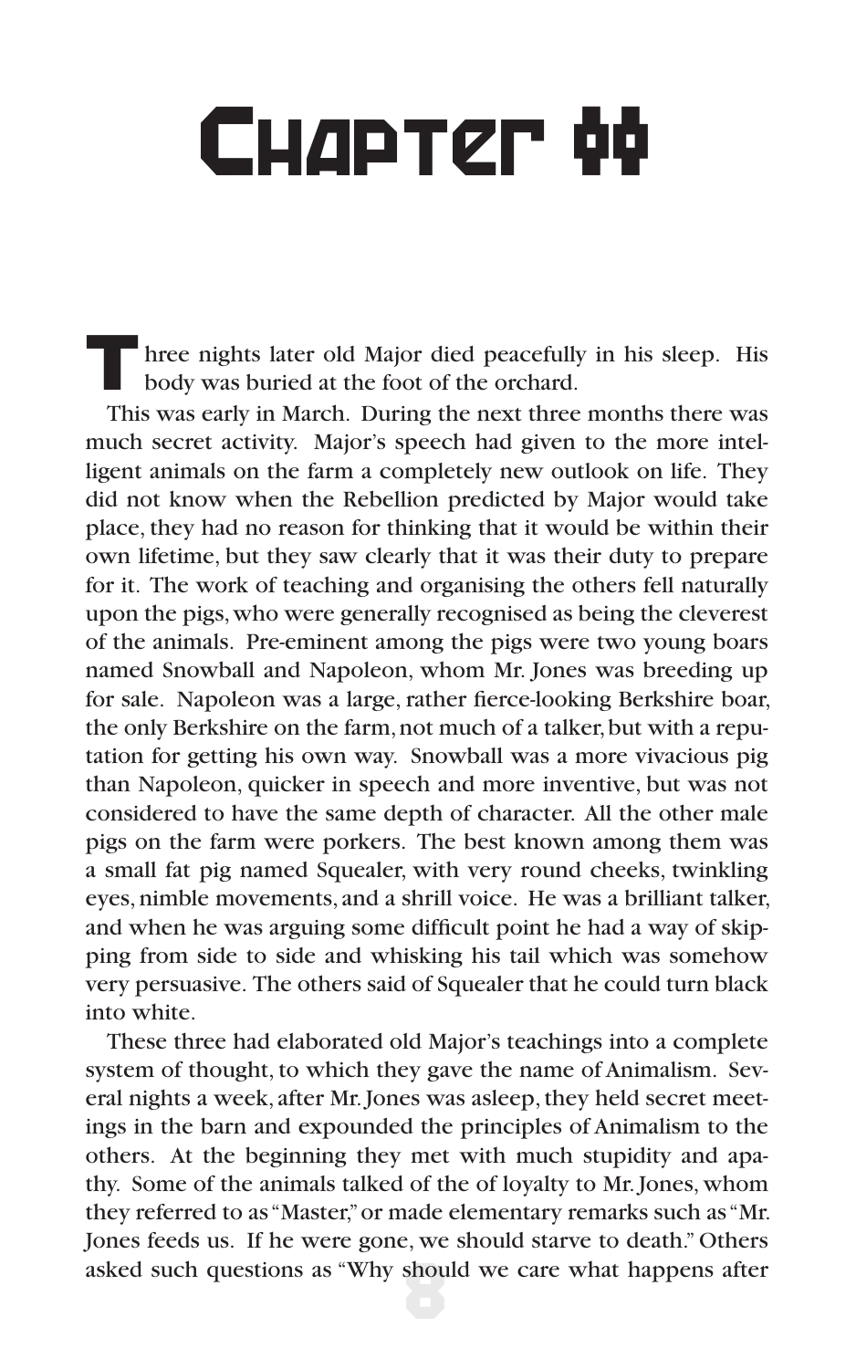# Chapter II

Three nights later old Major died peacefully in his sleep. His body was buried at the foot of the orchard.

This was early in March. During the next three months there was much secret activity. Major's speech had given to the more intelligent animals on the farm a completely new outlook on life. They did not know when the Rebellion predicted by Major would take place, they had no reason for thinking that it would be within their own lifetime, but they saw clearly that it was their duty to prepare for it. The work of teaching and organising the others fell naturally upon the pigs, who were generally recognised as being the cleverest of the animals. Pre-eminent among the pigs were two young boars named Snowball and Napoleon, whom Mr. Jones was breeding up for sale. Napoleon was a large, rather fierce-looking Berkshire boar, the only Berkshire on the farm, not much of a talker, but with a reputation for getting his own way. Snowball was a more vivacious pig than Napoleon, quicker in speech and more inventive, but was not considered to have the same depth of character. All the other male pigs on the farm were porkers. The best known among them was a small fat pig named Squealer, with very round cheeks, twinkling eyes, nimble movements, and a shrill voice. He was a brilliant talker, and when he was arguing some difficult point he had a way of skipping from side to side and whisking his tail which was somehow very persuasive. The others said of Squealer that he could turn black into white.

These three had elaborated old Major's teachings into a complete system of thought, to which they gave the name of Animalism. Several nights a week, after Mr. Jones was asleep, they held secret meetings in the barn and expounded the principles of Animalism to the others. At the beginning they met with much stupidity and apathy. Some of the animals talked of the of loyalty to Mr. Jones, whom they referred to as "Master," or made elementary remarks such as "Mr. Jones feeds us. If he were gone, we should starve to death." Others asked such questions as "Why should we care what happens after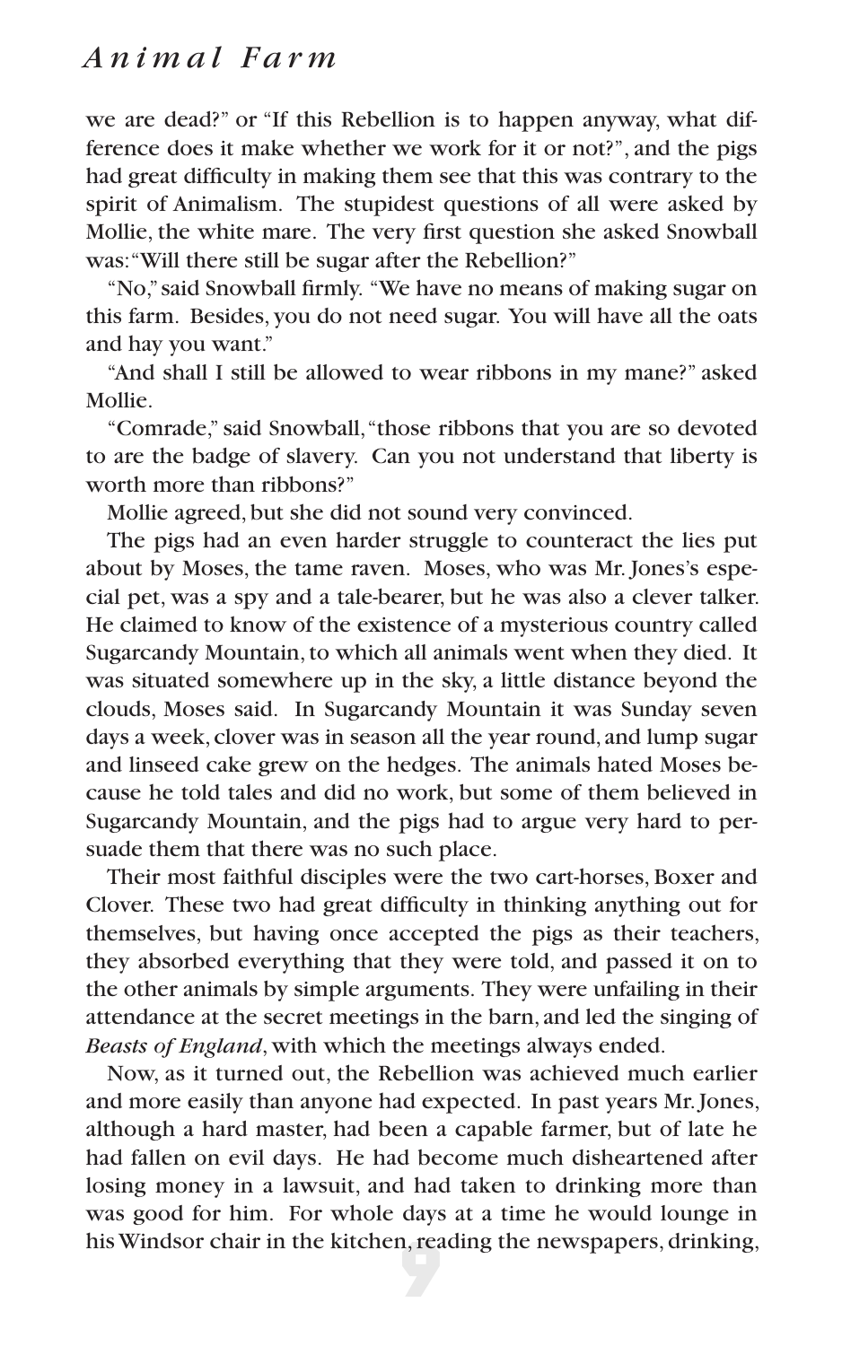we are dead?" or "If this Rebellion is to happen anyway, what difference does it make whether we work for it or not?", and the pigs had great difficulty in making them see that this was contrary to the spirit of Animalism. The stupidest questions of all were asked by Mollie, the white mare. The very first question she asked Snowball was: "Will there still be sugar after the Rebellion?"

"No," said Snowball firmly. "We have no means of making sugar on this farm. Besides, you do not need sugar. You will have all the oats and hay you want."

"And shall I still be allowed to wear ribbons in my mane?" asked Mollie.

"Comrade," said Snowball, "those ribbons that you are so devoted to are the badge of slavery. Can you not understand that liberty is worth more than ribbons?"

Mollie agreed, but she did not sound very convinced.

The pigs had an even harder struggle to counteract the lies put about by Moses, the tame raven. Moses, who was Mr. Jones's especial pet, was a spy and a tale-bearer, but he was also a clever talker. He claimed to know of the existence of a mysterious country called Sugarcandy Mountain, to which all animals went when they died. It was situated somewhere up in the sky, a little distance beyond the clouds, Moses said. In Sugarcandy Mountain it was Sunday seven days a week, clover was in season all the year round, and lump sugar and linseed cake grew on the hedges. The animals hated Moses because he told tales and did no work, but some of them believed in Sugarcandy Mountain, and the pigs had to argue very hard to persuade them that there was no such place.

Their most faithful disciples were the two cart-horses, Boxer and Clover. These two had great difficulty in thinking anything out for themselves, but having once accepted the pigs as their teachers, they absorbed everything that they were told, and passed it on to the other animals by simple arguments. They were unfailing in their attendance at the secret meetings in the barn, and led the singing of *Beasts of England*, with which the meetings always ended.

Now, as it turned out, the Rebellion was achieved much earlier and more easily than anyone had expected. In past years Mr. Jones, although a hard master, had been a capable farmer, but of late he had fallen on evil days. He had become much disheartened after losing money in a lawsuit, and had taken to drinking more than was good for him. For whole days at a time he would lounge in his Windsor chair in the kitchen, reading the newspapers, drinking,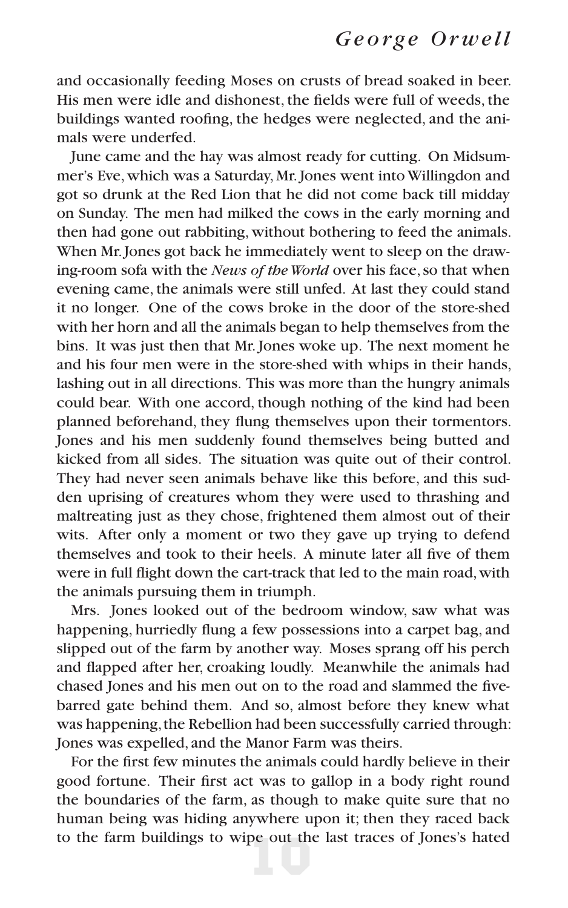and occasionally feeding Moses on crusts of bread soaked in beer. His men were idle and dishonest, the fields were full of weeds, the buildings wanted roofing, the hedges were neglected, and the animals were underfed.

June came and the hay was almost ready for cutting. On Midsummer's Eve, which was a Saturday, Mr. Jones went into Willingdon and got so drunk at the Red Lion that he did not come back till midday on Sunday. The men had milked the cows in the early morning and then had gone out rabbiting, without bothering to feed the animals. When Mr. Jones got back he immediately went to sleep on the drawing-room sofa with the *News of the World* over his face, so that when evening came, the animals were still unfed. At last they could stand it no longer. One of the cows broke in the door of the store-shed with her horn and all the animals began to help themselves from the bins. It was just then that Mr. Jones woke up. The next moment he and his four men were in the store-shed with whips in their hands, lashing out in all directions. This was more than the hungry animals could bear. With one accord, though nothing of the kind had been planned beforehand, they flung themselves upon their tormentors. Jones and his men suddenly found themselves being butted and kicked from all sides. The situation was quite out of their control. They had never seen animals behave like this before, and this sudden uprising of creatures whom they were used to thrashing and maltreating just as they chose, frightened them almost out of their wits. After only a moment or two they gave up trying to defend themselves and took to their heels. A minute later all five of them were in full flight down the cart-track that led to the main road, with the animals pursuing them in triumph.

Mrs. Jones looked out of the bedroom window, saw what was happening, hurriedly flung a few possessions into a carpet bag, and slipped out of the farm by another way. Moses sprang off his perch and flapped after her, croaking loudly. Meanwhile the animals had chased Jones and his men out on to the road and slammed the five-barred gate behind them. And so, almost before they knew what was happening, the Rebellion had been successfully carried through: Jones was expelled, and the Manor Farm was theirs.

For the first few minutes the animals could hardly believe in their good fortune. Their first act was to gallop in a body right round the boundaries of the farm, as though to make quite sure that no human being was hiding anywhere upon it; then they raced back to the farm buildings to wipe out the last traces of Jones's hated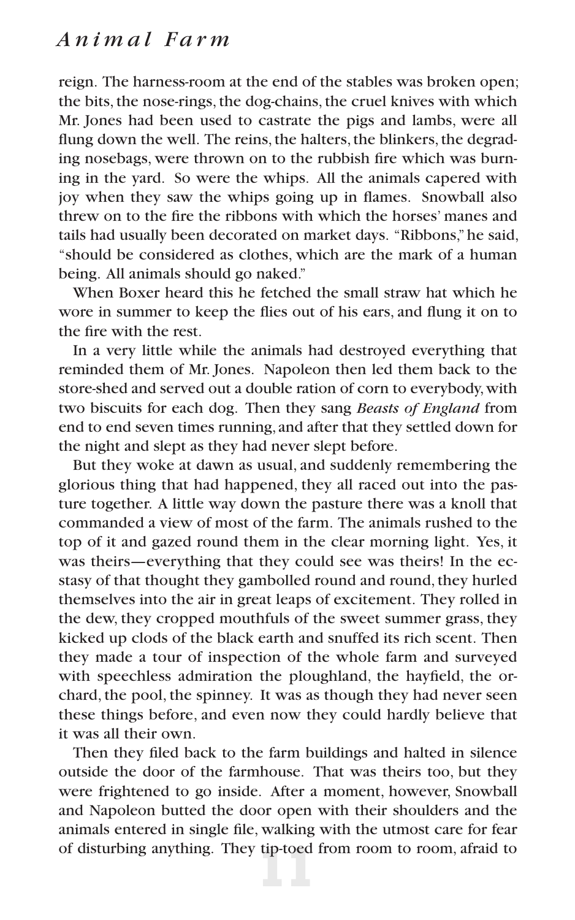reign. The harness-room at the end of the stables was broken open; the bits, the nose-rings, the dog-chains, the cruel knives with which Mr. Jones had been used to castrate the pigs and lambs, were all flung down the well. The reins, the halters, the blinkers, the degrading nosebags, were thrown on to the rubbish fire which was burning in the yard. So were the whips. All the animals capered with joy when they saw the whips going up in flames. Snowball also threw on to the fire the ribbons with which the horses' manes and tails had usually been decorated on market days. "Ribbons," he said, "should be considered as clothes, which are the mark of a human being. All animals should go naked."

When Boxer heard this he fetched the small straw hat which he wore in summer to keep the flies out of his ears, and flung it on to the fire with the rest.

In a very little while the animals had destroyed everything that reminded them of Mr. Jones. Napoleon then led them back to the store-shed and served out a double ration of corn to everybody, with two biscuits for each dog. Then they sang *Beasts of England* from end to end seven times running, and after that they settled down for the night and slept as they had never slept before.

But they woke at dawn as usual, and suddenly remembering the glorious thing that had happened, they all raced out into the pasture together. A little way down the pasture there was a knoll that commanded a view of most of the farm. The animals rushed to the top of it and gazed round them in the clear morning light. Yes, it was theirs—everything that they could see was theirs! In the ecstasy of that thought they gambolled round and round, they hurled themselves into the air in great leaps of excitement. They rolled in the dew, they cropped mouthfuls of the sweet summer grass, they kicked up clods of the black earth and snuffed its rich scent. Then they made a tour of inspection of the whole farm and surveyed with speechless admiration the ploughland, the hayfield, the orchard, the pool, the spinney. It was as though they had never seen these things before, and even now they could hardly believe that it was all their own.

Then they filed back to the farm buildings and halted in silence outside the door of the farmhouse. That was theirs too, but they were frightened to go inside. After a moment, however, Snowball and Napoleon butted the door open with their shoulders and the animals entered in single file, walking with the utmost care for fear of disturbing anything. They tip-toed from room to room, afraid to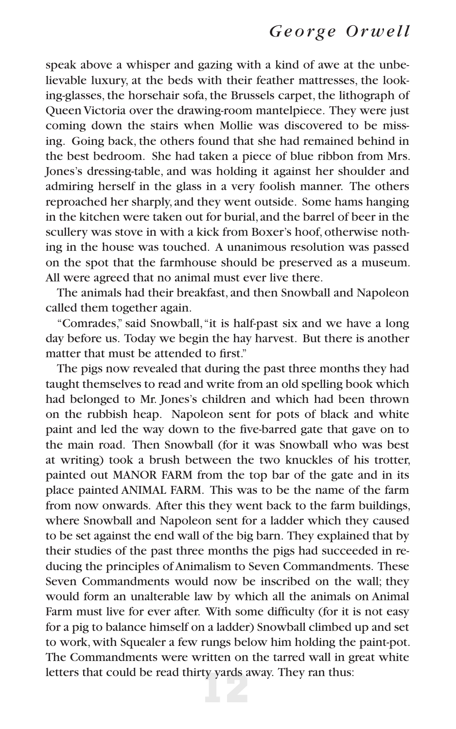speak above a whisper and gazing with a kind of awe at the unbelievable luxury, at the beds with their feather mattresses, the looking-glasses, the horsehair sofa, the Brussels carpet, the lithograph of Queen Victoria over the drawing-room mantelpiece. They were just coming down the stairs when Mollie was discovered to be missing. Going back, the others found that she had remained behind in the best bedroom. She had taken a piece of blue ribbon from Mrs. Jones's dressing-table, and was holding it against her shoulder and admiring herself in the glass in a very foolish manner. The others reproached her sharply, and they went outside. Some hams hanging in the kitchen were taken out for burial, and the barrel of beer in the scullery was stove in with a kick from Boxer's hoof, otherwise nothing in the house was touched. A unanimous resolution was passed on the spot that the farmhouse should be preserved as a museum. All were agreed that no animal must ever live there.

The animals had their breakfast, and then Snowball and Napoleon called them together again.

"Comrades," said Snowball, "it is half-past six and we have a long day before us. Today we begin the hay harvest. But there is another matter that must be attended to first."

The pigs now revealed that during the past three months they had taught themselves to read and write from an old spelling book which had belonged to Mr. Jones's children and which had been thrown on the rubbish heap. Napoleon sent for pots of black and white paint and led the way down to the five-barred gate that gave on to the main road. Then Snowball (for it was Snowball who was best at writing) took a brush between the two knuckles of his trotter, painted out MANOR FARM from the top bar of the gate and in its place painted ANIMAL FARM. This was to be the name of the farm from now onwards. After this they went back to the farm buildings, where Snowball and Napoleon sent for a ladder which they caused to be set against the end wall of the big barn. They explained that by their studies of the past three months the pigs had succeeded in reducing the principles of Animalism to Seven Commandments. These Seven Commandments would now be inscribed on the wall; they would form an unalterable law by which all the animals on Animal Farm must live for ever after. With some difficulty (for it is not easy for a pig to balance himself on a ladder) Snowball climbed up and set to work, with Squealer a few rungs below him holding the paint-pot. The Commandments were written on the tarred wall in great white letters that could be read thirty yards away. They ran thus: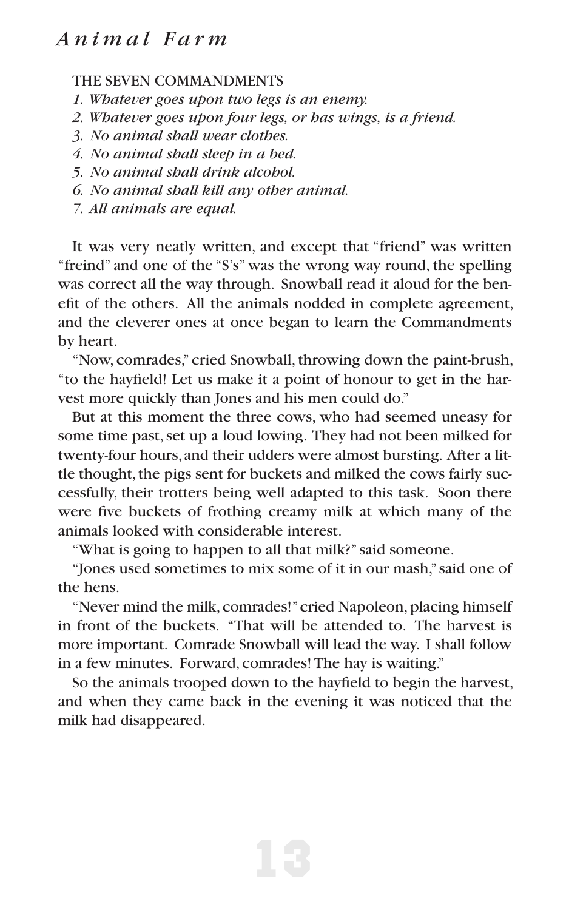THE SEVEN COMMANDMENTS

1. *Whatever goes upon two legs is an enemy.*
2. *Whatever goes upon four legs, or has wings, is a friend.*
3. *No animal shall wear clothes.*
4. *No animal shall sleep in a bed.*
5. *No animal shall drink alcohol.*
6. *No animal shall kill any other animal.*
7. *All animals are equal.*

It was very neatly written, and except that "friend" was written "freind" and one of the "S's" was the wrong way round, the spelling was correct all the way through. Snowball read it aloud for the benefit of the others. All the animals nodded in complete agreement, and the cleverer ones at once began to learn the Commandments by heart.

"Now, comrades," cried Snowball, throwing down the paint-brush, "to the hayfield! Let us make it a point of honour to get in the harvest more quickly than Jones and his men could do."

But at this moment the three cows, who had seemed uneasy for some time past, set up a loud lowing. They had not been milked for twenty-four hours, and their udders were almost bursting. After a little thought, the pigs sent for buckets and milked the cows fairly successfully, their trotters being well adapted to this task. Soon there were five buckets of frothing creamy milk at which many of the animals looked with considerable interest.

"What is going to happen to all that milk?" said someone.

"Jones used sometimes to mix some of it in our mash," said one of the hens.

"Never mind the milk, comrades!" cried Napoleon, placing himself in front of the buckets. "That will be attended to. The harvest is more important. Comrade Snowball will lead the way. I shall follow in a few minutes. Forward, comrades! The hay is waiting."

So the animals trooped down to the hayfield to begin the harvest, and when they came back in the evening it was noticed that the milk had disappeared.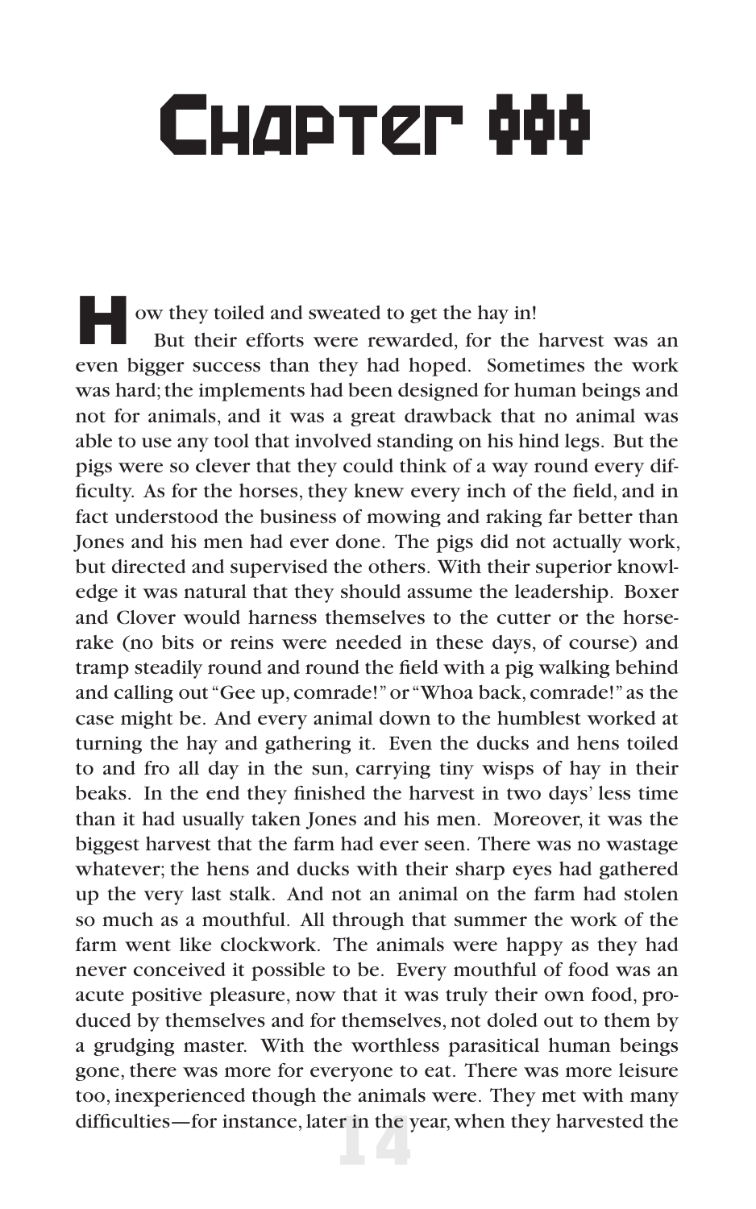# Chapter III

How they toiled and sweated to get the hay in!

But their efforts were rewarded, for the harvest was an even bigger success than they had hoped. Sometimes the work was hard; the implements had been designed for human beings and not for animals, and it was a great drawback that no animal was able to use any tool that involved standing on his hind legs. But the pigs were so clever that they could think of a way round every difficulty. As for the horses, they knew every inch of the field, and in fact understood the business of mowing and raking far better than Jones and his men had ever done. The pigs did not actually work, but directed and supervised the others. With their superior knowledge it was natural that they should assume the leadership. Boxer and Clover would harness themselves to the cutter or the horse-rake (no bits or reins were needed in these days, of course) and tramp steadily round and round the field with a pig walking behind and calling out "Gee up, comrade!" or "Whoa back, comrade!" as the case might be. And every animal down to the humblest worked at turning the hay and gathering it. Even the ducks and hens toiled to and fro all day in the sun, carrying tiny wisps of hay in their beaks. In the end they finished the harvest in two days' less time than it had usually taken Jones and his men. Moreover, it was the biggest harvest that the farm had ever seen. There was no wastage whatever; the hens and ducks with their sharp eyes had gathered up the very last stalk. And not an animal on the farm had stolen so much as a mouthful. All through that summer the work of the farm went like clockwork. The animals were happy as they had never conceived it possible to be. Every mouthful of food was an acute positive pleasure, now that it was truly their own food, produced by themselves and for themselves, not doled out to them by a grudging master. With the worthless parasitical human beings gone, there was more for everyone to eat. There was more leisure too, inexperienced though the animals were. They met with many difficulties—for instance, later in the year, when they harvested the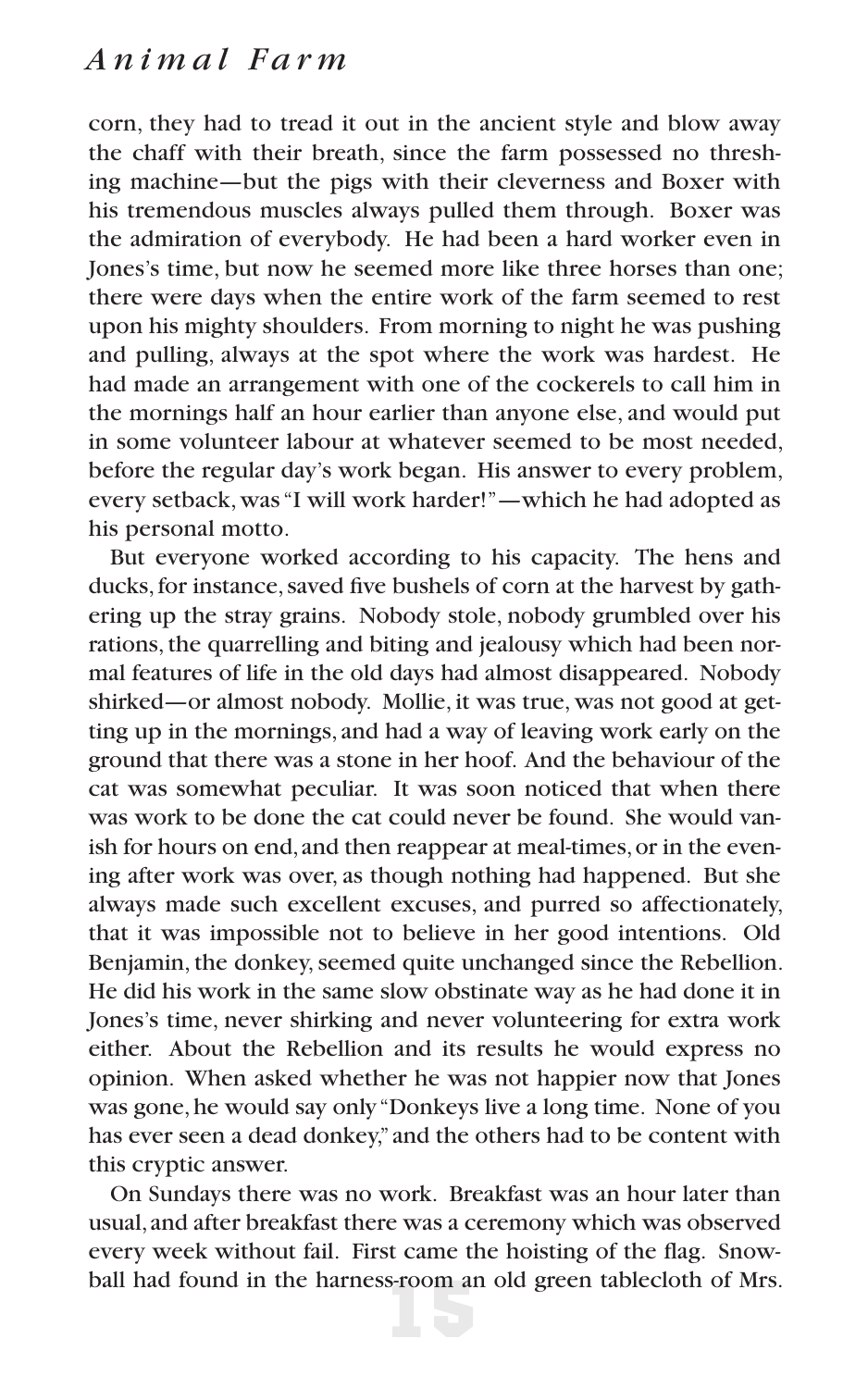corn, they had to tread it out in the ancient style and blow away the chaff with their breath, since the farm possessed no threshing machine—but the pigs with their cleverness and Boxer with his tremendous muscles always pulled them through. Boxer was the admiration of everybody. He had been a hard worker even in Jones's time, but now he seemed more like three horses than one; there were days when the entire work of the farm seemed to rest upon his mighty shoulders. From morning to night he was pushing and pulling, always at the spot where the work was hardest. He had made an arrangement with one of the cockerels to call him in the mornings half an hour earlier than anyone else, and would put in some volunteer labour at whatever seemed to be most needed, before the regular day's work began. His answer to every problem, every setback, was "I will work harder!"—which he had adopted as his personal motto.

But everyone worked according to his capacity. The hens and ducks, for instance, saved five bushels of corn at the harvest by gathering up the stray grains. Nobody stole, nobody grumbled over his rations, the quarrelling and biting and jealousy which had been normal features of life in the old days had almost disappeared. Nobody shirked—or almost nobody. Mollie, it was true, was not good at getting up in the mornings, and had a way of leaving work early on the ground that there was a stone in her hoof. And the behaviour of the cat was somewhat peculiar. It was soon noticed that when there was work to be done the cat could never be found. She would vanish for hours on end, and then reappear at meal-times, or in the evening after work was over, as though nothing had happened. But she always made such excellent excuses, and purred so affectionately, that it was impossible not to believe in her good intentions. Old Benjamin, the donkey, seemed quite unchanged since the Rebellion. He did his work in the same slow obstinate way as he had done it in Jones's time, never shirking and never volunteering for extra work either. About the Rebellion and its results he would express no opinion. When asked whether he was not happier now that Jones was gone, he would say only "Donkeys live a long time. None of you has ever seen a dead donkey," and the others had to be content with this cryptic answer.

On Sundays there was no work. Breakfast was an hour later than usual, and after breakfast there was a ceremony which was observed every week without fail. First came the hoisting of the flag. Snowball had found in the harness-room an old green tablecloth of Mrs.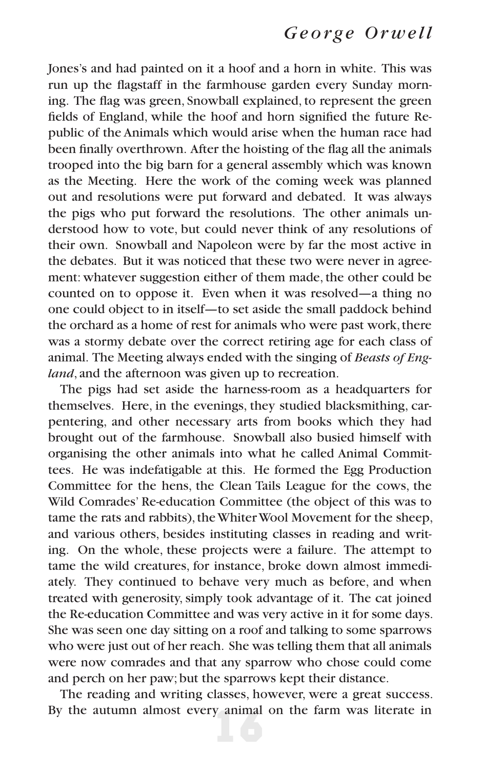Jones's and had painted on it a hoof and a horn in white. This was run up the flagstaff in the farmhouse garden every Sunday morning. The flag was green, Snowball explained, to represent the green fields of England, while the hoof and horn signified the future Republic of the Animals which would arise when the human race had been finally overthrown. After the hoisting of the flag all the animals trooped into the big barn for a general assembly which was known as the Meeting. Here the work of the coming week was planned out and resolutions were put forward and debated. It was always the pigs who put forward the resolutions. The other animals understood how to vote, but could never think of any resolutions of their own. Snowball and Napoleon were by far the most active in the debates. But it was noticed that these two were never in agreement: whatever suggestion either of them made, the other could be counted on to oppose it. Even when it was resolved—a thing no one could object to in itself—to set aside the small paddock behind the orchard as a home of rest for animals who were past work, there was a stormy debate over the correct retiring age for each class of animal. The Meeting always ended with the singing of *Beasts of England*, and the afternoon was given up to recreation.

The pigs had set aside the harness-room as a headquarters for themselves. Here, in the evenings, they studied blacksmithing, carpentering, and other necessary arts from books which they had brought out of the farmhouse. Snowball also busied himself with organising the other animals into what he called Animal Committees. He was indefatigable at this. He formed the Egg Production Committee for the hens, the Clean Tails League for the cows, the Wild Comrades' Re-education Committee (the object of this was to tame the rats and rabbits), the Whiter Wool Movement for the sheep, and various others, besides instituting classes in reading and writing. On the whole, these projects were a failure. The attempt to tame the wild creatures, for instance, broke down almost immediately. They continued to behave very much as before, and when treated with generosity, simply took advantage of it. The cat joined the Re-education Committee and was very active in it for some days. She was seen one day sitting on a roof and talking to some sparrows who were just out of her reach. She was telling them that all animals were now comrades and that any sparrow who chose could come and perch on her paw; but the sparrows kept their distance.

The reading and writing classes, however, were a great success. By the autumn almost every animal on the farm was literate in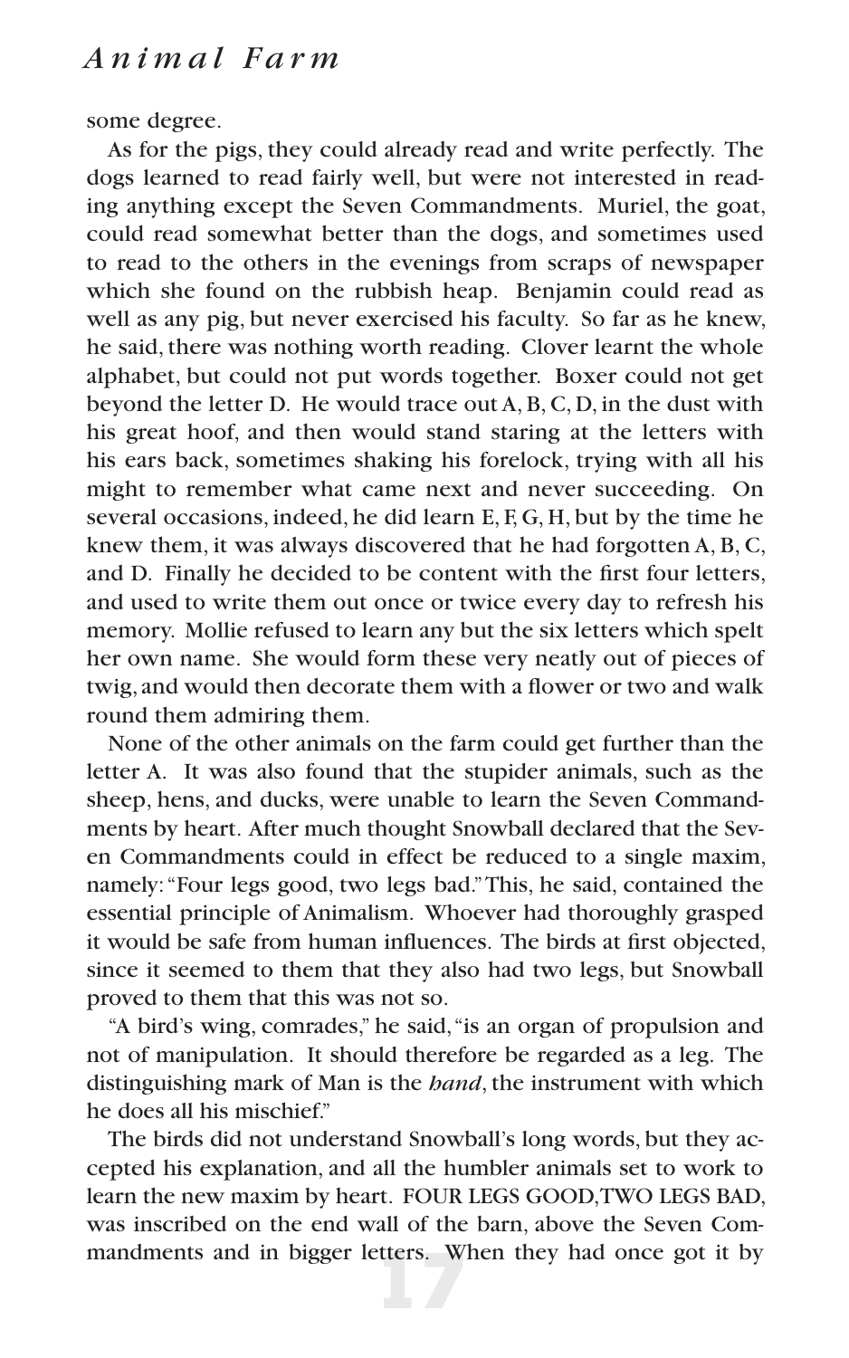some degree.

As for the pigs, they could already read and write perfectly. The dogs learned to read fairly well, but were not interested in reading anything except the Seven Commandments. Muriel, the goat, could read somewhat better than the dogs, and sometimes used to read to the others in the evenings from scraps of newspaper which she found on the rubbish heap. Benjamin could read as well as any pig, but never exercised his faculty. So far as he knew, he said, there was nothing worth reading. Clover learnt the whole alphabet, but could not put words together. Boxer could not get beyond the letter D. He would trace out A, B, C, D, in the dust with his great hoof, and then would stand staring at the letters with his ears back, sometimes shaking his forelock, trying with all his might to remember what came next and never succeeding. On several occasions, indeed, he did learn E, F, G, H, but by the time he knew them, it was always discovered that he had forgotten A, B, C, and D. Finally he decided to be content with the first four letters, and used to write them out once or twice every day to refresh his memory. Mollie refused to learn any but the six letters which spelt her own name. She would form these very neatly out of pieces of twig, and would then decorate them with a flower or two and walk round them admiring them.

None of the other animals on the farm could get further than the letter A. It was also found that the stupider animals, such as the sheep, hens, and ducks, were unable to learn the Seven Commandments by heart. After much thought Snowball declared that the Seven Commandments could in effect be reduced to a single maxim, namely: "Four legs good, two legs bad." This, he said, contained the essential principle of Animalism. Whoever had thoroughly grasped it would be safe from human influences. The birds at first objected, since it seemed to them that they also had two legs, but Snowball proved to them that this was not so.

"A bird's wing, comrades," he said, "is an organ of propulsion and not of manipulation. It should therefore be regarded as a leg. The distinguishing mark of Man is the *hand*, the instrument with which he does all his mischief."

The birds did not understand Snowball's long words, but they accepted his explanation, and all the humbler animals set to work to learn the new maxim by heart. FOUR LEGS GOOD, TWO LEGS BAD, was inscribed on the end wall of the barn, above the Seven Commandments and in bigger letters. When they had once got it by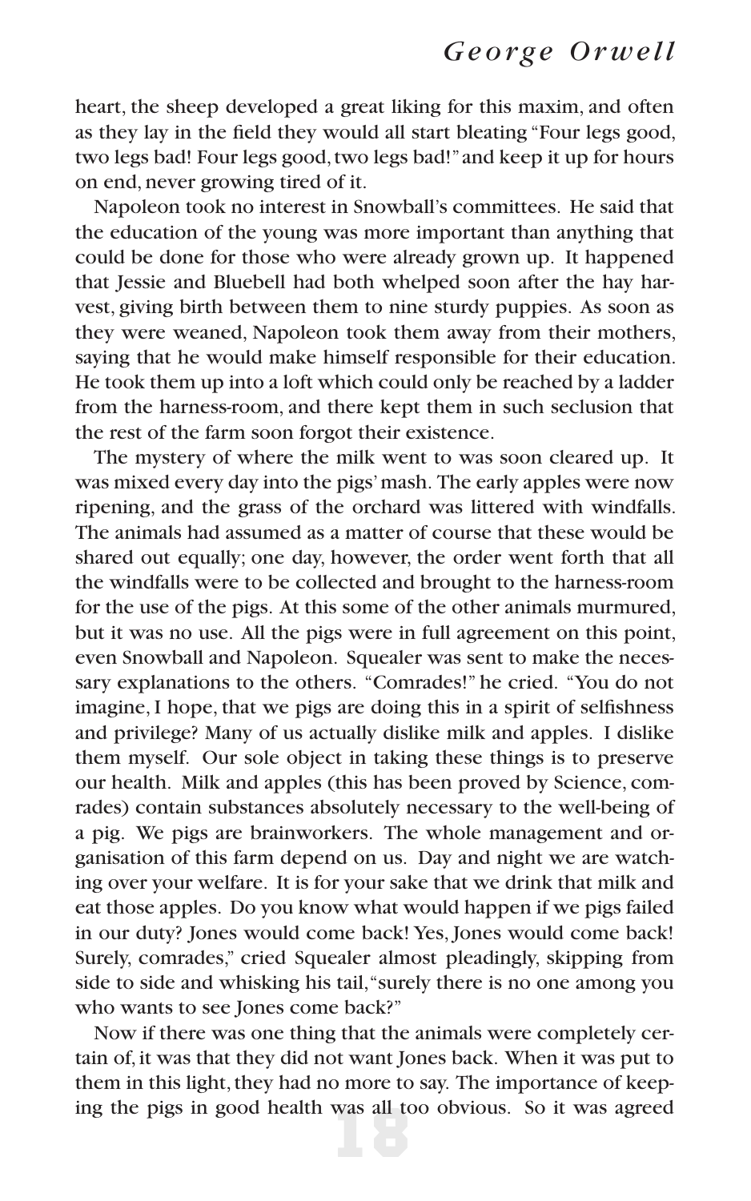heart, the sheep developed a great liking for this maxim, and often as they lay in the field they would all start bleating "Four legs good, two legs bad! Four legs good, two legs bad!" and keep it up for hours on end, never growing tired of it.

Napoleon took no interest in Snowball's committees. He said that the education of the young was more important than anything that could be done for those who were already grown up. It happened that Jessie and Bluebell had both whelped soon after the hay harvest, giving birth between them to nine sturdy puppies. As soon as they were weaned, Napoleon took them away from their mothers, saying that he would make himself responsible for their education. He took them up into a loft which could only be reached by a ladder from the harness-room, and there kept them in such seclusion that the rest of the farm soon forgot their existence.

The mystery of where the milk went to was soon cleared up. It was mixed every day into the pigs' mash. The early apples were now ripening, and the grass of the orchard was littered with windfalls. The animals had assumed as a matter of course that these would be shared out equally; one day, however, the order went forth that all the windfalls were to be collected and brought to the harness-room for the use of the pigs. At this some of the other animals murmured, but it was no use. All the pigs were in full agreement on this point, even Snowball and Napoleon. Squealer was sent to make the necessary explanations to the others. "Comrades!" he cried. "You do not imagine, I hope, that we pigs are doing this in a spirit of selfishness and privilege? Many of us actually dislike milk and apples. I dislike them myself. Our sole object in taking these things is to preserve our health. Milk and apples (this has been proved by Science, comrades) contain substances absolutely necessary to the well-being of a pig. We pigs are brainworkers. The whole management and organisation of this farm depend on us. Day and night we are watching over your welfare. It is for your sake that we drink that milk and eat those apples. Do you know what would happen if we pigs failed in our duty? Jones would come back! Yes, Jones would come back! Surely, comrades," cried Squealer almost pleadingly, skipping from side to side and whisking his tail, "surely there is no one among you who wants to see Jones come back?"

Now if there was one thing that the animals were completely certain of, it was that they did not want Jones back. When it was put to them in this light, they had no more to say. The importance of keeping the pigs in good health was all too obvious. So it was agreed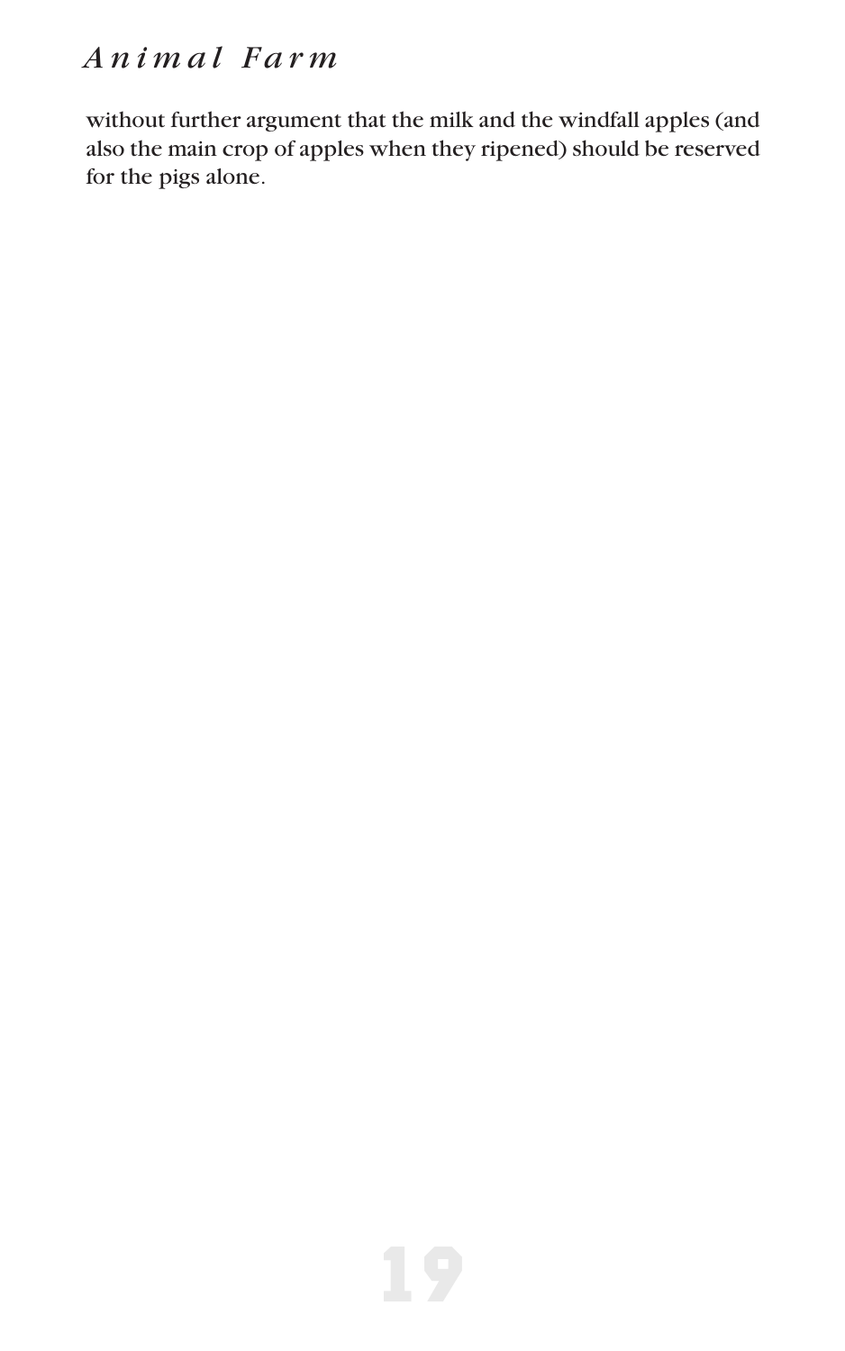without further argument that the milk and the windfall apples (and also the main crop of apples when they ripened) should be reserved for the pigs alone.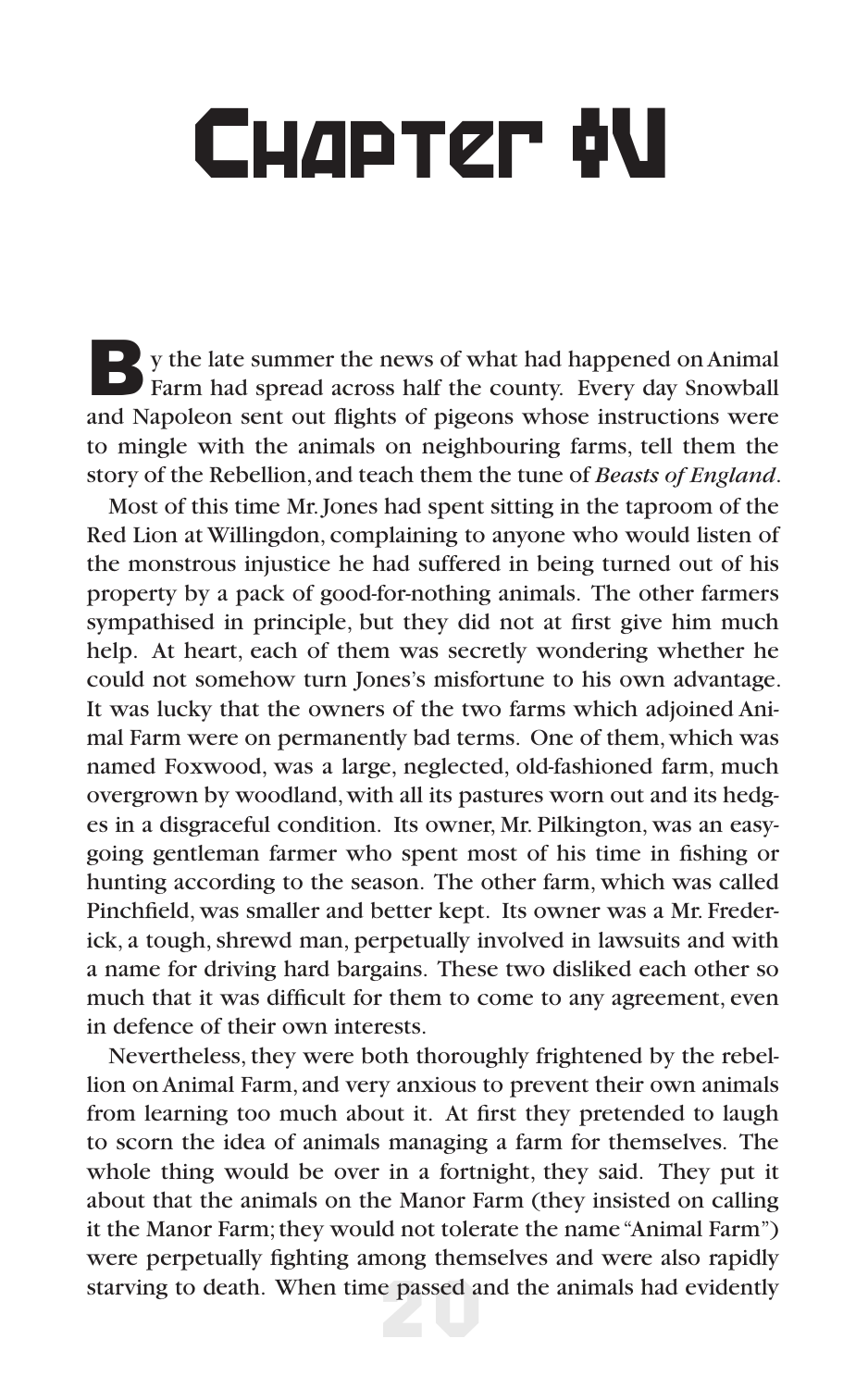# Chapter IV

By the late summer the news of what had happened on Animal Farm had spread across half the county. Every day Snowball and Napoleon sent out flights of pigeons whose instructions were to mingle with the animals on neighbouring farms, tell them the story of the Rebellion, and teach them the tune of *Beasts of England*.

Most of this time Mr. Jones had spent sitting in the taproom of the Red Lion at Willingdon, complaining to anyone who would listen of the monstrous injustice he had suffered in being turned out of his property by a pack of good-for-nothing animals. The other farmers sympathised in principle, but they did not at first give him much help. At heart, each of them was secretly wondering whether he could not somehow turn Jones's misfortune to his own advantage. It was lucky that the owners of the two farms which adjoined Animal Farm were on permanently bad terms. One of them, which was named Foxwood, was a large, neglected, old-fashioned farm, much overgrown by woodland, with all its pastures worn out and its hedges in a disgraceful condition. Its owner, Mr. Pilkington, was an easy-going gentleman farmer who spent most of his time in fishing or hunting according to the season. The other farm, which was called Pinchfield, was smaller and better kept. Its owner was a Mr. Frederick, a tough, shrewd man, perpetually involved in lawsuits and with a name for driving hard bargains. These two disliked each other so much that it was difficult for them to come to any agreement, even in defence of their own interests.

Nevertheless, they were both thoroughly frightened by the rebellion on Animal Farm, and very anxious to prevent their own animals from learning too much about it. At first they pretended to laugh to scorn the idea of animals managing a farm for themselves. The whole thing would be over in a fortnight, they said. They put it about that the animals on the Manor Farm (they insisted on calling it the Manor Farm; they would not tolerate the name "Animal Farm") were perpetually fighting among themselves and were also rapidly starving to death. When time passed and the animals had evidently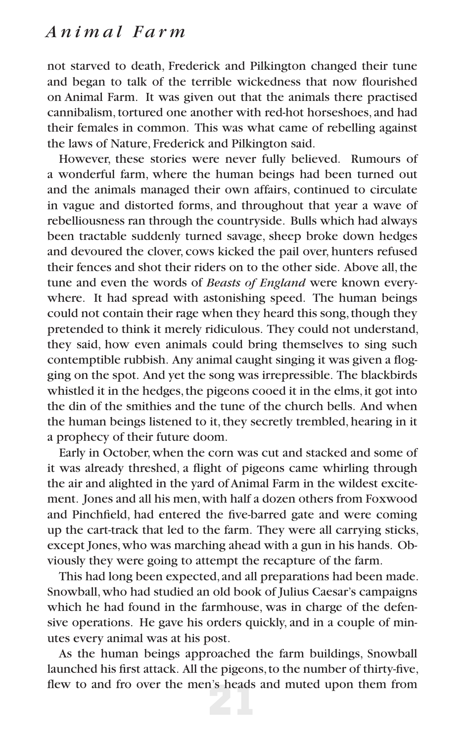not starved to death, Frederick and Pilkington changed their tune and began to talk of the terrible wickedness that now flourished on Animal Farm. It was given out that the animals there practised cannibalism, tortured one another with red-hot horseshoes, and had their females in common. This was what came of rebelling against the laws of Nature, Frederick and Pilkington said.

However, these stories were never fully believed. Rumours of a wonderful farm, where the human beings had been turned out and the animals managed their own affairs, continued to circulate in vague and distorted forms, and throughout that year a wave of rebelliousness ran through the countryside. Bulls which had always been tractable suddenly turned savage, sheep broke down hedges and devoured the clover, cows kicked the pail over, hunters refused their fences and shot their riders on to the other side. Above all, the tune and even the words of *Beasts of England* were known everywhere. It had spread with astonishing speed. The human beings could not contain their rage when they heard this song, though they pretended to think it merely ridiculous. They could not understand, they said, how even animals could bring themselves to sing such contemptible rubbish. Any animal caught singing it was given a flogging on the spot. And yet the song was irrepressible. The blackbirds whistled it in the hedges, the pigeons cooed it in the elms, it got into the din of the smithies and the tune of the church bells. And when the human beings listened to it, they secretly trembled, hearing in it a prophecy of their future doom.

Early in October, when the corn was cut and stacked and some of it was already threshed, a flight of pigeons came whirling through the air and alighted in the yard of Animal Farm in the wildest excitement. Jones and all his men, with half a dozen others from Foxwood and Pinchfield, had entered the five-barred gate and were coming up the cart-track that led to the farm. They were all carrying sticks, except Jones, who was marching ahead with a gun in his hands. Obviously they were going to attempt the recapture of the farm.

This had long been expected, and all preparations had been made. Snowball, who had studied an old book of Julius Caesar's campaigns which he had found in the farmhouse, was in charge of the defensive operations. He gave his orders quickly, and in a couple of minutes every animal was at his post.

As the human beings approached the farm buildings, Snowball launched his first attack. All the pigeons, to the number of thirty-five, flew to and fro over the men's heads and muted upon them from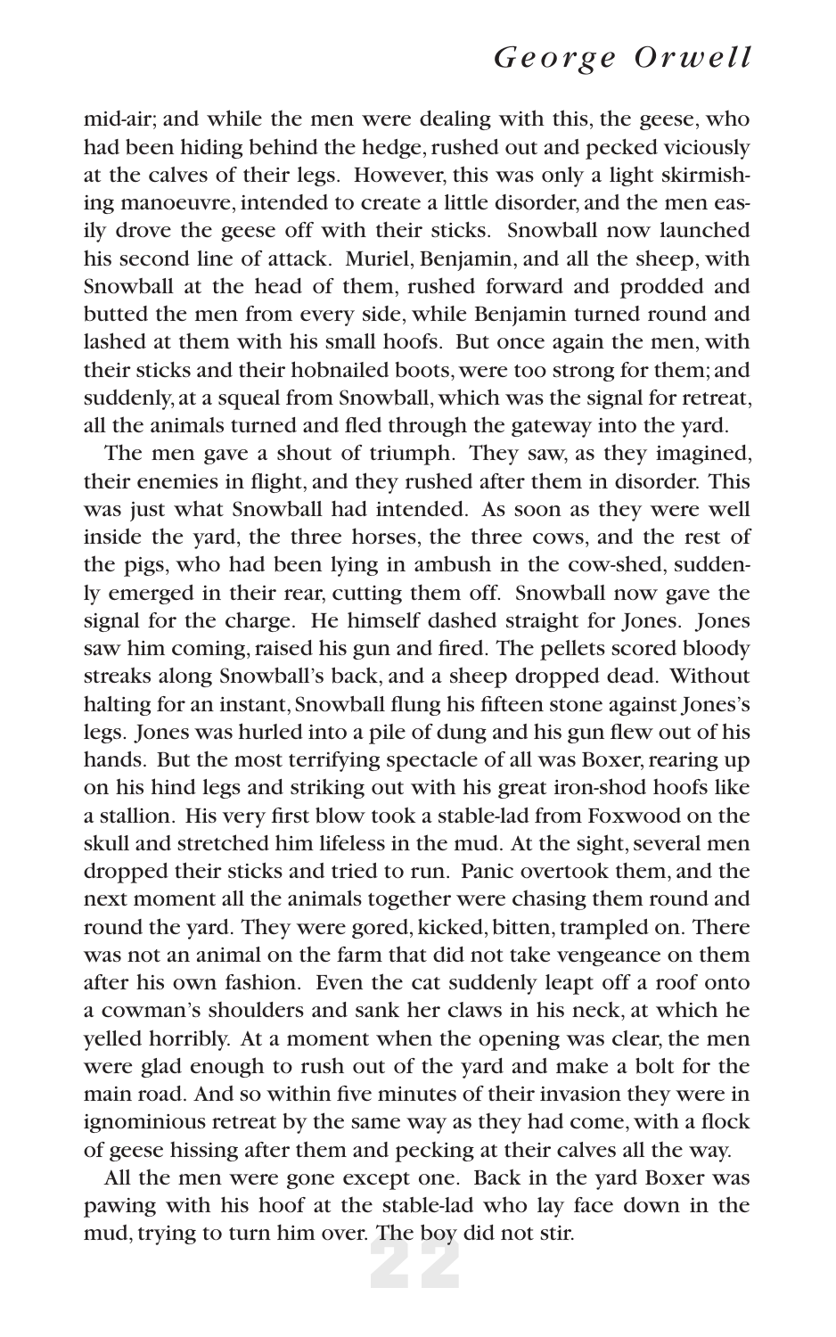mid-air; and while the men were dealing with this, the geese, who had been hiding behind the hedge, rushed out and pecked viciously at the calves of their legs. However, this was only a light skirmishing manoeuvre, intended to create a little disorder, and the men easily drove the geese off with their sticks. Snowball now launched his second line of attack. Muriel, Benjamin, and all the sheep, with Snowball at the head of them, rushed forward and prodded and butted the men from every side, while Benjamin turned round and lashed at them with his small hoofs. But once again the men, with their sticks and their hobnailed boots, were too strong for them; and suddenly, at a squeal from Snowball, which was the signal for retreat, all the animals turned and fled through the gateway into the yard.

The men gave a shout of triumph. They saw, as they imagined, their enemies in flight, and they rushed after them in disorder. This was just what Snowball had intended. As soon as they were well inside the yard, the three horses, the three cows, and the rest of the pigs, who had been lying in ambush in the cow-shed, suddenly emerged in their rear, cutting them off. Snowball now gave the signal for the charge. He himself dashed straight for Jones. Jones saw him coming, raised his gun and fired. The pellets scored bloody streaks along Snowball's back, and a sheep dropped dead. Without halting for an instant, Snowball flung his fifteen stone against Jones's legs. Jones was hurled into a pile of dung and his gun flew out of his hands. But the most terrifying spectacle of all was Boxer, rearing up on his hind legs and striking out with his great iron-shod hoofs like a stallion. His very first blow took a stable-lad from Foxwood on the skull and stretched him lifeless in the mud. At the sight, several men dropped their sticks and tried to run. Panic overtook them, and the next moment all the animals together were chasing them round and round the yard. They were gored, kicked, bitten, trampled on. There was not an animal on the farm that did not take vengeance on them after his own fashion. Even the cat suddenly leapt off a roof onto a cowman's shoulders and sank her claws in his neck, at which he yelled horribly. At a moment when the opening was clear, the men were glad enough to rush out of the yard and make a bolt for the main road. And so within five minutes of their invasion they were in ignominious retreat by the same way as they had come, with a flock of geese hissing after them and pecking at their calves all the way.

All the men were gone except one. Back in the yard Boxer was pawing with his hoof at the stable-lad who lay face down in the mud, trying to turn him over. The boy did not stir.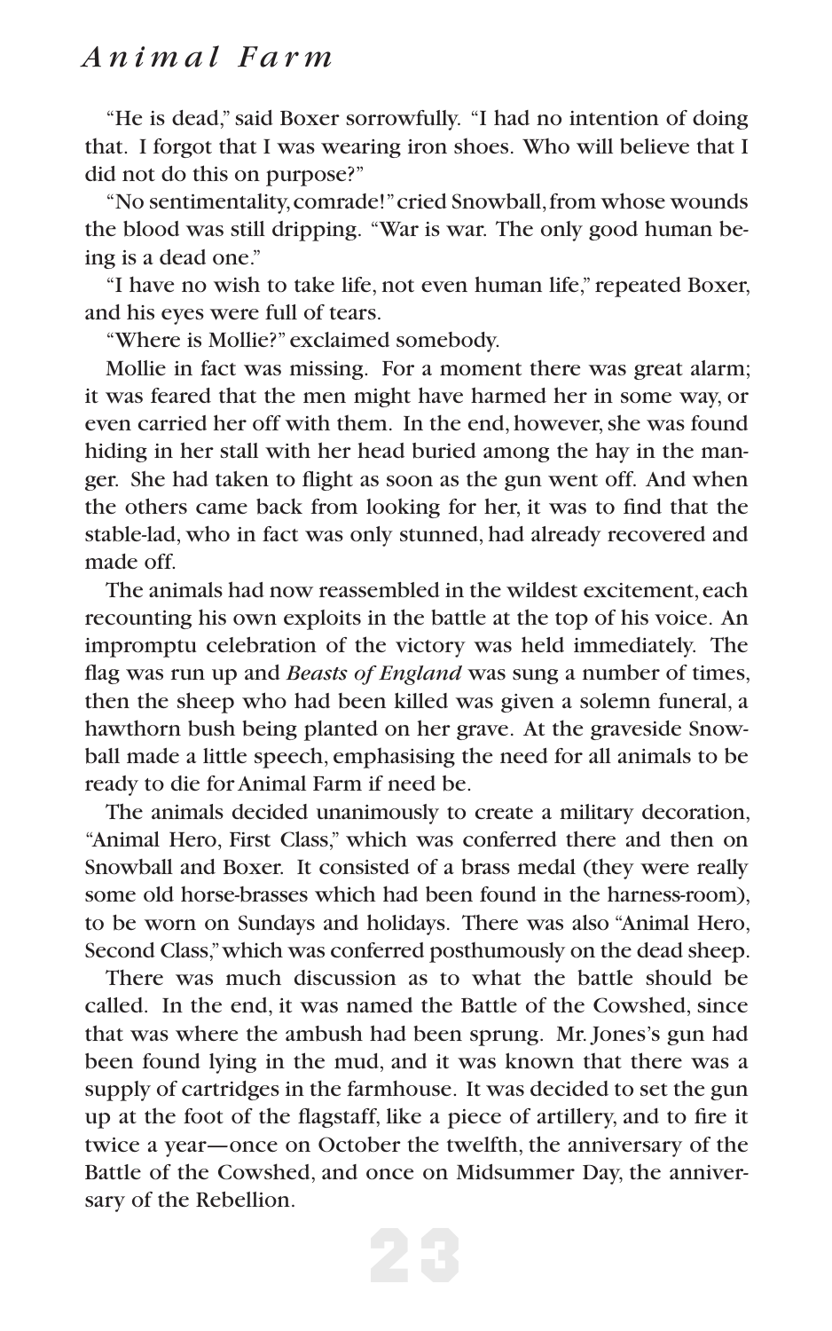"He is dead," said Boxer sorrowfully. "I had no intention of doing that. I forgot that I was wearing iron shoes. Who will believe that I did not do this on purpose?"

"No sentimentality, comrade!" cried Snowball, from whose wounds the blood was still dripping. "War is war. The only good human being is a dead one."

"I have no wish to take life, not even human life," repeated Boxer, and his eyes were full of tears.

"Where is Mollie?" exclaimed somebody.

Mollie in fact was missing. For a moment there was great alarm; it was feared that the men might have harmed her in some way, or even carried her off with them. In the end, however, she was found hiding in her stall with her head buried among the hay in the manger. She had taken to flight as soon as the gun went off. And when the others came back from looking for her, it was to find that the stable-lad, who in fact was only stunned, had already recovered and made off.

The animals had now reassembled in the wildest excitement, each recounting his own exploits in the battle at the top of his voice. An impromptu celebration of the victory was held immediately. The flag was run up and *Beasts of England* was sung a number of times, then the sheep who had been killed was given a solemn funeral, a hawthorn bush being planted on her grave. At the graveside Snowball made a little speech, emphasising the need for all animals to be ready to die for Animal Farm if need be.

The animals decided unanimously to create a military decoration, "Animal Hero, First Class," which was conferred there and then on Snowball and Boxer. It consisted of a brass medal (they were really some old horse-brasses which had been found in the harness-room), to be worn on Sundays and holidays. There was also "Animal Hero, Second Class," which was conferred posthumously on the dead sheep.

There was much discussion as to what the battle should be called. In the end, it was named the Battle of the Cowshed, since that was where the ambush had been sprung. Mr. Jones's gun had been found lying in the mud, and it was known that there was a supply of cartridges in the farmhouse. It was decided to set the gun up at the foot of the flagstaff, like a piece of artillery, and to fire it twice a year—once on October the twelfth, the anniversary of the Battle of the Cowshed, and once on Midsummer Day, the anniversary of the Rebellion.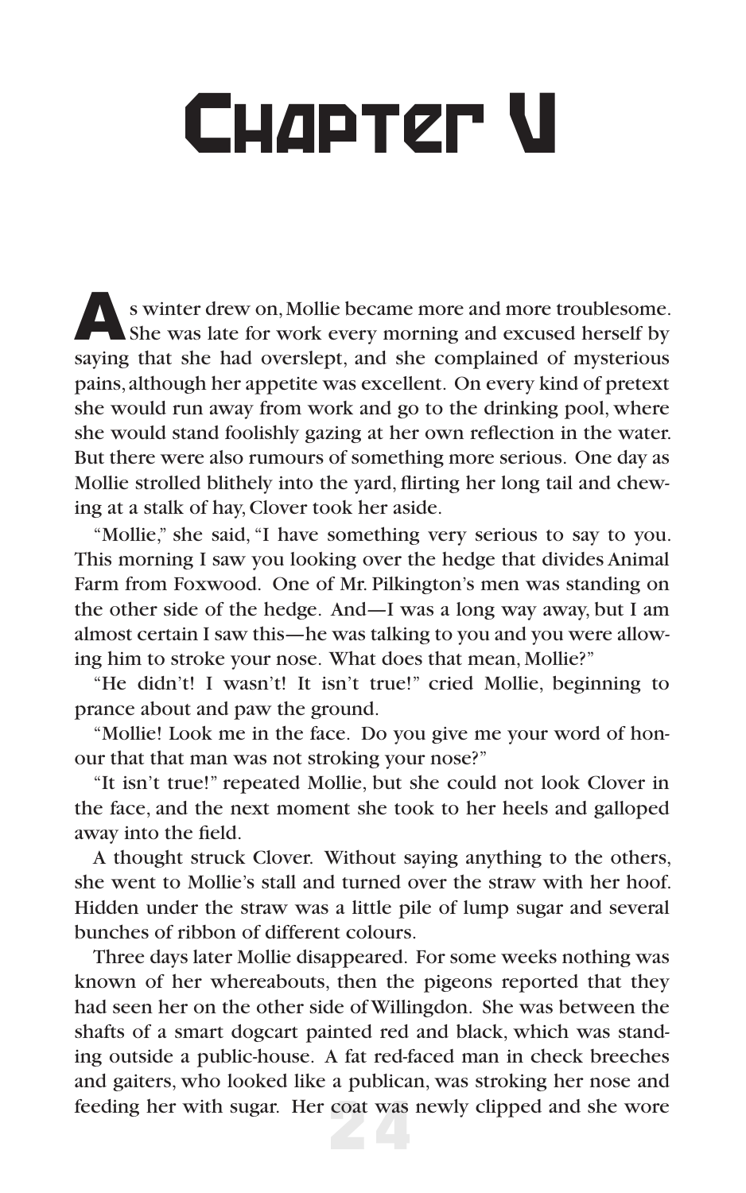# Chapter V

As winter drew on, Mollie became more and more troublesome. She was late for work every morning and excused herself by saying that she had overslept, and she complained of mysterious pains, although her appetite was excellent. On every kind of pretext she would run away from work and go to the drinking pool, where she would stand foolishly gazing at her own reflection in the water. But there were also rumours of something more serious. One day as Mollie strolled blithely into the yard, flirting her long tail and chewing at a stalk of hay, Clover took her aside.

"Mollie," she said, "I have something very serious to say to you. This morning I saw you looking over the hedge that divides Animal Farm from Foxwood. One of Mr. Pilkington's men was standing on the other side of the hedge. And—I was a long way away, but I am almost certain I saw this—he was talking to you and you were allowing him to stroke your nose. What does that mean, Mollie?"

"He didn't! I wasn't! It isn't true!" cried Mollie, beginning to prance about and paw the ground.

"Mollie! Look me in the face. Do you give me your word of honour that that man was not stroking your nose?"

"It isn't true!" repeated Mollie, but she could not look Clover in the face, and the next moment she took to her heels and galloped away into the field.

A thought struck Clover. Without saying anything to the others, she went to Mollie's stall and turned over the straw with her hoof. Hidden under the straw was a little pile of lump sugar and several bunches of ribbon of different colours.

Three days later Mollie disappeared. For some weeks nothing was known of her whereabouts, then the pigeons reported that they had seen her on the other side of Willingdon. She was between the shafts of a smart dogcart painted red and black, which was standing outside a public-house. A fat red-faced man in check breeches and gaiters, who looked like a publican, was stroking her nose and feeding her with sugar. Her coat was newly clipped and she wore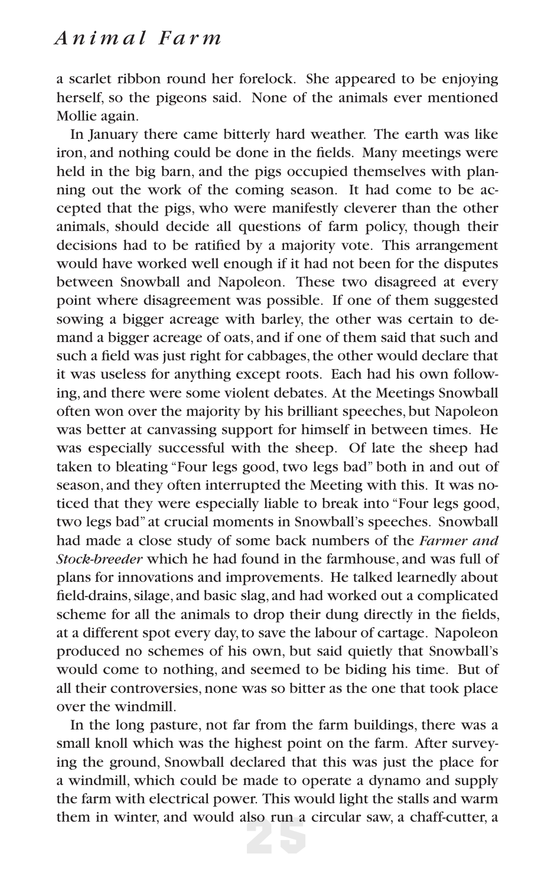a scarlet ribbon round her forelock. She appeared to be enjoying herself, so the pigeons said. None of the animals ever mentioned Mollie again.

In January there came bitterly hard weather. The earth was like iron, and nothing could be done in the fields. Many meetings were held in the big barn, and the pigs occupied themselves with planning out the work of the coming season. It had come to be accepted that the pigs, who were manifestly cleverer than the other animals, should decide all questions of farm policy, though their decisions had to be ratified by a majority vote. This arrangement would have worked well enough if it had not been for the disputes between Snowball and Napoleon. These two disagreed at every point where disagreement was possible. If one of them suggested sowing a bigger acreage with barley, the other was certain to demand a bigger acreage of oats, and if one of them said that such and such a field was just right for cabbages, the other would declare that it was useless for anything except roots. Each had his own following, and there were some violent debates. At the Meetings Snowball often won over the majority by his brilliant speeches, but Napoleon was better at canvassing support for himself in between times. He was especially successful with the sheep. Of late the sheep had taken to bleating "Four legs good, two legs bad" both in and out of season, and they often interrupted the Meeting with this. It was noticed that they were especially liable to break into "Four legs good, two legs bad" at crucial moments in Snowball's speeches. Snowball had made a close study of some back numbers of the *Farmer and Stock-breeder* which he had found in the farmhouse, and was full of plans for innovations and improvements. He talked learnedly about field-drains, silage, and basic slag, and had worked out a complicated scheme for all the animals to drop their dung directly in the fields, at a different spot every day, to save the labour of cartage. Napoleon produced no schemes of his own, but said quietly that Snowball's would come to nothing, and seemed to be biding his time. But of all their controversies, none was so bitter as the one that took place over the windmill.

In the long pasture, not far from the farm buildings, there was a small knoll which was the highest point on the farm. After surveying the ground, Snowball declared that this was just the place for a windmill, which could be made to operate a dynamo and supply the farm with electrical power. This would light the stalls and warm them in winter, and would also run a circular saw, a chaff-cutter, a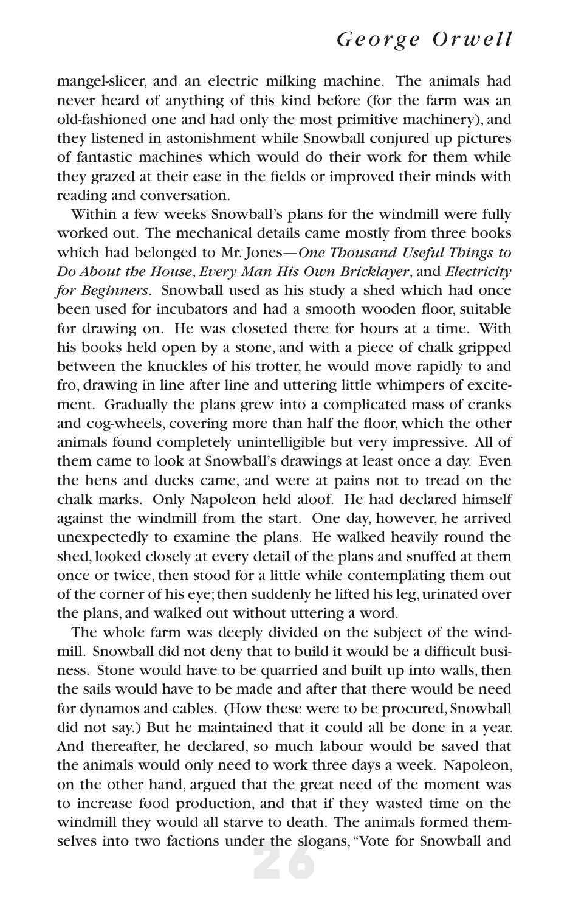mangel-slicer, and an electric milking machine. The animals had never heard of anything of this kind before (for the farm was an old-fashioned one and had only the most primitive machinery), and they listened in astonishment while Snowball conjured up pictures of fantastic machines which would do their work for them while they grazed at their ease in the fields or improved their minds with reading and conversation.

Within a few weeks Snowball's plans for the windmill were fully worked out. The mechanical details came mostly from three books which had belonged to Mr. Jones—*One Thousand Useful Things to Do About the House*, *Every Man His Own Bricklayer*, and *Electricity for Beginners*. Snowball used as his study a shed which had once been used for incubators and had a smooth wooden floor, suitable for drawing on. He was closeted there for hours at a time. With his books held open by a stone, and with a piece of chalk gripped between the knuckles of his trotter, he would move rapidly to and fro, drawing in line after line and uttering little whimpers of excitement. Gradually the plans grew into a complicated mass of cranks and cog-wheels, covering more than half the floor, which the other animals found completely unintelligible but very impressive. All of them came to look at Snowball's drawings at least once a day. Even the hens and ducks came, and were at pains not to tread on the chalk marks. Only Napoleon held aloof. He had declared himself against the windmill from the start. One day, however, he arrived unexpectedly to examine the plans. He walked heavily round the shed, looked closely at every detail of the plans and snuffed at them once or twice, then stood for a little while contemplating them out of the corner of his eye; then suddenly he lifted his leg, urinated over the plans, and walked out without uttering a word.

The whole farm was deeply divided on the subject of the windmill. Snowball did not deny that to build it would be a difficult business. Stone would have to be quarried and built up into walls, then the sails would have to be made and after that there would be need for dynamos and cables. (How these were to be procured, Snowball did not say.) But he maintained that it could all be done in a year. And thereafter, he declared, so much labour would be saved that the animals would only need to work three days a week. Napoleon, on the other hand, argued that the great need of the moment was to increase food production, and that if they wasted time on the windmill they would all starve to death. The animals formed themselves into two factions under the slogans, "Vote for Snowball and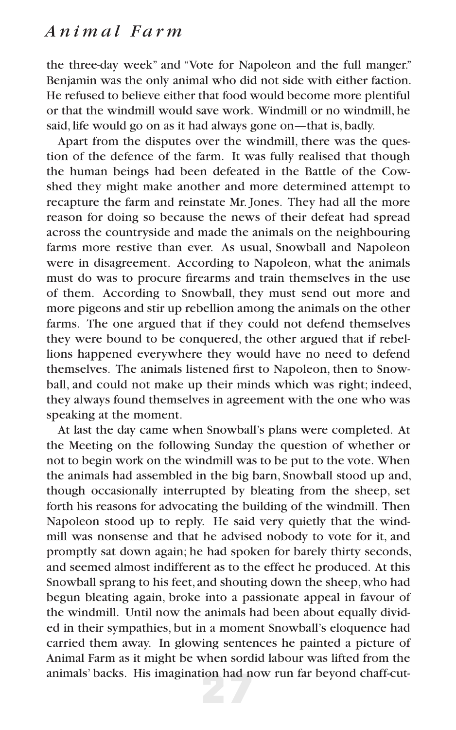the three-day week" and "Vote for Napoleon and the full manger." Benjamin was the only animal who did not side with either faction. He refused to believe either that food would become more plentiful or that the windmill would save work. Windmill or no windmill, he said, life would go on as it had always gone on—that is, badly.

Apart from the disputes over the windmill, there was the question of the defence of the farm. It was fully realised that though the human beings had been defeated in the Battle of the Cowshed they might make another and more determined attempt to recapture the farm and reinstate Mr. Jones. They had all the more reason for doing so because the news of their defeat had spread across the countryside and made the animals on the neighbouring farms more restive than ever. As usual, Snowball and Napoleon were in disagreement. According to Napoleon, what the animals must do was to procure firearms and train themselves in the use of them. According to Snowball, they must send out more and more pigeons and stir up rebellion among the animals on the other farms. The one argued that if they could not defend themselves they were bound to be conquered, the other argued that if rebellions happened everywhere they would have no need to defend themselves. The animals listened first to Napoleon, then to Snowball, and could not make up their minds which was right; indeed, they always found themselves in agreement with the one who was speaking at the moment.

At last the day came when Snowball's plans were completed. At the Meeting on the following Sunday the question of whether or not to begin work on the windmill was to be put to the vote. When the animals had assembled in the big barn, Snowball stood up and, though occasionally interrupted by bleating from the sheep, set forth his reasons for advocating the building of the windmill. Then Napoleon stood up to reply. He said very quietly that the windmill was nonsense and that he advised nobody to vote for it, and promptly sat down again; he had spoken for barely thirty seconds, and seemed almost indifferent as to the effect he produced. At this Snowball sprang to his feet, and shouting down the sheep, who had begun bleating again, broke into a passionate appeal in favour of the windmill. Until now the animals had been about equally divided in their sympathies, but in a moment Snowball's eloquence had carried them away. In glowing sentences he painted a picture of Animal Farm as it might be when sordid labour was lifted from the animals' backs. His imagination had now run far beyond chaff-cut-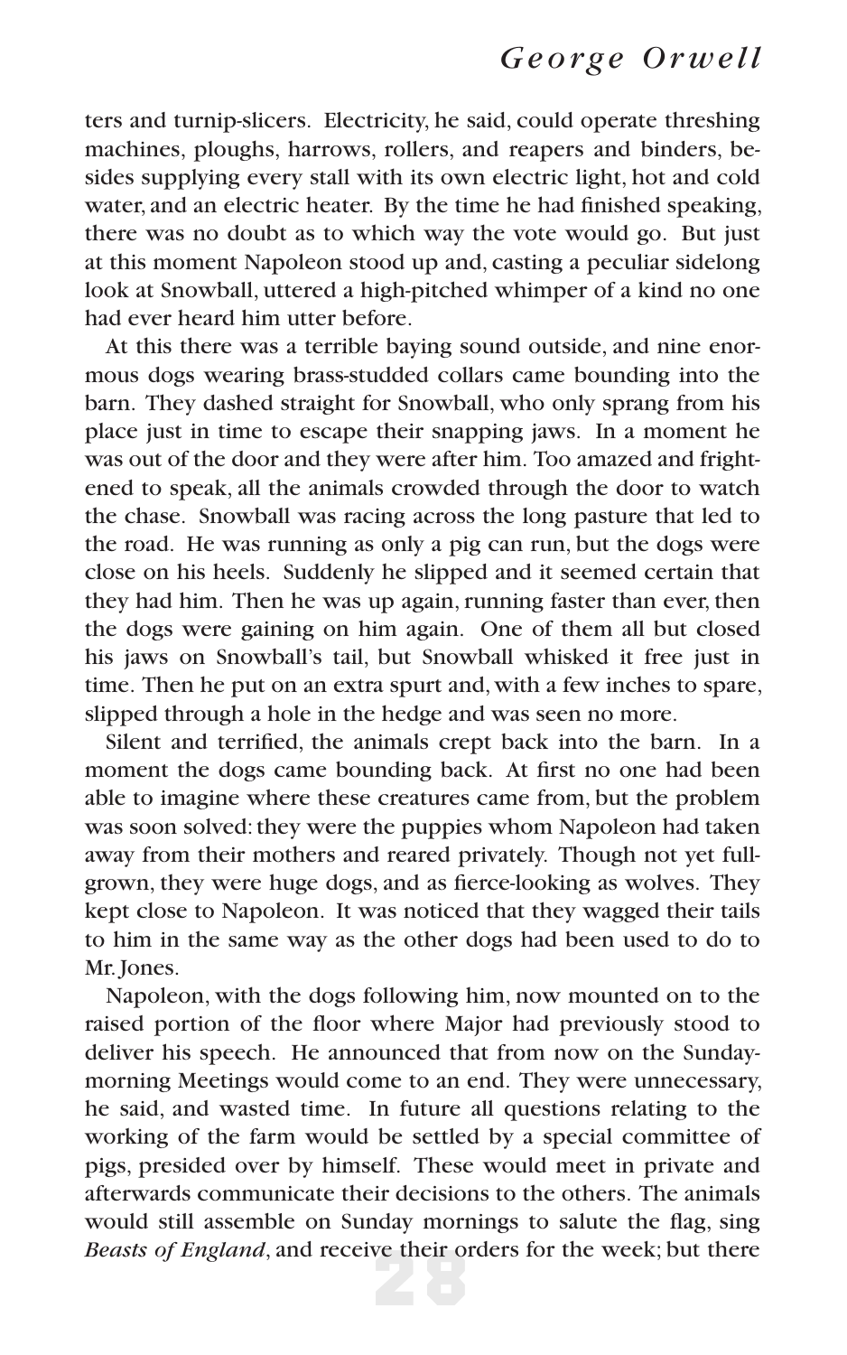ters and turnip-slicers. Electricity, he said, could operate threshing machines, ploughs, harrows, rollers, and reapers and binders, besides supplying every stall with its own electric light, hot and cold water, and an electric heater. By the time he had finished speaking, there was no doubt as to which way the vote would go. But just at this moment Napoleon stood up and, casting a peculiar sidelong look at Snowball, uttered a high-pitched whimper of a kind no one had ever heard him utter before.

At this there was a terrible baying sound outside, and nine enormous dogs wearing brass-studded collars came bounding into the barn. They dashed straight for Snowball, who only sprang from his place just in time to escape their snapping jaws. In a moment he was out of the door and they were after him. Too amazed and frightened to speak, all the animals crowded through the door to watch the chase. Snowball was racing across the long pasture that led to the road. He was running as only a pig can run, but the dogs were close on his heels. Suddenly he slipped and it seemed certain that they had him. Then he was up again, running faster than ever, then the dogs were gaining on him again. One of them all but closed his jaws on Snowball's tail, but Snowball whisked it free just in time. Then he put on an extra spurt and, with a few inches to spare, slipped through a hole in the hedge and was seen no more.

Silent and terrified, the animals crept back into the barn. In a moment the dogs came bounding back. At first no one had been able to imagine where these creatures came from, but the problem was soon solved: they were the puppies whom Napoleon had taken away from their mothers and reared privately. Though not yet full-grown, they were huge dogs, and as fierce-looking as wolves. They kept close to Napoleon. It was noticed that they wagged their tails to him in the same way as the other dogs had been used to do to Mr. Jones.

Napoleon, with the dogs following him, now mounted on to the raised portion of the floor where Major had previously stood to deliver his speech. He announced that from now on the Sunday-morning Meetings would come to an end. They were unnecessary, he said, and wasted time. In future all questions relating to the working of the farm would be settled by a special committee of pigs, presided over by himself. These would meet in private and afterwards communicate their decisions to the others. The animals would still assemble on Sunday mornings to salute the flag, sing *Beasts of England*, and receive their orders for the week; but there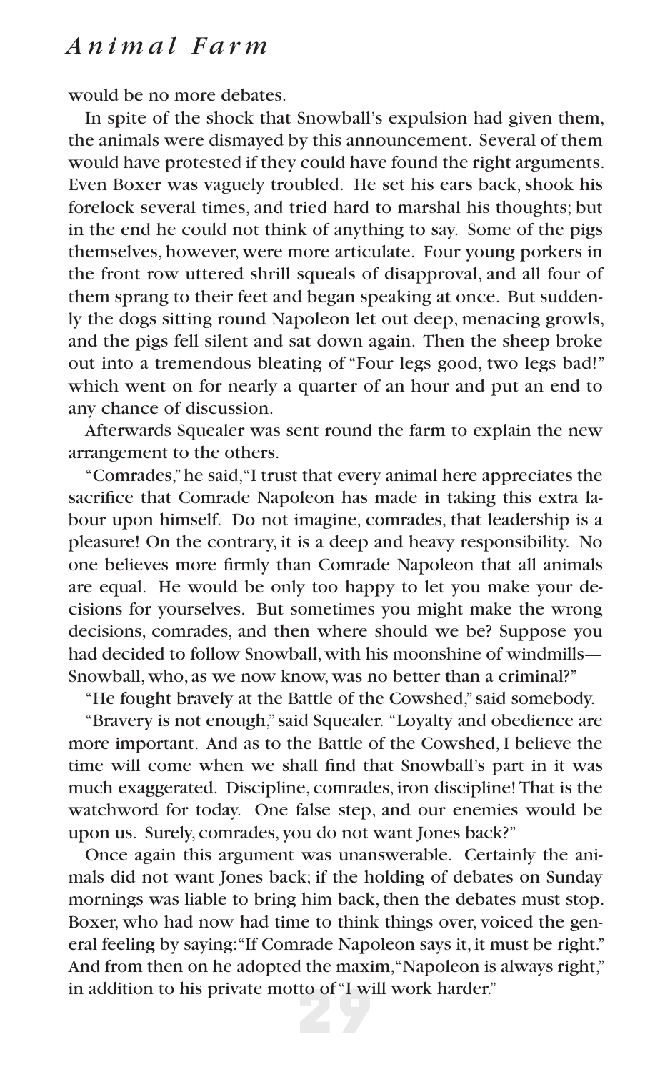would be no more debates.

In spite of the shock that Snowball's expulsion had given them, the animals were dismayed by this announcement. Several of them would have protested if they could have found the right arguments. Even Boxer was vaguely troubled. He set his ears back, shook his forelock several times, and tried hard to marshal his thoughts; but in the end he could not think of anything to say. Some of the pigs themselves, however, were more articulate. Four young porkers in the front row uttered shrill squeals of disapproval, and all four of them sprang to their feet and began speaking at once. But suddenly the dogs sitting round Napoleon let out deep, menacing growls, and the pigs fell silent and sat down again. Then the sheep broke out into a tremendous bleating of "Four legs good, two legs bad!" which went on for nearly a quarter of an hour and put an end to any chance of discussion.

Afterwards Squealer was sent round the farm to explain the new arrangement to the others.

"Comrades," he said, "I trust that every animal here appreciates the sacrifice that Comrade Napoleon has made in taking this extra labour upon himself. Do not imagine, comrades, that leadership is a pleasure! On the contrary, it is a deep and heavy responsibility. No one believes more firmly than Comrade Napoleon that all animals are equal. He would be only too happy to let you make your decisions for yourselves. But sometimes you might make the wrong decisions, comrades, and then where should we be? Suppose you had decided to follow Snowball, with his moonshine of windmills—Snowball, who, as we now know, was no better than a criminal?"

"He fought bravely at the Battle of the Cowshed," said somebody.

"Bravery is not enough," said Squealer. "Loyalty and obedience are more important. And as to the Battle of the Cowshed, I believe the time will come when we shall find that Snowball's part in it was much exaggerated. Discipline, comrades, iron discipline! That is the watchword for today. One false step, and our enemies would be upon us. Surely, comrades, you do not want Jones back?"

Once again this argument was unanswerable. Certainly the animals did not want Jones back; if the holding of debates on Sunday mornings was liable to bring him back, then the debates must stop. Boxer, who had now had time to think things over, voiced the general feeling by saying: "If Comrade Napoleon says it, it must be right." And from then on he adopted the maxim, "Napoleon is always right," in addition to his private motto of "I will work harder."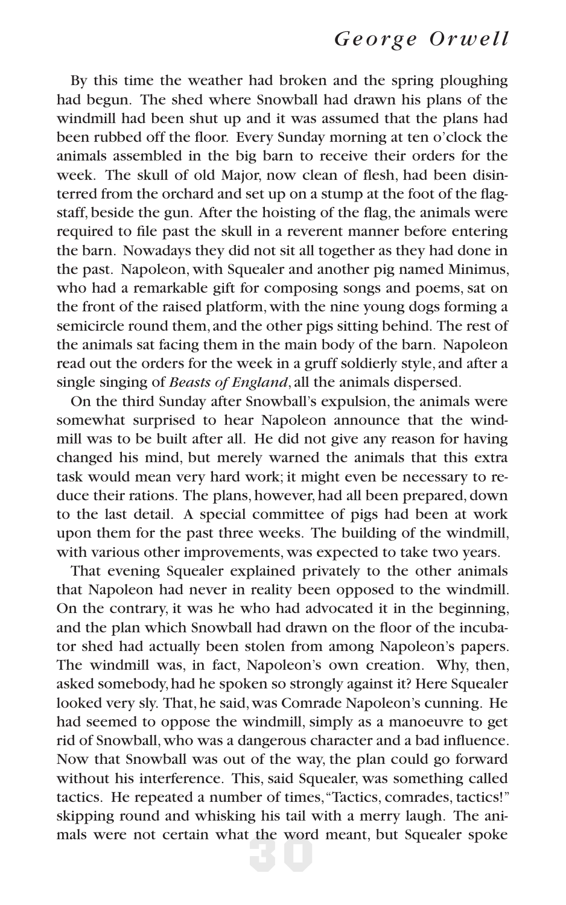By this time the weather had broken and the spring ploughing had begun. The shed where Snowball had drawn his plans of the windmill had been shut up and it was assumed that the plans had been rubbed off the floor. Every Sunday morning at ten o'clock the animals assembled in the big barn to receive their orders for the week. The skull of old Major, now clean of flesh, had been disinterred from the orchard and set up on a stump at the foot of the flagstaff, beside the gun. After the hoisting of the flag, the animals were required to file past the skull in a reverent manner before entering the barn. Nowadays they did not sit all together as they had done in the past. Napoleon, with Squealer and another pig named Minimus, who had a remarkable gift for composing songs and poems, sat on the front of the raised platform, with the nine young dogs forming a semicircle round them, and the other pigs sitting behind. The rest of the animals sat facing them in the main body of the barn. Napoleon read out the orders for the week in a gruff soldierly style, and after a single singing of *Beasts of England*, all the animals dispersed.

On the third Sunday after Snowball's expulsion, the animals were somewhat surprised to hear Napoleon announce that the windmill was to be built after all. He did not give any reason for having changed his mind, but merely warned the animals that this extra task would mean very hard work; it might even be necessary to reduce their rations. The plans, however, had all been prepared, down to the last detail. A special committee of pigs had been at work upon them for the past three weeks. The building of the windmill, with various other improvements, was expected to take two years.

That evening Squealer explained privately to the other animals that Napoleon had never in reality been opposed to the windmill. On the contrary, it was he who had advocated it in the beginning, and the plan which Snowball had drawn on the floor of the incubator shed had actually been stolen from among Napoleon's papers. The windmill was, in fact, Napoleon's own creation. Why, then, asked somebody, had he spoken so strongly against it? Here Squealer looked very sly. That, he said, was Comrade Napoleon's cunning. He had seemed to oppose the windmill, simply as a manoeuvre to get rid of Snowball, who was a dangerous character and a bad influence. Now that Snowball was out of the way, the plan could go forward without his interference. This, said Squealer, was something called tactics. He repeated a number of times, "Tactics, comrades, tactics!" skipping round and whisking his tail with a merry laugh. The animals were not certain what the word meant, but Squealer spoke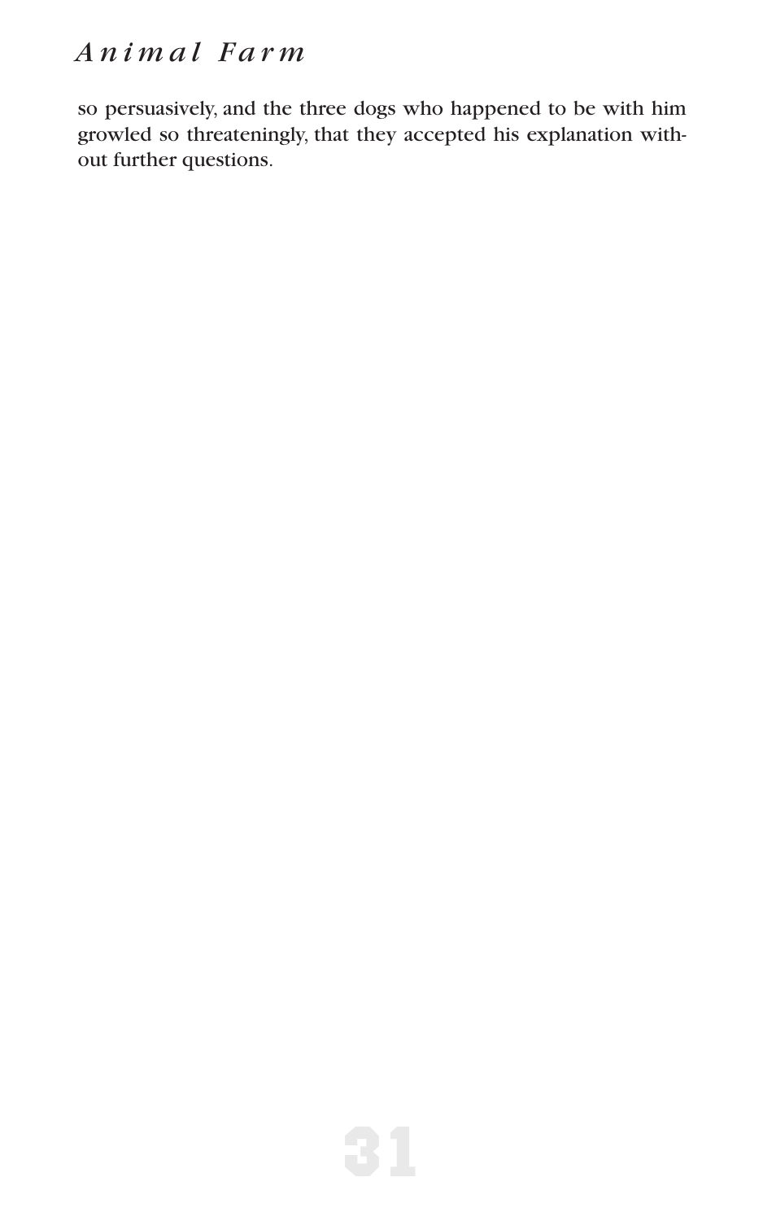so persuasively, and the three dogs who happened to be with him growled so threateningly, that they accepted his explanation without further questions.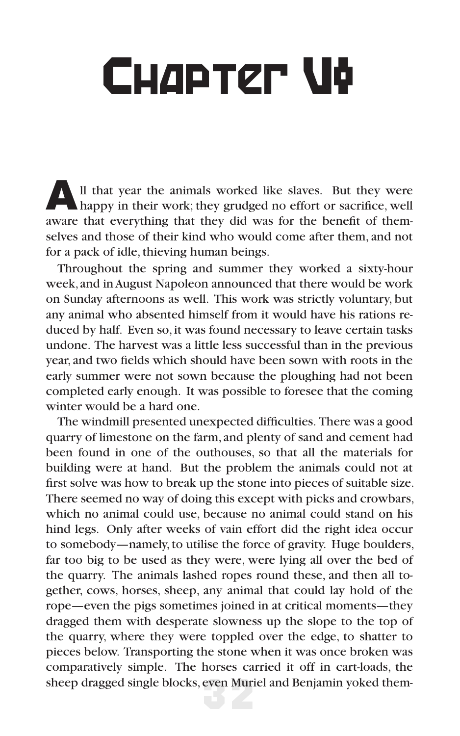# Chapter VI

All that year the animals worked like slaves. But they were happy in their work; they grudged no effort or sacrifice, well aware that everything that they did was for the benefit of themselves and those of their kind who would come after them, and not for a pack of idle, thieving human beings.

Throughout the spring and summer they worked a sixty-hour week, and in August Napoleon announced that there would be work on Sunday afternoons as well. This work was strictly voluntary, but any animal who absented himself from it would have his rations reduced by half. Even so, it was found necessary to leave certain tasks undone. The harvest was a little less successful than in the previous year, and two fields which should have been sown with roots in the early summer were not sown because the ploughing had not been completed early enough. It was possible to foresee that the coming winter would be a hard one.

The windmill presented unexpected difficulties. There was a good quarry of limestone on the farm, and plenty of sand and cement had been found in one of the outhouses, so that all the materials for building were at hand. But the problem the animals could not at first solve was how to break up the stone into pieces of suitable size. There seemed no way of doing this except with picks and crowbars, which no animal could use, because no animal could stand on his hind legs. Only after weeks of vain effort did the right idea occur to somebody—namely, to utilise the force of gravity. Huge boulders, far too big to be used as they were, were lying all over the bed of the quarry. The animals lashed ropes round these, and then all together, cows, horses, sheep, any animal that could lay hold of the rope—even the pigs sometimes joined in at critical moments—they dragged them with desperate slowness up the slope to the top of the quarry, where they were toppled over the edge, to shatter to pieces below. Transporting the stone when it was once broken was comparatively simple. The horses carried it off in cart-loads, the sheep dragged single blocks, even Muriel and Benjamin yoked them-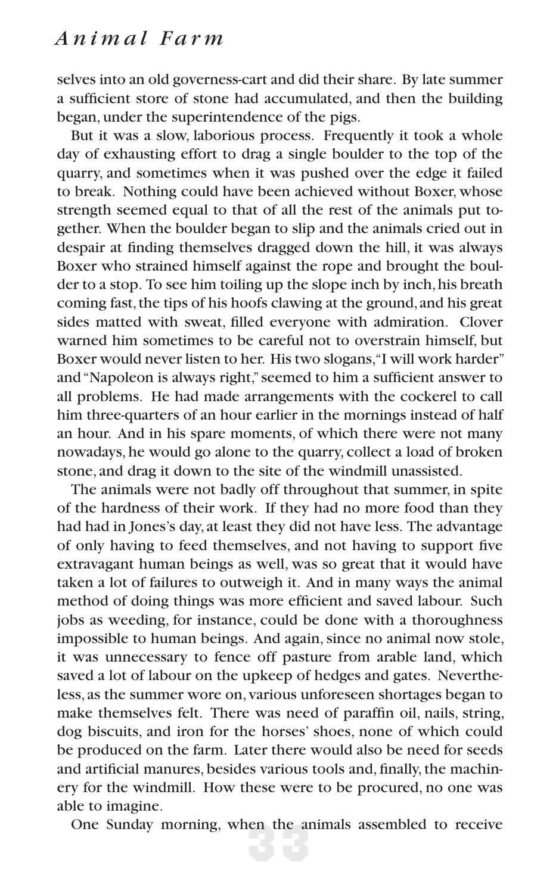selves into an old governess-cart and did their share. By late summer a sufficient store of stone had accumulated, and then the building began, under the superintendence of the pigs.

But it was a slow, laborious process. Frequently it took a whole day of exhausting effort to drag a single boulder to the top of the quarry, and sometimes when it was pushed over the edge it failed to break. Nothing could have been achieved without Boxer, whose strength seemed equal to that of all the rest of the animals put together. When the boulder began to slip and the animals cried out in despair at finding themselves dragged down the hill, it was always Boxer who strained himself against the rope and brought the boulder to a stop. To see him toiling up the slope inch by inch, his breath coming fast, the tips of his hoofs clawing at the ground, and his great sides matted with sweat, filled everyone with admiration. Clover warned him sometimes to be careful not to overstrain himself, but Boxer would never listen to her. His two slogans, "I will work harder" and "Napoleon is always right," seemed to him a sufficient answer to all problems. He had made arrangements with the cockerel to call him three-quarters of an hour earlier in the mornings instead of half an hour. And in his spare moments, of which there were not many nowadays, he would go alone to the quarry, collect a load of broken stone, and drag it down to the site of the windmill unassisted.

The animals were not badly off throughout that summer, in spite of the hardness of their work. If they had no more food than they had had in Jones's day, at least they did not have less. The advantage of only having to feed themselves, and not having to support five extravagant human beings as well, was so great that it would have taken a lot of failures to outweigh it. And in many ways the animal method of doing things was more efficient and saved labour. Such jobs as weeding, for instance, could be done with a thoroughness impossible to human beings. And again, since no animal now stole, it was unnecessary to fence off pasture from arable land, which saved a lot of labour on the upkeep of hedges and gates. Nevertheless, as the summer wore on, various unforeseen shortages began to make themselves felt. There was need of paraffin oil, nails, string, dog biscuits, and iron for the horses' shoes, none of which could be produced on the farm. Later there would also be need for seeds and artificial manures, besides various tools and, finally, the machinery for the windmill. How these were to be procured, no one was able to imagine.

One Sunday morning, when the animals assembled to receive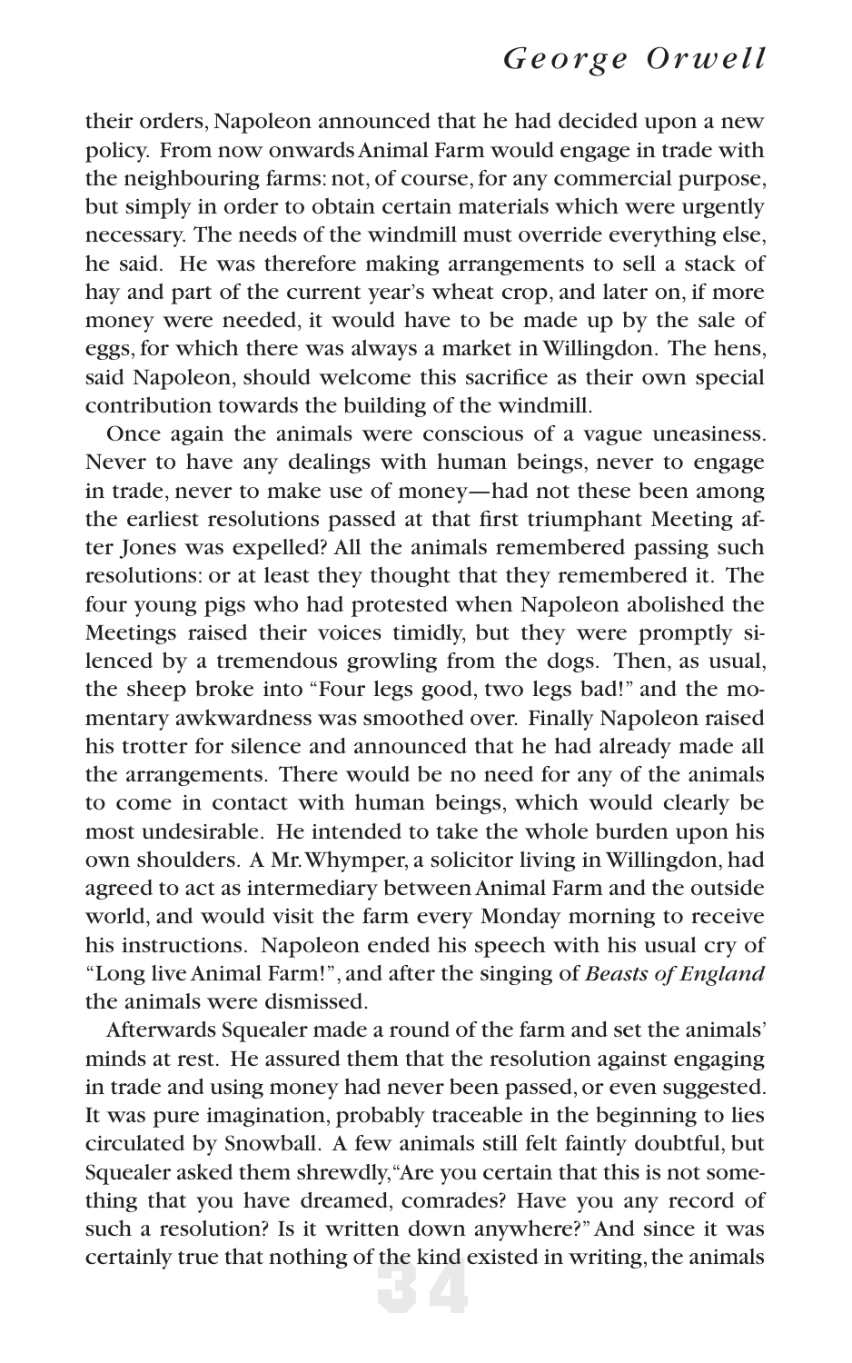their orders, Napoleon announced that he had decided upon a new policy. From now onwards Animal Farm would engage in trade with the neighbouring farms: not, of course, for any commercial purpose, but simply in order to obtain certain materials which were urgently necessary. The needs of the windmill must override everything else, he said. He was therefore making arrangements to sell a stack of hay and part of the current year's wheat crop, and later on, if more money were needed, it would have to be made up by the sale of eggs, for which there was always a market in Willingdon. The hens, said Napoleon, should welcome this sacrifice as their own special contribution towards the building of the windmill.

Once again the animals were conscious of a vague uneasiness. Never to have any dealings with human beings, never to engage in trade, never to make use of money—had not these been among the earliest resolutions passed at that first triumphant Meeting after Jones was expelled? All the animals remembered passing such resolutions: or at least they thought that they remembered it. The four young pigs who had protested when Napoleon abolished the Meetings raised their voices timidly, but they were promptly silenced by a tremendous growling from the dogs. Then, as usual, the sheep broke into "Four legs good, two legs bad!" and the momentary awkwardness was smoothed over. Finally Napoleon raised his trotter for silence and announced that he had already made all the arrangements. There would be no need for any of the animals to come in contact with human beings, which would clearly be most undesirable. He intended to take the whole burden upon his own shoulders. A Mr. Whymper, a solicitor living in Willingdon, had agreed to act as intermediary between Animal Farm and the outside world, and would visit the farm every Monday morning to receive his instructions. Napoleon ended his speech with his usual cry of "Long live Animal Farm!", and after the singing of *Beasts of England* the animals were dismissed.

Afterwards Squealer made a round of the farm and set the animals' minds at rest. He assured them that the resolution against engaging in trade and using money had never been passed, or even suggested. It was pure imagination, probably traceable in the beginning to lies circulated by Snowball. A few animals still felt faintly doubtful, but Squealer asked them shrewdly, "Are you certain that this is not something that you have dreamed, comrades? Have you any record of such a resolution? Is it written down anywhere?" And since it was certainly true that nothing of the kind existed in writing, the animals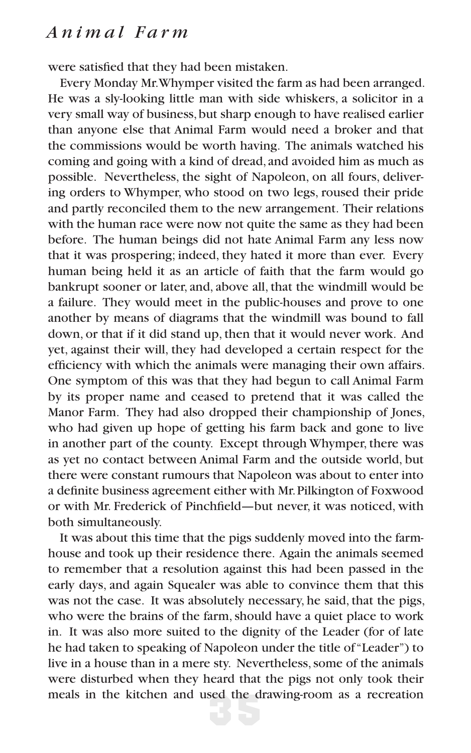were satisfied that they had been mistaken.

Every Monday Mr. Whymper visited the farm as had been arranged. He was a sly-looking little man with side whiskers, a solicitor in a very small way of business, but sharp enough to have realised earlier than anyone else that Animal Farm would need a broker and that the commissions would be worth having. The animals watched his coming and going with a kind of dread, and avoided him as much as possible. Nevertheless, the sight of Napoleon, on all fours, delivering orders to Whymper, who stood on two legs, roused their pride and partly reconciled them to the new arrangement. Their relations with the human race were now not quite the same as they had been before. The human beings did not hate Animal Farm any less now that it was prospering; indeed, they hated it more than ever. Every human being held it as an article of faith that the farm would go bankrupt sooner or later, and, above all, that the windmill would be a failure. They would meet in the public-houses and prove to one another by means of diagrams that the windmill was bound to fall down, or that if it did stand up, then that it would never work. And yet, against their will, they had developed a certain respect for the efficiency with which the animals were managing their own affairs. One symptom of this was that they had begun to call Animal Farm by its proper name and ceased to pretend that it was called the Manor Farm. They had also dropped their championship of Jones, who had given up hope of getting his farm back and gone to live in another part of the county. Except through Whymper, there was as yet no contact between Animal Farm and the outside world, but there were constant rumours that Napoleon was about to enter into a definite business agreement either with Mr. Pilkington of Foxwood or with Mr. Frederick of Pinchfield—but never, it was noticed, with both simultaneously.

It was about this time that the pigs suddenly moved into the farmhouse and took up their residence there. Again the animals seemed to remember that a resolution against this had been passed in the early days, and again Squealer was able to convince them that this was not the case. It was absolutely necessary, he said, that the pigs, who were the brains of the farm, should have a quiet place to work in. It was also more suited to the dignity of the Leader (for of late he had taken to speaking of Napoleon under the title of "Leader") to live in a house than in a mere sty. Nevertheless, some of the animals were disturbed when they heard that the pigs not only took their meals in the kitchen and used the drawing-room as a recreation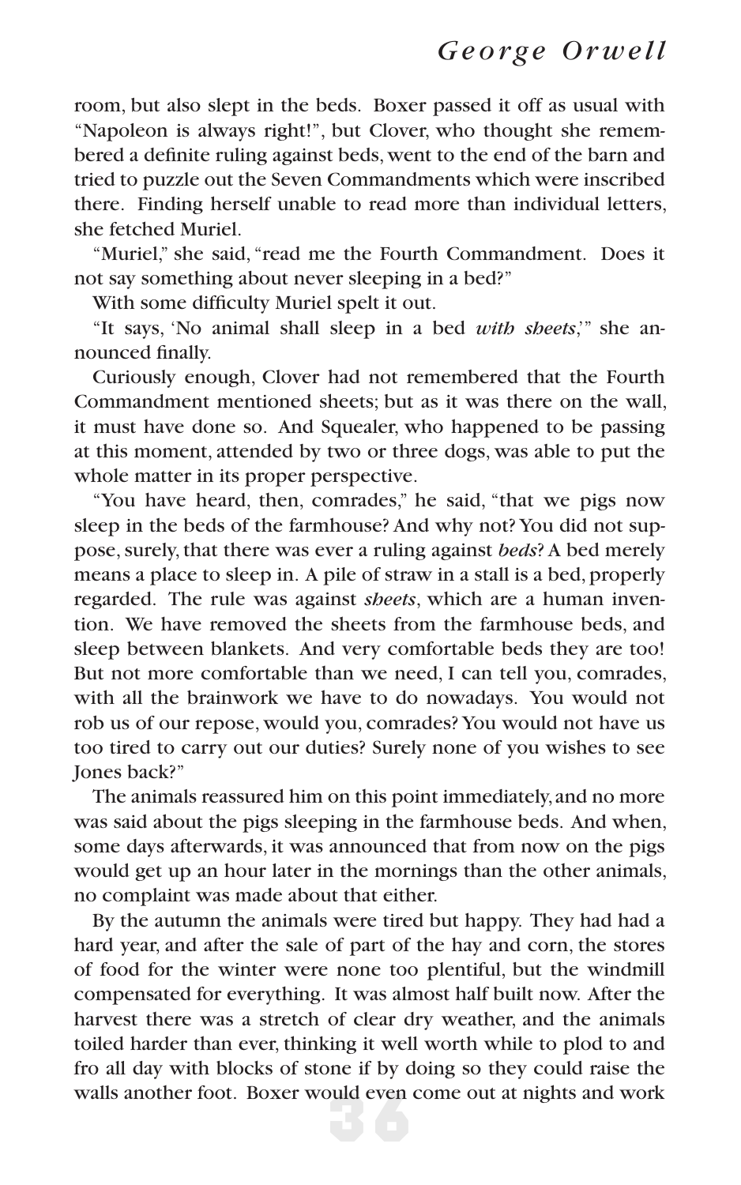room, but also slept in the beds. Boxer passed it off as usual with "Napoleon is always right!", but Clover, who thought she remembered a definite ruling against beds, went to the end of the barn and tried to puzzle out the Seven Commandments which were inscribed there. Finding herself unable to read more than individual letters, she fetched Muriel.

"Muriel," she said, "read me the Fourth Commandment. Does it not say something about never sleeping in a bed?"

With some difficulty Muriel spelt it out.

"It says, 'No animal shall sleep in a bed *with sheets*,'" she announced finally.

Curiously enough, Clover had not remembered that the Fourth Commandment mentioned sheets; but as it was there on the wall, it must have done so. And Squealer, who happened to be passing at this moment, attended by two or three dogs, was able to put the whole matter in its proper perspective.

"You have heard, then, comrades," he said, "that we pigs now sleep in the beds of the farmhouse? And why not? You did not suppose, surely, that there was ever a ruling against *beds*? A bed merely means a place to sleep in. A pile of straw in a stall is a bed, properly regarded. The rule was against *sheets*, which are a human invention. We have removed the sheets from the farmhouse beds, and sleep between blankets. And very comfortable beds they are too! But not more comfortable than we need, I can tell you, comrades, with all the brainwork we have to do nowadays. You would not rob us of our repose, would you, comrades? You would not have us too tired to carry out our duties? Surely none of you wishes to see Jones back?"

The animals reassured him on this point immediately, and no more was said about the pigs sleeping in the farmhouse beds. And when, some days afterwards, it was announced that from now on the pigs would get up an hour later in the mornings than the other animals, no complaint was made about that either.

By the autumn the animals were tired but happy. They had had a hard year, and after the sale of part of the hay and corn, the stores of food for the winter were none too plentiful, but the windmill compensated for everything. It was almost half built now. After the harvest there was a stretch of clear dry weather, and the animals toiled harder than ever, thinking it well worth while to plod to and fro all day with blocks of stone if by doing so they could raise the walls another foot. Boxer would even come out at nights and work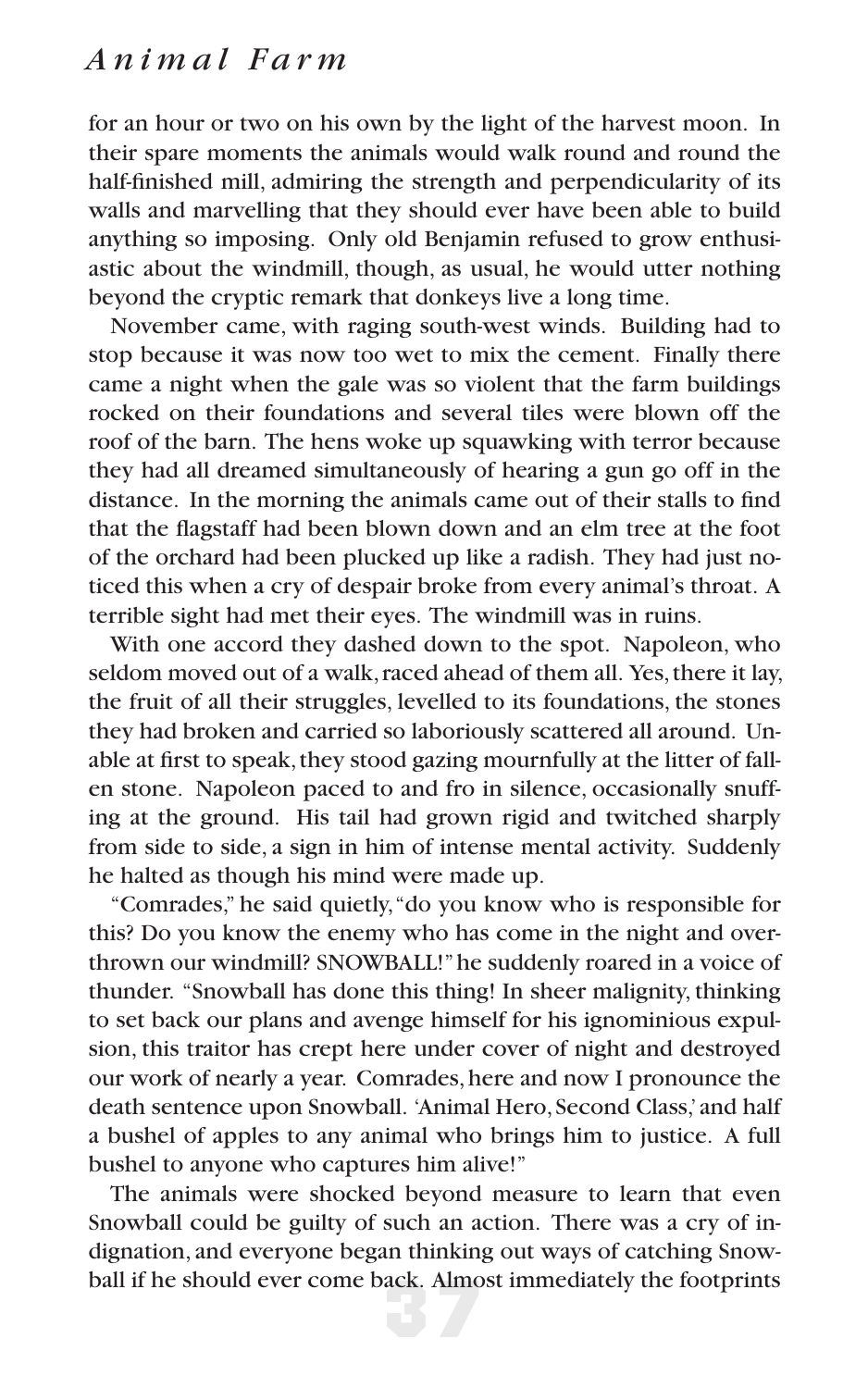for an hour or two on his own by the light of the harvest moon. In their spare moments the animals would walk round and round the half-finished mill, admiring the strength and perpendicularity of its walls and marvelling that they should ever have been able to build anything so imposing. Only old Benjamin refused to grow enthusiastic about the windmill, though, as usual, he would utter nothing beyond the cryptic remark that donkeys live a long time.

November came, with raging south-west winds. Building had to stop because it was now too wet to mix the cement. Finally there came a night when the gale was so violent that the farm buildings rocked on their foundations and several tiles were blown off the roof of the barn. The hens woke up squawking with terror because they had all dreamed simultaneously of hearing a gun go off in the distance. In the morning the animals came out of their stalls to find that the flagstaff had been blown down and an elm tree at the foot of the orchard had been plucked up like a radish. They had just noticed this when a cry of despair broke from every animal's throat. A terrible sight had met their eyes. The windmill was in ruins.

With one accord they dashed down to the spot. Napoleon, who seldom moved out of a walk, raced ahead of them all. Yes, there it lay, the fruit of all their struggles, levelled to its foundations, the stones they had broken and carried so laboriously scattered all around. Unable at first to speak, they stood gazing mournfully at the litter of fallen stone. Napoleon paced to and fro in silence, occasionally snuffing at the ground. His tail had grown rigid and twitched sharply from side to side, a sign in him of intense mental activity. Suddenly he halted as though his mind were made up.

"Comrades," he said quietly, "do you know who is responsible for this? Do you know the enemy who has come in the night and overthrown our windmill? SNOWBALL!" he suddenly roared in a voice of thunder. "Snowball has done this thing! In sheer malignity, thinking to set back our plans and avenge himself for his ignominious expulsion, this traitor has crept here under cover of night and destroyed our work of nearly a year. Comrades, here and now I pronounce the death sentence upon Snowball. 'Animal Hero, Second Class,' and half a bushel of apples to any animal who brings him to justice. A full bushel to anyone who captures him alive!"

The animals were shocked beyond measure to learn that even Snowball could be guilty of such an action. There was a cry of indignation, and everyone began thinking out ways of catching Snowball if he should ever come back. Almost immediately the footprints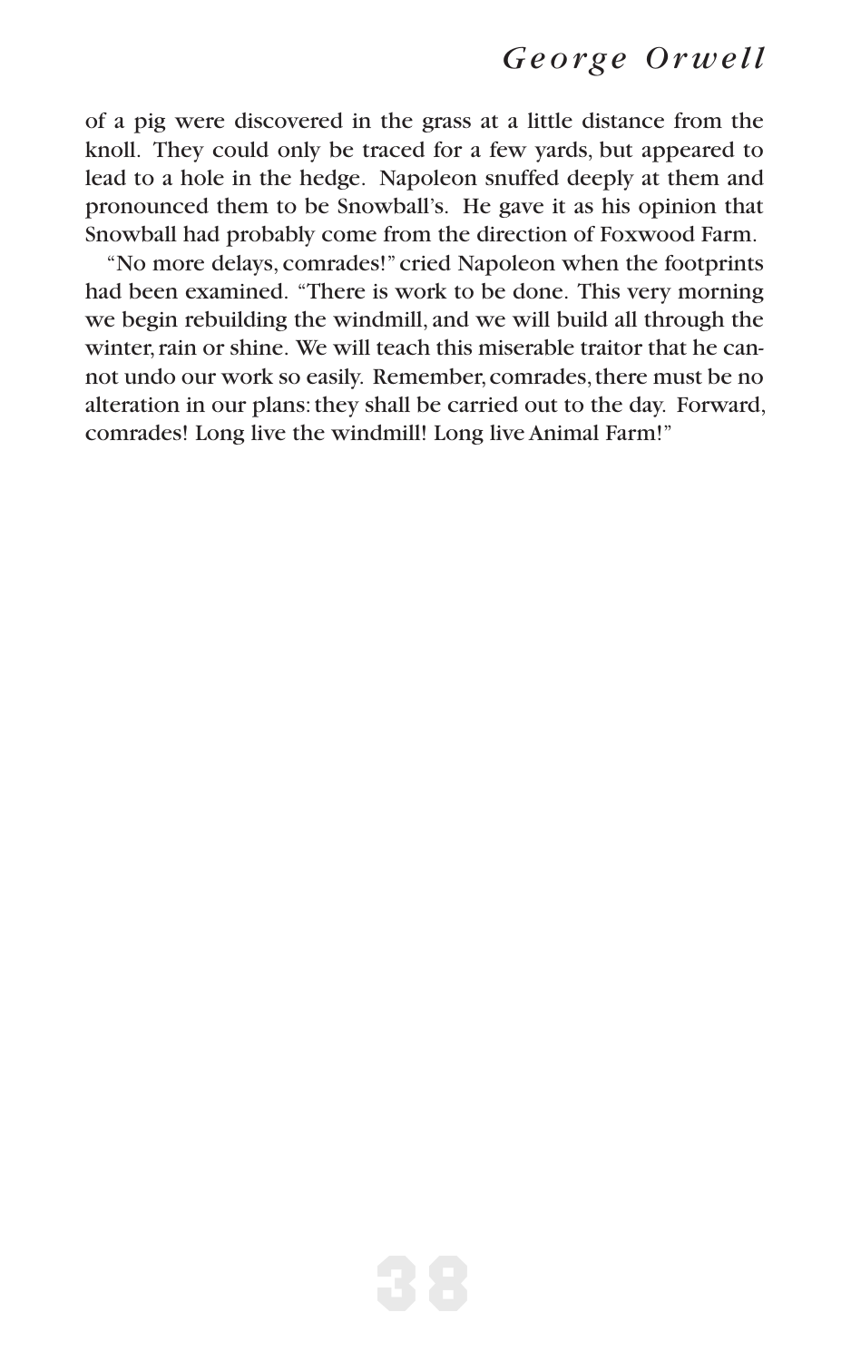of a pig were discovered in the grass at a little distance from the knoll. They could only be traced for a few yards, but appeared to lead to a hole in the hedge. Napoleon snuffed deeply at them and pronounced them to be Snowball's. He gave it as his opinion that Snowball had probably come from the direction of Foxwood Farm.

"No more delays, comrades!" cried Napoleon when the footprints had been examined. "There is work to be done. This very morning we begin rebuilding the windmill, and we will build all through the winter, rain or shine. We will teach this miserable traitor that he cannot undo our work so easily. Remember, comrades, there must be no alteration in our plans: they shall be carried out to the day. Forward, comrades! Long live the windmill! Long live Animal Farm!"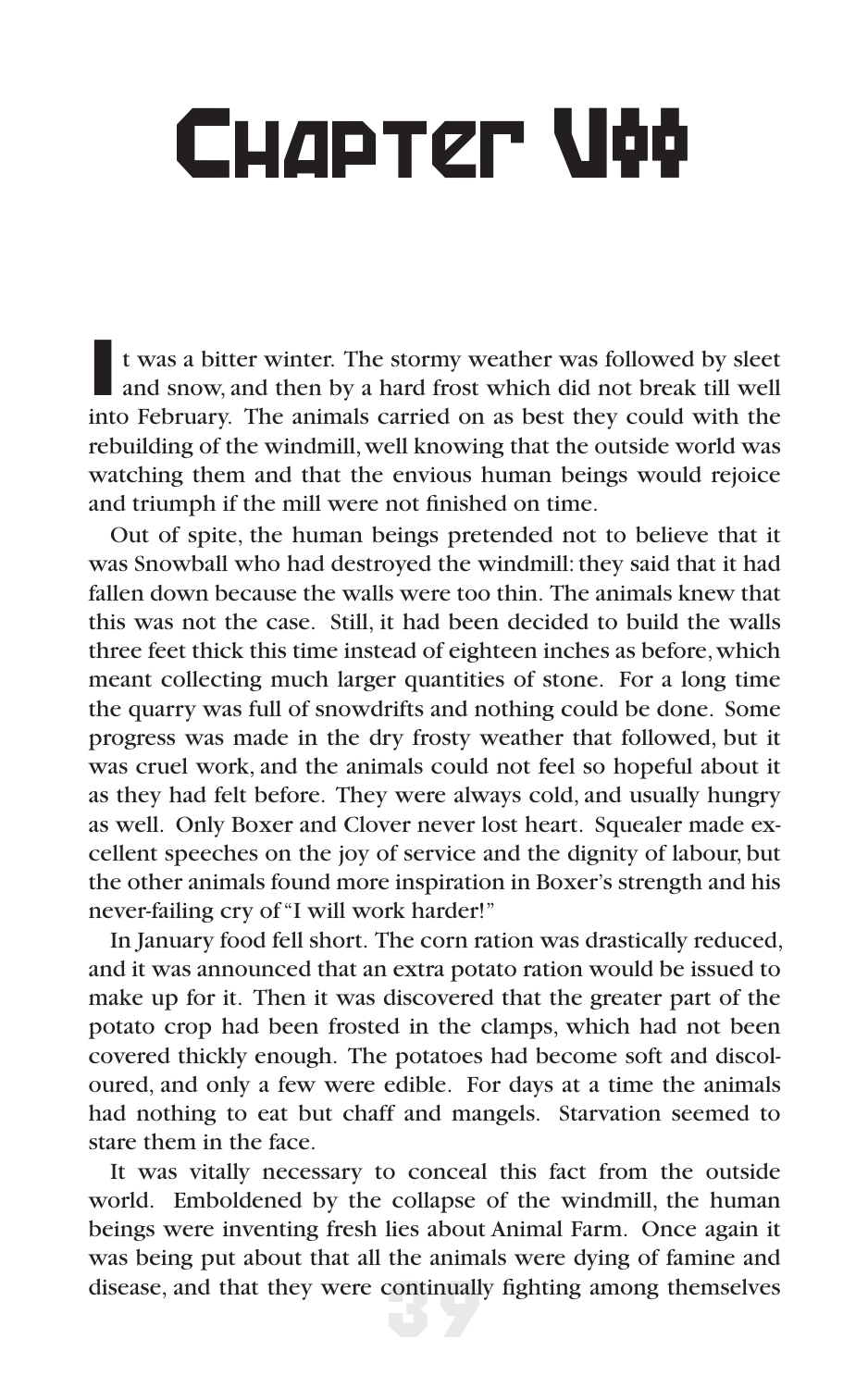# Chapter VII

It was a bitter winter. The stormy weather was followed by sleet and snow, and then by a hard frost which did not break till well into February. The animals carried on as best they could with the rebuilding of the windmill, well knowing that the outside world was watching them and that the envious human beings would rejoice and triumph if the mill were not finished on time.

Out of spite, the human beings pretended not to believe that it was Snowball who had destroyed the windmill: they said that it had fallen down because the walls were too thin. The animals knew that this was not the case. Still, it had been decided to build the walls three feet thick this time instead of eighteen inches as before, which meant collecting much larger quantities of stone. For a long time the quarry was full of snowdrifts and nothing could be done. Some progress was made in the dry frosty weather that followed, but it was cruel work, and the animals could not feel so hopeful about it as they had felt before. They were always cold, and usually hungry as well. Only Boxer and Clover never lost heart. Squealer made excellent speeches on the joy of service and the dignity of labour, but the other animals found more inspiration in Boxer's strength and his never-failing cry of "I will work harder!"

In January food fell short. The corn ration was drastically reduced, and it was announced that an extra potato ration would be issued to make up for it. Then it was discovered that the greater part of the potato crop had been frosted in the clamps, which had not been covered thickly enough. The potatoes had become soft and discoloured, and only a few were edible. For days at a time the animals had nothing to eat but chaff and mangels. Starvation seemed to stare them in the face.

It was vitally necessary to conceal this fact from the outside world. Emboldened by the collapse of the windmill, the human beings were inventing fresh lies about Animal Farm. Once again it was being put about that all the animals were dying of famine and disease, and that they were continually fighting among themselves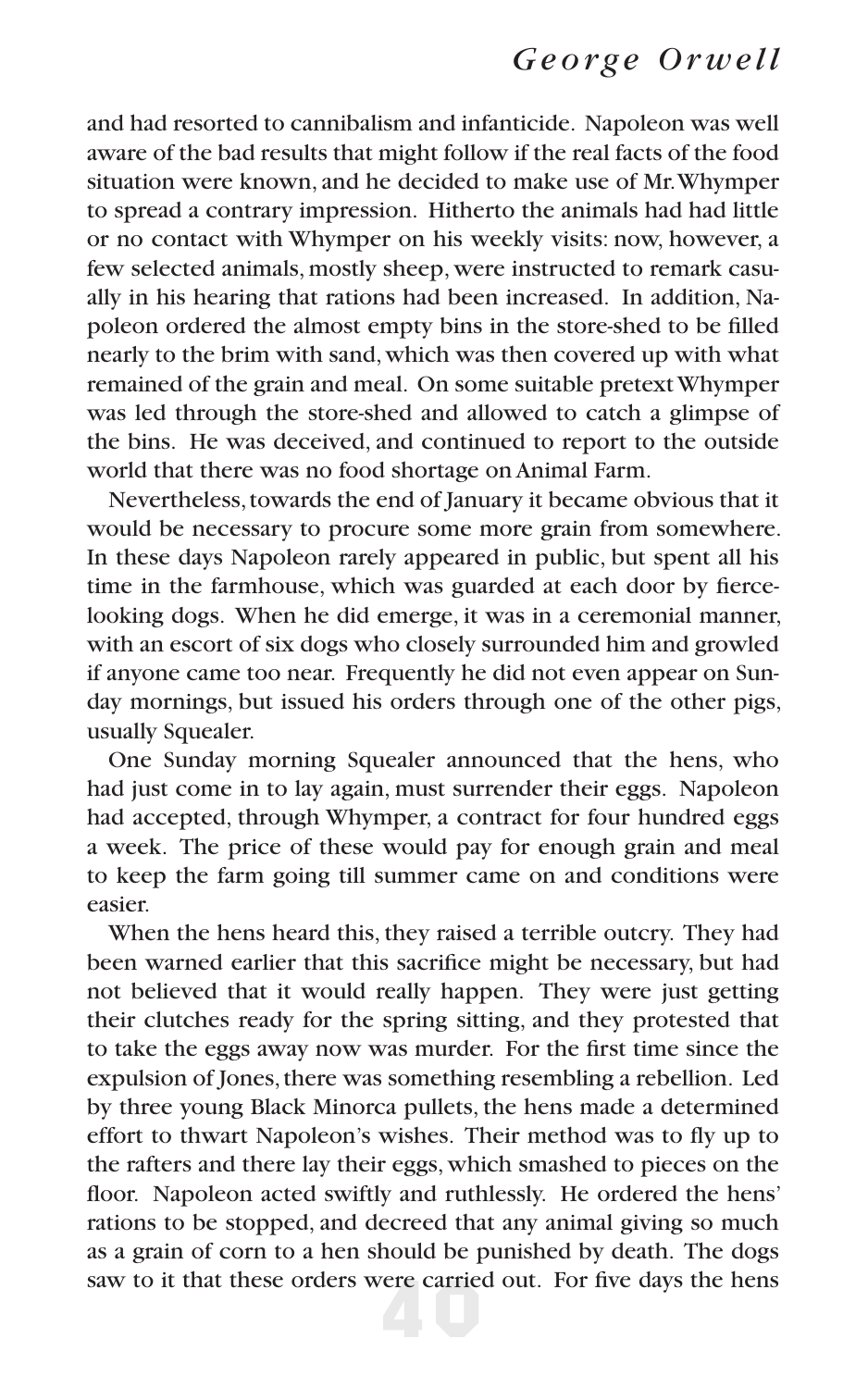and had resorted to cannibalism and infanticide. Napoleon was well aware of the bad results that might follow if the real facts of the food situation were known, and he decided to make use of Mr. Whymper to spread a contrary impression. Hitherto the animals had had little or no contact with Whymper on his weekly visits: now, however, a few selected animals, mostly sheep, were instructed to remark casually in his hearing that rations had been increased. In addition, Napoleon ordered the almost empty bins in the store-shed to be filled nearly to the brim with sand, which was then covered up with what remained of the grain and meal. On some suitable pretext Whymper was led through the store-shed and allowed to catch a glimpse of the bins. He was deceived, and continued to report to the outside world that there was no food shortage on Animal Farm.

Nevertheless, towards the end of January it became obvious that it would be necessary to procure some more grain from somewhere. In these days Napoleon rarely appeared in public, but spent all his time in the farmhouse, which was guarded at each door by fierce-looking dogs. When he did emerge, it was in a ceremonial manner, with an escort of six dogs who closely surrounded him and growled if anyone came too near. Frequently he did not even appear on Sunday mornings, but issued his orders through one of the other pigs, usually Squealer.

One Sunday morning Squealer announced that the hens, who had just come in to lay again, must surrender their eggs. Napoleon had accepted, through Whymper, a contract for four hundred eggs a week. The price of these would pay for enough grain and meal to keep the farm going till summer came on and conditions were easier.

When the hens heard this, they raised a terrible outcry. They had been warned earlier that this sacrifice might be necessary, but had not believed that it would really happen. They were just getting their clutches ready for the spring sitting, and they protested that to take the eggs away now was murder. For the first time since the expulsion of Jones, there was something resembling a rebellion. Led by three young Black Minorca pullets, the hens made a determined effort to thwart Napoleon's wishes. Their method was to fly up to the rafters and there lay their eggs, which smashed to pieces on the floor. Napoleon acted swiftly and ruthlessly. He ordered the hens' rations to be stopped, and decreed that any animal giving so much as a grain of corn to a hen should be punished by death. The dogs saw to it that these orders were carried out. For five days the hens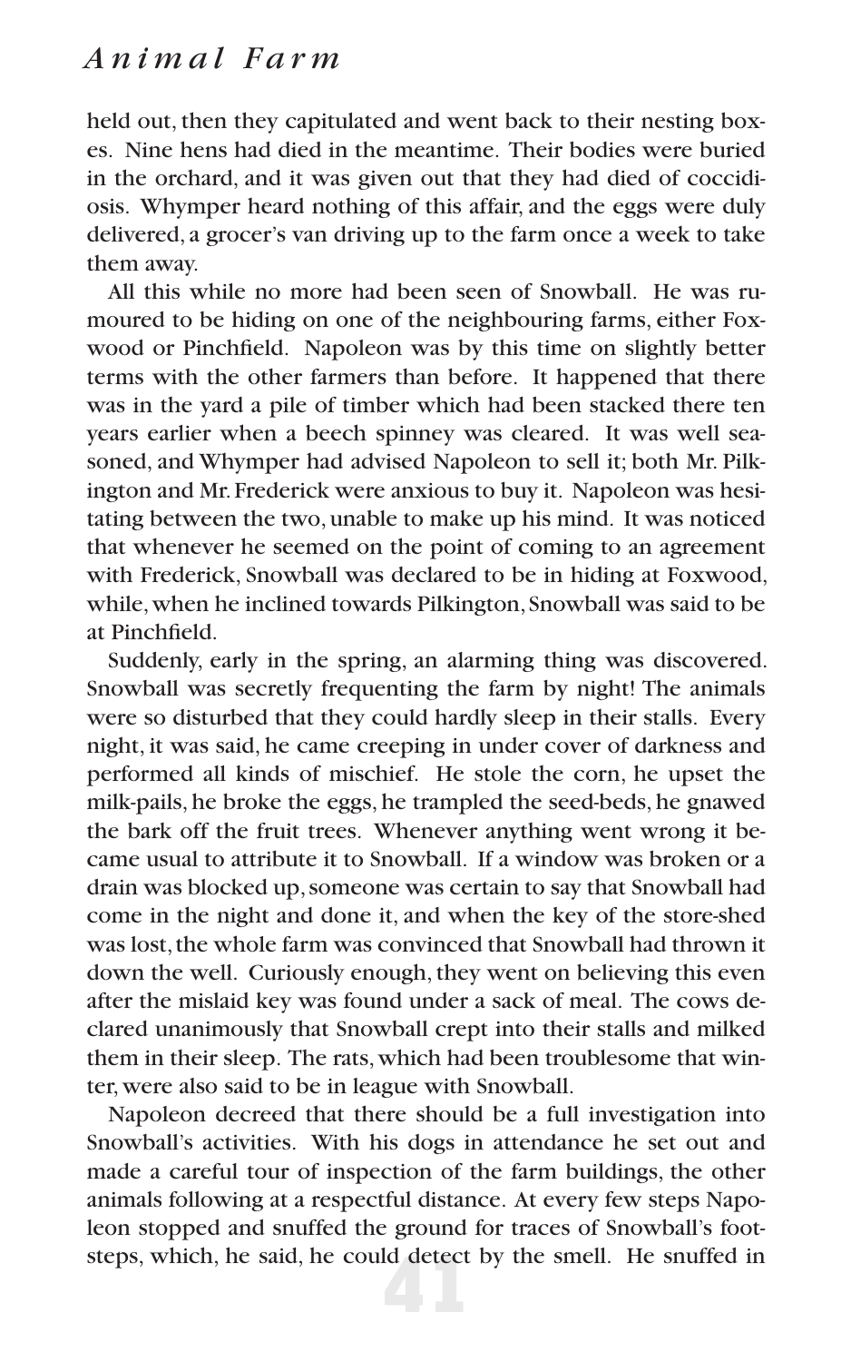held out, then they capitulated and went back to their nesting boxes. Nine hens had died in the meantime. Their bodies were buried in the orchard, and it was given out that they had died of coccidiosis. Whymper heard nothing of this affair, and the eggs were duly delivered, a grocer's van driving up to the farm once a week to take them away.

All this while no more had been seen of Snowball. He was rumoured to be hiding on one of the neighbouring farms, either Foxwood or Pinchfield. Napoleon was by this time on slightly better terms with the other farmers than before. It happened that there was in the yard a pile of timber which had been stacked there ten years earlier when a beech spinney was cleared. It was well seasoned, and Whymper had advised Napoleon to sell it; both Mr. Pilkington and Mr. Frederick were anxious to buy it. Napoleon was hesitating between the two, unable to make up his mind. It was noticed that whenever he seemed on the point of coming to an agreement with Frederick, Snowball was declared to be in hiding at Foxwood, while, when he inclined towards Pilkington, Snowball was said to be at Pinchfield.

Suddenly, early in the spring, an alarming thing was discovered. Snowball was secretly frequenting the farm by night! The animals were so disturbed that they could hardly sleep in their stalls. Every night, it was said, he came creeping in under cover of darkness and performed all kinds of mischief. He stole the corn, he upset the milk-pails, he broke the eggs, he trampled the seed-beds, he gnawed the bark off the fruit trees. Whenever anything went wrong it became usual to attribute it to Snowball. If a window was broken or a drain was blocked up, someone was certain to say that Snowball had come in the night and done it, and when the key of the store-shed was lost, the whole farm was convinced that Snowball had thrown it down the well. Curiously enough, they went on believing this even after the mislaid key was found under a sack of meal. The cows declared unanimously that Snowball crept into their stalls and milked them in their sleep. The rats, which had been troublesome that winter, were also said to be in league with Snowball.

Napoleon decreed that there should be a full investigation into Snowball's activities. With his dogs in attendance he set out and made a careful tour of inspection of the farm buildings, the other animals following at a respectful distance. At every few steps Napoleon stopped and snuffed the ground for traces of Snowball's footsteps, which, he said, he could detect by the smell. He snuffed in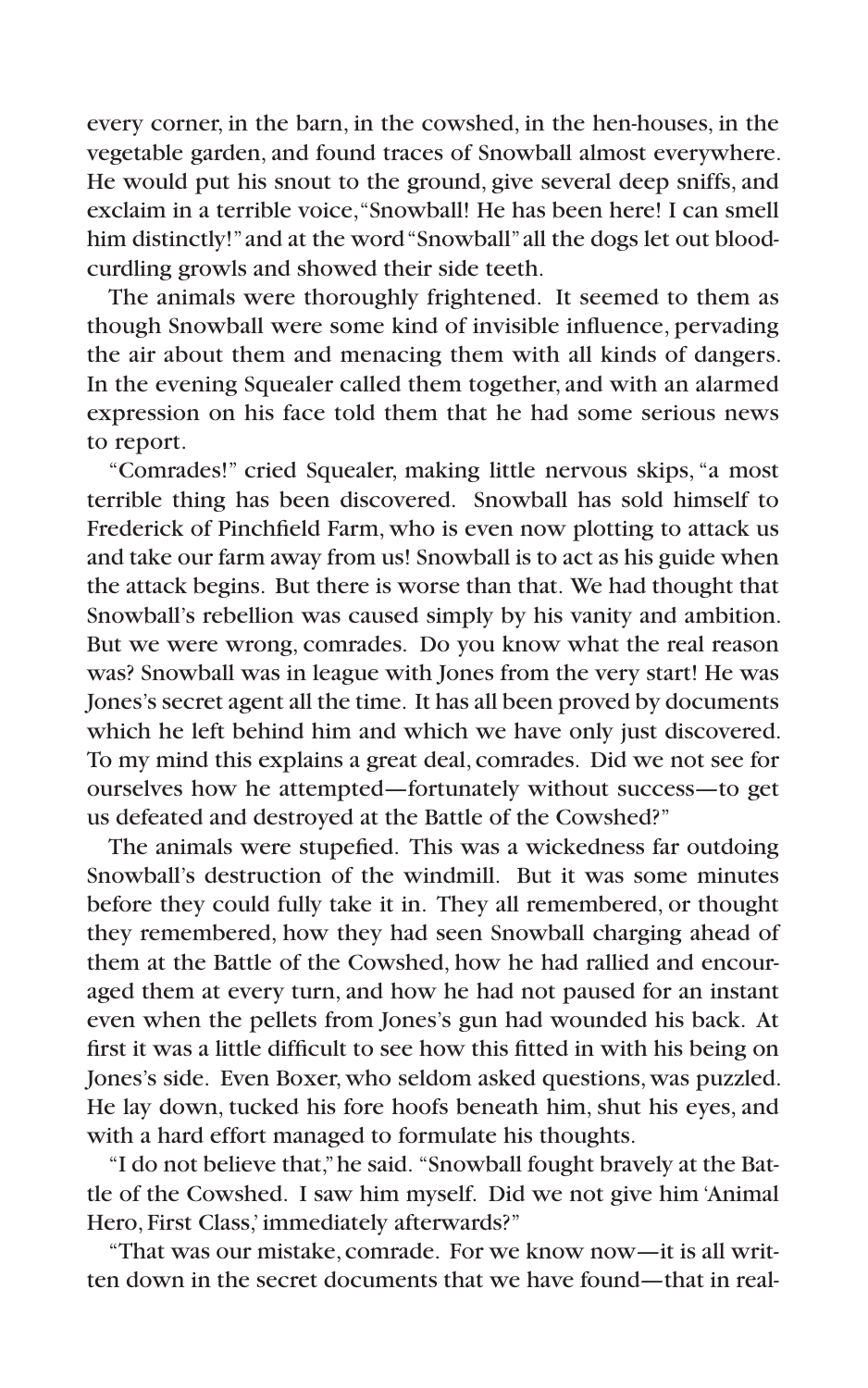every corner, in the barn, in the cowshed, in the hen-houses, in the vegetable garden, and found traces of Snowball almost everywhere. He would put his snout to the ground, give several deep sniffs, and exclaim in a terrible voice, "Snowball! He has been here! I can smell him distinctly!" and at the word "Snowball" all the dogs let out blood-curdling growls and showed their side teeth.

The animals were thoroughly frightened. It seemed to them as though Snowball were some kind of invisible influence, pervading the air about them and menacing them with all kinds of dangers. In the evening Squealer called them together, and with an alarmed expression on his face told them that he had some serious news to report.

"Comrades!" cried Squealer, making little nervous skips, "a most terrible thing has been discovered. Snowball has sold himself to Frederick of Pinchfield Farm, who is even now plotting to attack us and take our farm away from us! Snowball is to act as his guide when the attack begins. But there is worse than that. We had thought that Snowball's rebellion was caused simply by his vanity and ambition. But we were wrong, comrades. Do you know what the real reason was? Snowball was in league with Jones from the very start! He was Jones's secret agent all the time. It has all been proved by documents which he left behind him and which we have only just discovered. To my mind this explains a great deal, comrades. Did we not see for ourselves how he attempted—fortunately without success—to get us defeated and destroyed at the Battle of the Cowshed?"

The animals were stupefied. This was a wickedness far outdoing Snowball's destruction of the windmill. But it was some minutes before they could fully take it in. They all remembered, or thought they remembered, how they had seen Snowball charging ahead of them at the Battle of the Cowshed, how he had rallied and encouraged them at every turn, and how he had not paused for an instant even when the pellets from Jones's gun had wounded his back. At first it was a little difficult to see how this fitted in with his being on Jones's side. Even Boxer, who seldom asked questions, was puzzled. He lay down, tucked his fore hoofs beneath him, shut his eyes, and with a hard effort managed to formulate his thoughts.

"I do not believe that," he said. "Snowball fought bravely at the Battle of the Cowshed. I saw him myself. Did we not give him 'Animal Hero, First Class,' immediately afterwards?"

"That was our mistake, comrade. For we know now—it is all written down in the secret documents that we have found—that in real-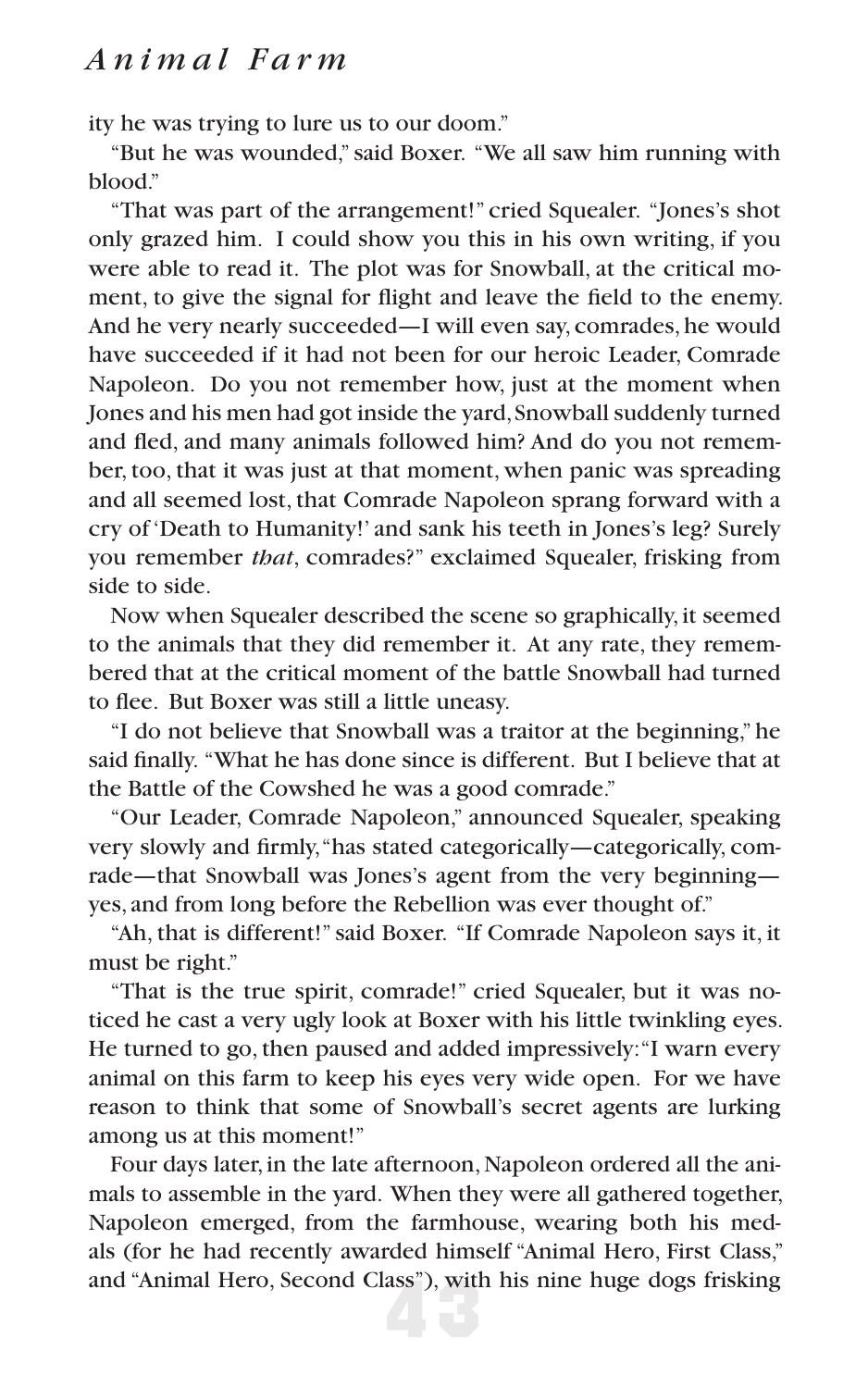ity he was trying to lure us to our doom."

"But he was wounded," said Boxer. "We all saw him running with blood."

"That was part of the arrangement!" cried Squealer. "Jones's shot only grazed him. I could show you this in his own writing, if you were able to read it. The plot was for Snowball, at the critical moment, to give the signal for flight and leave the field to the enemy. And he very nearly succeeded—I will even say, comrades, he would have succeeded if it had not been for our heroic Leader, Comrade Napoleon. Do you not remember how, just at the moment when Jones and his men had got inside the yard, Snowball suddenly turned and fled, and many animals followed him? And do you not remember, too, that it was just at that moment, when panic was spreading and all seemed lost, that Comrade Napoleon sprang forward with a cry of 'Death to Humanity!' and sank his teeth in Jones's leg? Surely you remember *that*, comrades?" exclaimed Squealer, frisking from side to side.

Now when Squealer described the scene so graphically, it seemed to the animals that they did remember it. At any rate, they remembered that at the critical moment of the battle Snowball had turned to flee. But Boxer was still a little uneasy.

"I do not believe that Snowball was a traitor at the beginning," he said finally. "What he has done since is different. But I believe that at the Battle of the Cowshed he was a good comrade."

"Our Leader, Comrade Napoleon," announced Squealer, speaking very slowly and firmly, "has stated categorically—categorically, comrade—that Snowball was Jones's agent from the very beginning—yes, and from long before the Rebellion was ever thought of."

"Ah, that is different!" said Boxer. "If Comrade Napoleon says it, it must be right."

"That is the true spirit, comrade!" cried Squealer, but it was noticed he cast a very ugly look at Boxer with his little twinkling eyes. He turned to go, then paused and added impressively: "I warn every animal on this farm to keep his eyes very wide open. For we have reason to think that some of Snowball's secret agents are lurking among us at this moment!"

Four days later, in the late afternoon, Napoleon ordered all the animals to assemble in the yard. When they were all gathered together, Napoleon emerged, from the farmhouse, wearing both his medals (for he had recently awarded himself "Animal Hero, First Class," and "Animal Hero, Second Class"), with his nine huge dogs frisking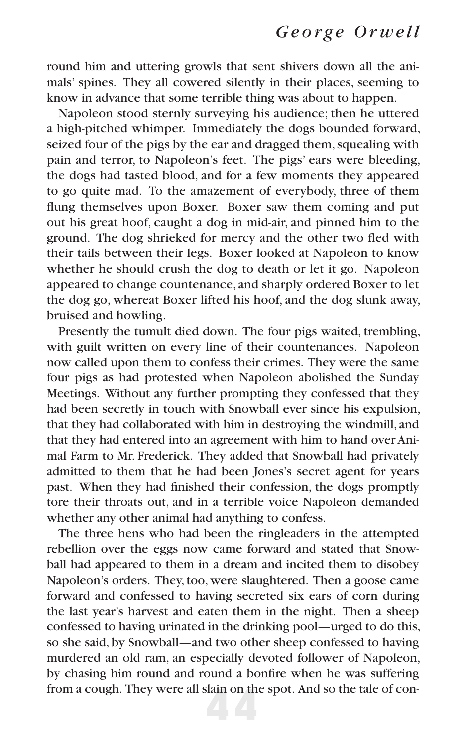round him and uttering growls that sent shivers down all the animals' spines. They all cowered silently in their places, seeming to know in advance that some terrible thing was about to happen.

Napoleon stood sternly surveying his audience; then he uttered a high-pitched whimper. Immediately the dogs bounded forward, seized four of the pigs by the ear and dragged them, squealing with pain and terror, to Napoleon's feet. The pigs' ears were bleeding, the dogs had tasted blood, and for a few moments they appeared to go quite mad. To the amazement of everybody, three of them flung themselves upon Boxer. Boxer saw them coming and put out his great hoof, caught a dog in mid-air, and pinned him to the ground. The dog shrieked for mercy and the other two fled with their tails between their legs. Boxer looked at Napoleon to know whether he should crush the dog to death or let it go. Napoleon appeared to change countenance, and sharply ordered Boxer to let the dog go, whereat Boxer lifted his hoof, and the dog slunk away, bruised and howling.

Presently the tumult died down. The four pigs waited, trembling, with guilt written on every line of their countenances. Napoleon now called upon them to confess their crimes. They were the same four pigs as had protested when Napoleon abolished the Sunday Meetings. Without any further prompting they confessed that they had been secretly in touch with Snowball ever since his expulsion, that they had collaborated with him in destroying the windmill, and that they had entered into an agreement with him to hand over Animal Farm to Mr. Frederick. They added that Snowball had privately admitted to them that he had been Jones's secret agent for years past. When they had finished their confession, the dogs promptly tore their throats out, and in a terrible voice Napoleon demanded whether any other animal had anything to confess.

The three hens who had been the ringleaders in the attempted rebellion over the eggs now came forward and stated that Snowball had appeared to them in a dream and incited them to disobey Napoleon's orders. They, too, were slaughtered. Then a goose came forward and confessed to having secreted six ears of corn during the last year's harvest and eaten them in the night. Then a sheep confessed to having urinated in the drinking pool—urged to do this, so she said, by Snowball—and two other sheep confessed to having murdered an old ram, an especially devoted follower of Napoleon, by chasing him round and round a bonfire when he was suffering from a cough. They were all slain on the spot. And so the tale of con-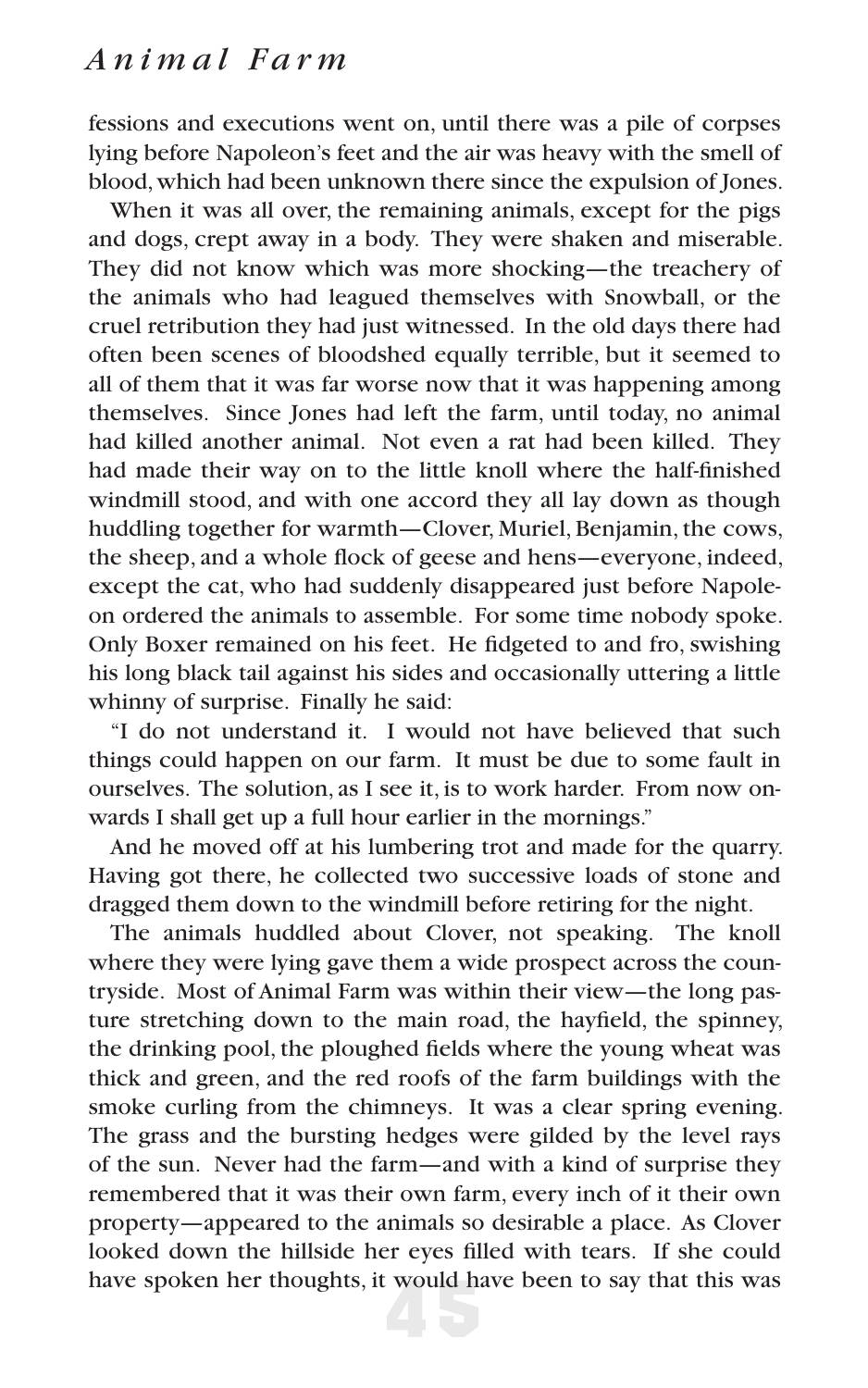fessions and executions went on, until there was a pile of corpses lying before Napoleon's feet and the air was heavy with the smell of blood, which had been unknown there since the expulsion of Jones.

When it was all over, the remaining animals, except for the pigs and dogs, crept away in a body. They were shaken and miserable. They did not know which was more shocking—the treachery of the animals who had leagued themselves with Snowball, or the cruel retribution they had just witnessed. In the old days there had often been scenes of bloodshed equally terrible, but it seemed to all of them that it was far worse now that it was happening among themselves. Since Jones had left the farm, until today, no animal had killed another animal. Not even a rat had been killed. They had made their way on to the little knoll where the half-finished windmill stood, and with one accord they all lay down as though huddling together for warmth—Clover, Muriel, Benjamin, the cows, the sheep, and a whole flock of geese and hens—everyone, indeed, except the cat, who had suddenly disappeared just before Napoleon ordered the animals to assemble. For some time nobody spoke. Only Boxer remained on his feet. He fidgeted to and fro, swishing his long black tail against his sides and occasionally uttering a little whinny of surprise. Finally he said:

"I do not understand it. I would not have believed that such things could happen on our farm. It must be due to some fault in ourselves. The solution, as I see it, is to work harder. From now onwards I shall get up a full hour earlier in the mornings."

And he moved off at his lumbering trot and made for the quarry. Having got there, he collected two successive loads of stone and dragged them down to the windmill before retiring for the night.

The animals huddled about Clover, not speaking. The knoll where they were lying gave them a wide prospect across the countryside. Most of Animal Farm was within their view—the long pasture stretching down to the main road, the hayfield, the spinney, the drinking pool, the ploughed fields where the young wheat was thick and green, and the red roofs of the farm buildings with the smoke curling from the chimneys. It was a clear spring evening. The grass and the bursting hedges were gilded by the level rays of the sun. Never had the farm—and with a kind of surprise they remembered that it was their own farm, every inch of it their own property—appeared to the animals so desirable a place. As Clover looked down the hillside her eyes filled with tears. If she could have spoken her thoughts, it would have been to say that this was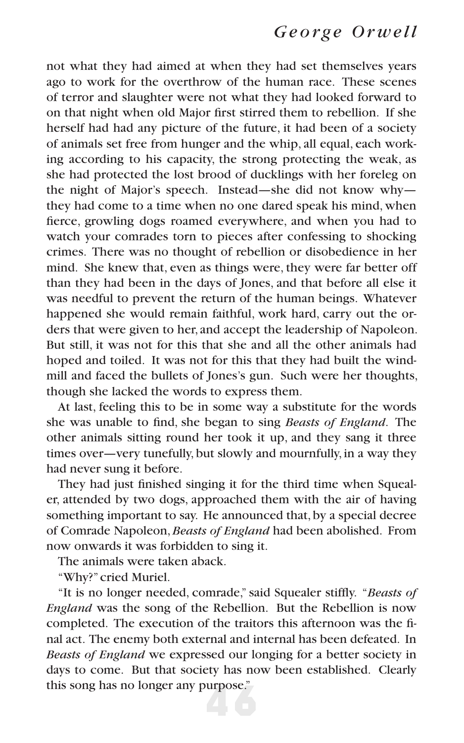not what they had aimed at when they had set themselves years ago to work for the overthrow of the human race. These scenes of terror and slaughter were not what they had looked forward to on that night when old Major first stirred them to rebellion. If she herself had had any picture of the future, it had been of a society of animals set free from hunger and the whip, all equal, each working according to his capacity, the strong protecting the weak, as she had protected the lost brood of ducklings with her foreleg on the night of Major's speech. Instead—she did not know why—they had come to a time when no one dared speak his mind, when fierce, growling dogs roamed everywhere, and when you had to watch your comrades torn to pieces after confessing to shocking crimes. There was no thought of rebellion or disobedience in her mind. She knew that, even as things were, they were far better off than they had been in the days of Jones, and that before all else it was needful to prevent the return of the human beings. Whatever happened she would remain faithful, work hard, carry out the orders that were given to her, and accept the leadership of Napoleon. But still, it was not for this that she and all the other animals had hoped and toiled. It was not for this that they had built the windmill and faced the bullets of Jones's gun. Such were her thoughts, though she lacked the words to express them.

At last, feeling this to be in some way a substitute for the words she was unable to find, she began to sing *Beasts of England*. The other animals sitting round her took it up, and they sang it three times over—very tunefully, but slowly and mournfully, in a way they had never sung it before.

They had just finished singing it for the third time when Squealer, attended by two dogs, approached them with the air of having something important to say. He announced that, by a special decree of Comrade Napoleon, *Beasts of England* had been abolished. From now onwards it was forbidden to sing it.

The animals were taken aback.

"Why?" cried Muriel.

"It is no longer needed, comrade," said Squealer stiffly. "*Beasts of England* was the song of the Rebellion. But the Rebellion is now completed. The execution of the traitors this afternoon was the final act. The enemy both external and internal has been defeated. In *Beasts of England* we expressed our longing for a better society in days to come. But that society has now been established. Clearly this song has no longer any purpose."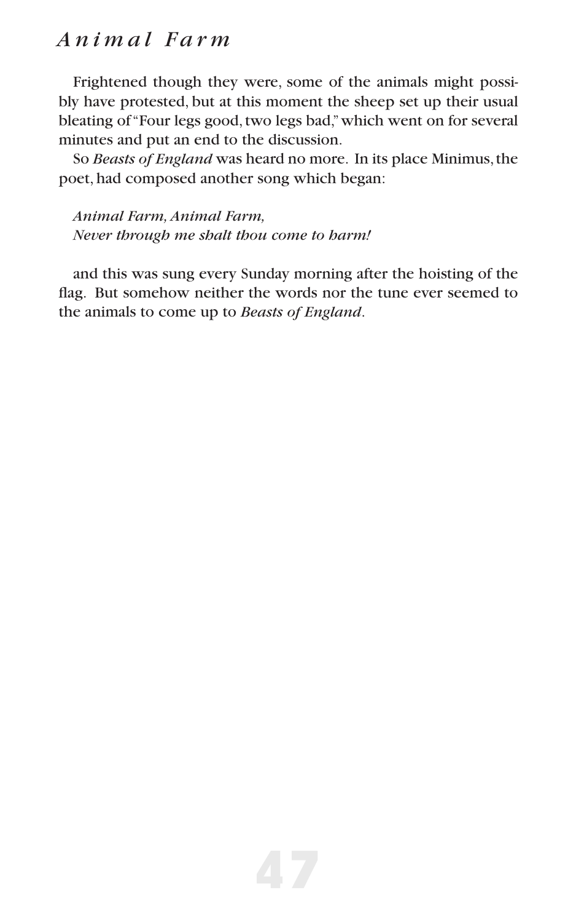Frightened though they were, some of the animals might possibly have protested, but at this moment the sheep set up their usual bleating of "Four legs good, two legs bad," which went on for several minutes and put an end to the discussion.

So *Beasts of England* was heard no more. In its place Minimus, the poet, had composed another song which began:

*Animal Farm, Animal Farm,*
*Never through me shalt thou come to harm!*

and this was sung every Sunday morning after the hoisting of the flag. But somehow neither the words nor the tune ever seemed to the animals to come up to *Beasts of England*.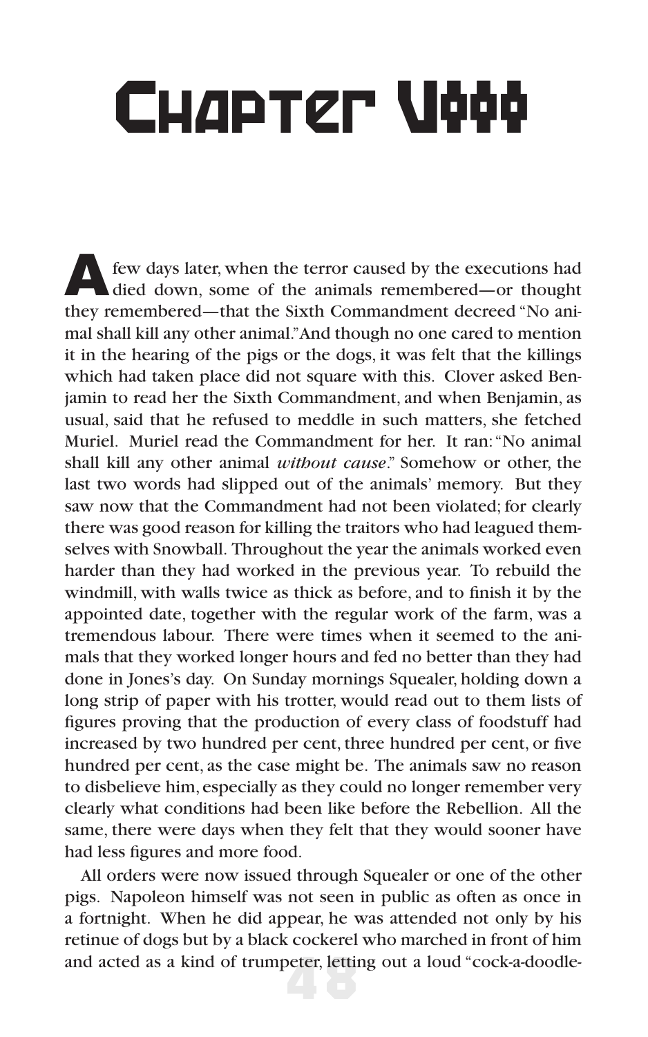# Chapter VIII

A few days later, when the terror caused by the executions had died down, some of the animals remembered—or thought they remembered—that the Sixth Commandment decreed "No animal shall kill any other animal." And though no one cared to mention it in the hearing of the pigs or the dogs, it was felt that the killings which had taken place did not square with this. Clover asked Benjamin to read her the Sixth Commandment, and when Benjamin, as usual, said that he refused to meddle in such matters, she fetched Muriel. Muriel read the Commandment for her. It ran: "No animal shall kill any other animal *without cause*." Somehow or other, the last two words had slipped out of the animals' memory. But they saw now that the Commandment had not been violated; for clearly there was good reason for killing the traitors who had leagued themselves with Snowball. Throughout the year the animals worked even harder than they had worked in the previous year. To rebuild the windmill, with walls twice as thick as before, and to finish it by the appointed date, together with the regular work of the farm, was a tremendous labour. There were times when it seemed to the animals that they worked longer hours and fed no better than they had done in Jones's day. On Sunday mornings Squealer, holding down a long strip of paper with his trotter, would read out to them lists of figures proving that the production of every class of foodstuff had increased by two hundred per cent, three hundred per cent, or five hundred per cent, as the case might be. The animals saw no reason to disbelieve him, especially as they could no longer remember very clearly what conditions had been like before the Rebellion. All the same, there were days when they felt that they would sooner have had less figures and more food.

All orders were now issued through Squealer or one of the other pigs. Napoleon himself was not seen in public as often as once in a fortnight. When he did appear, he was attended not only by his retinue of dogs but by a black cockerel who marched in front of him and acted as a kind of trumpeter, letting out a loud "cock-a-doodle-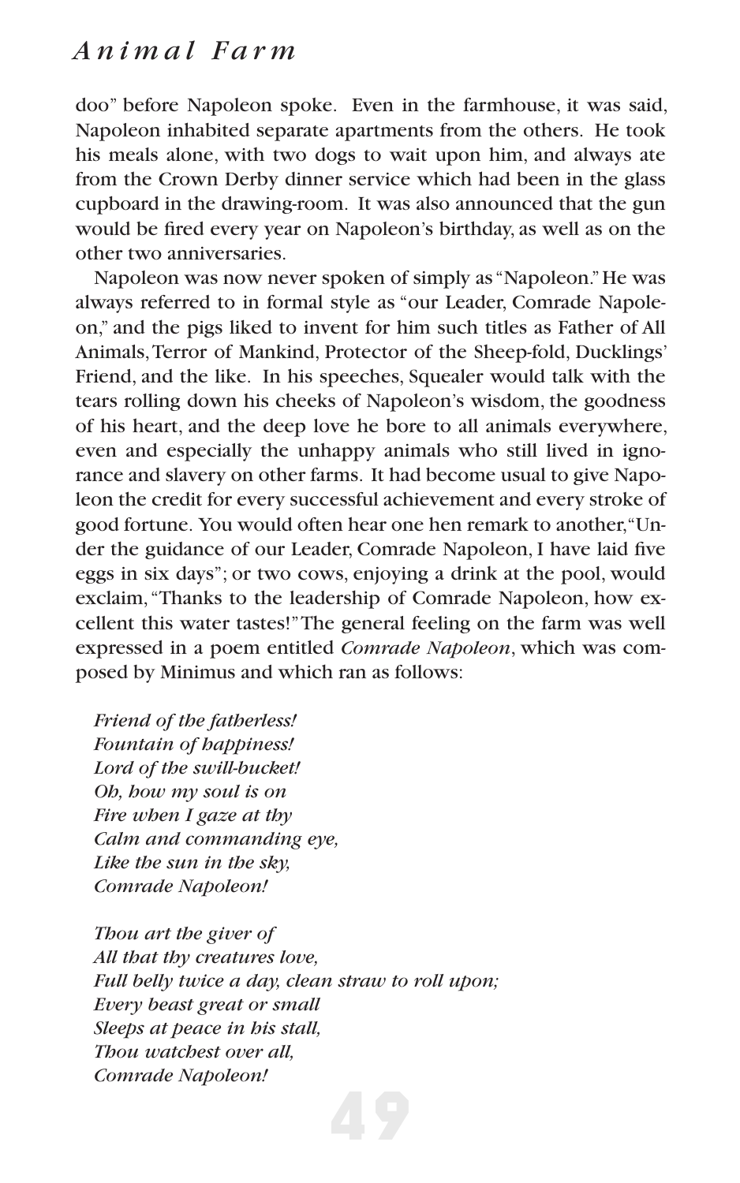doo" before Napoleon spoke. Even in the farmhouse, it was said, Napoleon inhabited separate apartments from the others. He took his meals alone, with two dogs to wait upon him, and always ate from the Crown Derby dinner service which had been in the glass cupboard in the drawing-room. It was also announced that the gun would be fired every year on Napoleon's birthday, as well as on the other two anniversaries.

Napoleon was now never spoken of simply as "Napoleon." He was always referred to in formal style as "our Leader, Comrade Napoleon," and the pigs liked to invent for him such titles as Father of All Animals, Terror of Mankind, Protector of the Sheep-fold, Ducklings' Friend, and the like. In his speeches, Squealer would talk with the tears rolling down his cheeks of Napoleon's wisdom, the goodness of his heart, and the deep love he bore to all animals everywhere, even and especially the unhappy animals who still lived in ignorance and slavery on other farms. It had become usual to give Napoleon the credit for every successful achievement and every stroke of good fortune. You would often hear one hen remark to another, "Under the guidance of our Leader, Comrade Napoleon, I have laid five eggs in six days"; or two cows, enjoying a drink at the pool, would exclaim, "Thanks to the leadership of Comrade Napoleon, how excellent this water tastes!" The general feeling on the farm was well expressed in a poem entitled *Comrade Napoleon*, which was composed by Minimus and which ran as follows:

*Friend of the fatherless!*
*Fountain of happiness!*
*Lord of the swill-bucket!*
*Oh, how my soul is on*
*Fire when I gaze at thy*
*Calm and commanding eye,*
*Like the sun in the sky,*
*Comrade Napoleon!*

*Thou art the giver of*
*All that thy creatures love,*
*Full belly twice a day, clean straw to roll upon;*
*Every beast great or small*
*Sleeps at peace in his stall,*
*Thou watchest over all,*
*Comrade Napoleon!*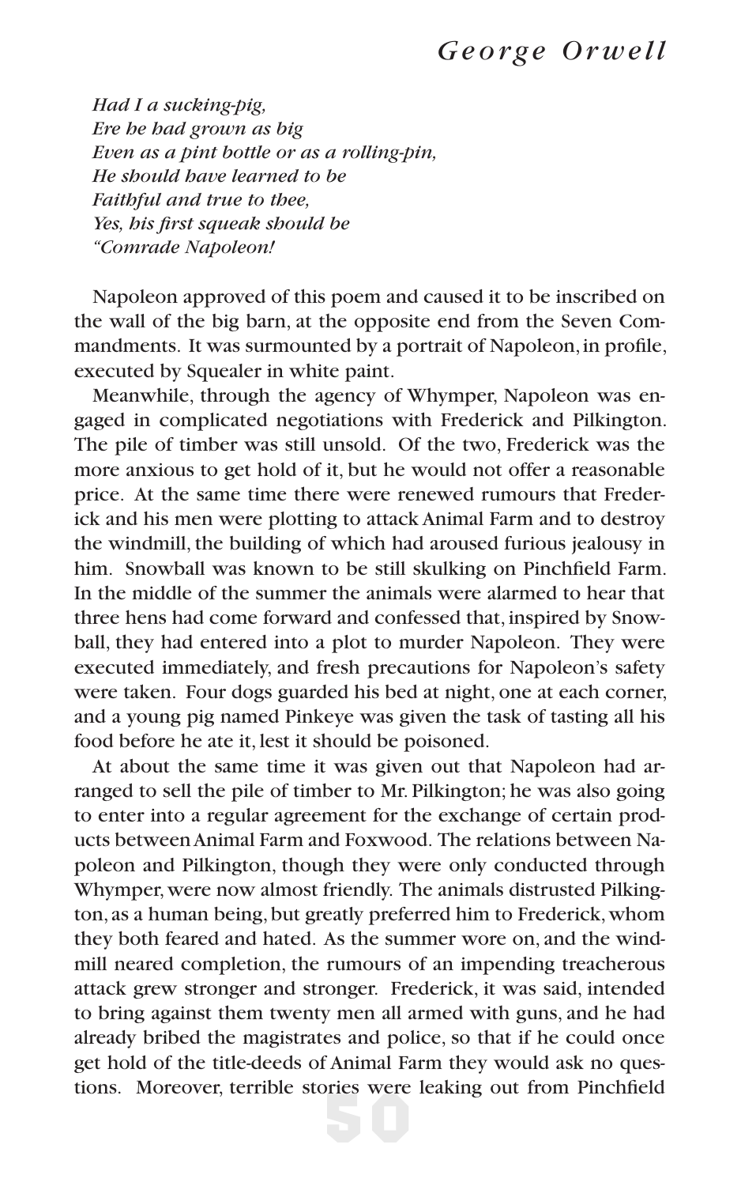*Had I a sucking-pig,*
*Ere he had grown as big*
*Even as a pint bottle or as a rolling-pin,*
*He should have learned to be*
*Faithful and true to thee,*
*Yes, his first squeak should be*
*"Comrade Napoleon!*

Napoleon approved of this poem and caused it to be inscribed on the wall of the big barn, at the opposite end from the Seven Commandments. It was surmounted by a portrait of Napoleon, in profile, executed by Squealer in white paint.

Meanwhile, through the agency of Whymper, Napoleon was engaged in complicated negotiations with Frederick and Pilkington. The pile of timber was still unsold. Of the two, Frederick was the more anxious to get hold of it, but he would not offer a reasonable price. At the same time there were renewed rumours that Frederick and his men were plotting to attack Animal Farm and to destroy the windmill, the building of which had aroused furious jealousy in him. Snowball was known to be still skulking on Pinchfield Farm. In the middle of the summer the animals were alarmed to hear that three hens had come forward and confessed that, inspired by Snowball, they had entered into a plot to murder Napoleon. They were executed immediately, and fresh precautions for Napoleon's safety were taken. Four dogs guarded his bed at night, one at each corner, and a young pig named Pinkeye was given the task of tasting all his food before he ate it, lest it should be poisoned.

At about the same time it was given out that Napoleon had arranged to sell the pile of timber to Mr. Pilkington; he was also going to enter into a regular agreement for the exchange of certain products between Animal Farm and Foxwood. The relations between Napoleon and Pilkington, though they were only conducted through Whymper, were now almost friendly. The animals distrusted Pilkington, as a human being, but greatly preferred him to Frederick, whom they both feared and hated. As the summer wore on, and the windmill neared completion, the rumours of an impending treacherous attack grew stronger and stronger. Frederick, it was said, intended to bring against them twenty men all armed with guns, and he had already bribed the magistrates and police, so that if he could once get hold of the title-deeds of Animal Farm they would ask no questions. Moreover, terrible stories were leaking out from Pinchfield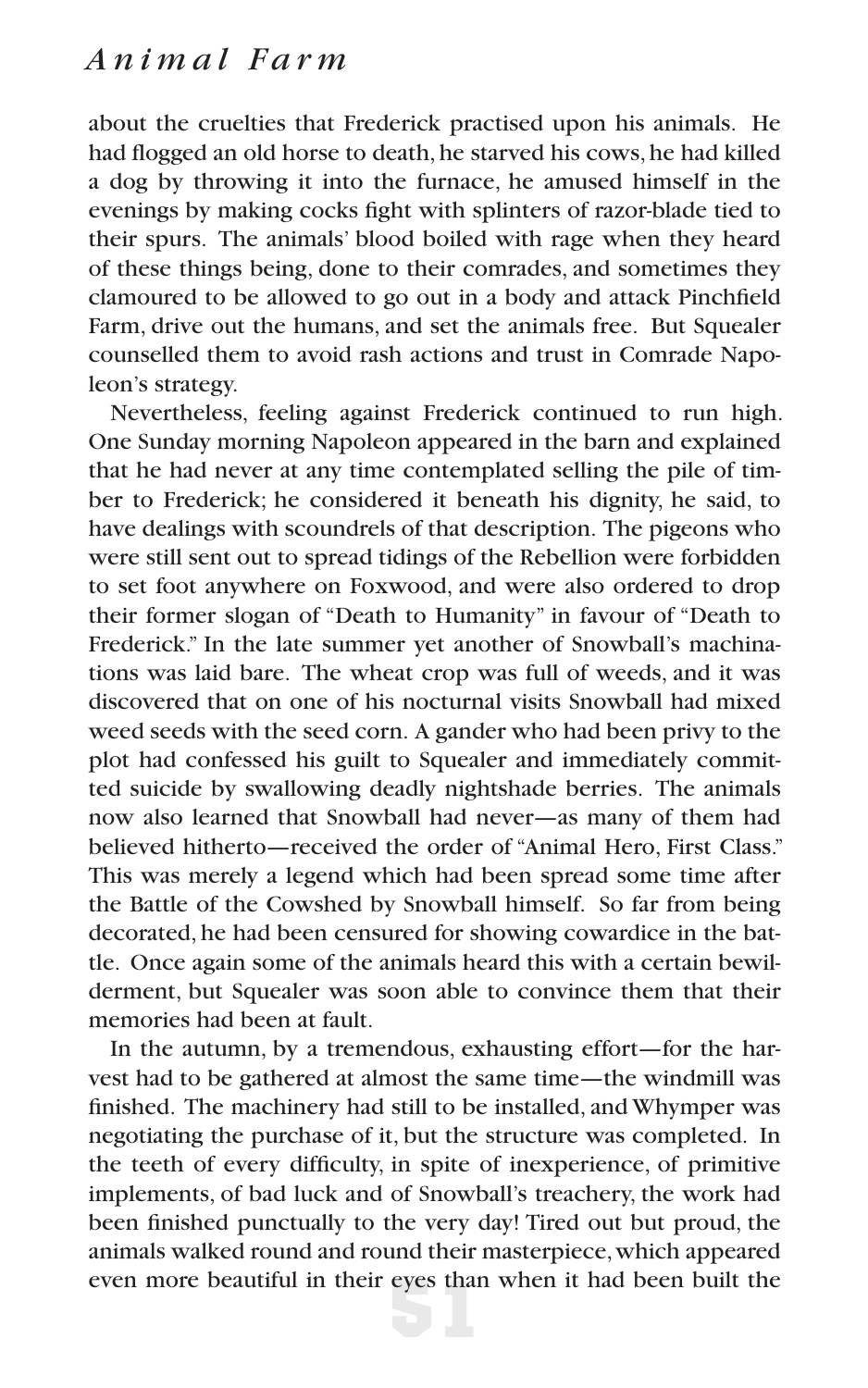about the cruelties that Frederick practised upon his animals. He had flogged an old horse to death, he starved his cows, he had killed a dog by throwing it into the furnace, he amused himself in the evenings by making cocks fight with splinters of razor-blade tied to their spurs. The animals' blood boiled with rage when they heard of these things being, done to their comrades, and sometimes they clamoured to be allowed to go out in a body and attack Pinchfield Farm, drive out the humans, and set the animals free. But Squealer counselled them to avoid rash actions and trust in Comrade Napoleon's strategy.

Nevertheless, feeling against Frederick continued to run high. One Sunday morning Napoleon appeared in the barn and explained that he had never at any time contemplated selling the pile of timber to Frederick; he considered it beneath his dignity, he said, to have dealings with scoundrels of that description. The pigeons who were still sent out to spread tidings of the Rebellion were forbidden to set foot anywhere on Foxwood, and were also ordered to drop their former slogan of "Death to Humanity" in favour of "Death to Frederick." In the late summer yet another of Snowball's machinations was laid bare. The wheat crop was full of weeds, and it was discovered that on one of his nocturnal visits Snowball had mixed weed seeds with the seed corn. A gander who had been privy to the plot had confessed his guilt to Squealer and immediately committed suicide by swallowing deadly nightshade berries. The animals now also learned that Snowball had never—as many of them had believed hitherto—received the order of "Animal Hero, First Class." This was merely a legend which had been spread some time after the Battle of the Cowshed by Snowball himself. So far from being decorated, he had been censured for showing cowardice in the battle. Once again some of the animals heard this with a certain bewilderment, but Squealer was soon able to convince them that their memories had been at fault.

In the autumn, by a tremendous, exhausting effort—for the harvest had to be gathered at almost the same time—the windmill was finished. The machinery had still to be installed, and Whymper was negotiating the purchase of it, but the structure was completed. In the teeth of every difficulty, in spite of inexperience, of primitive implements, of bad luck and of Snowball's treachery, the work had been finished punctually to the very day! Tired out but proud, the animals walked round and round their masterpiece, which appeared even more beautiful in their eyes than when it had been built the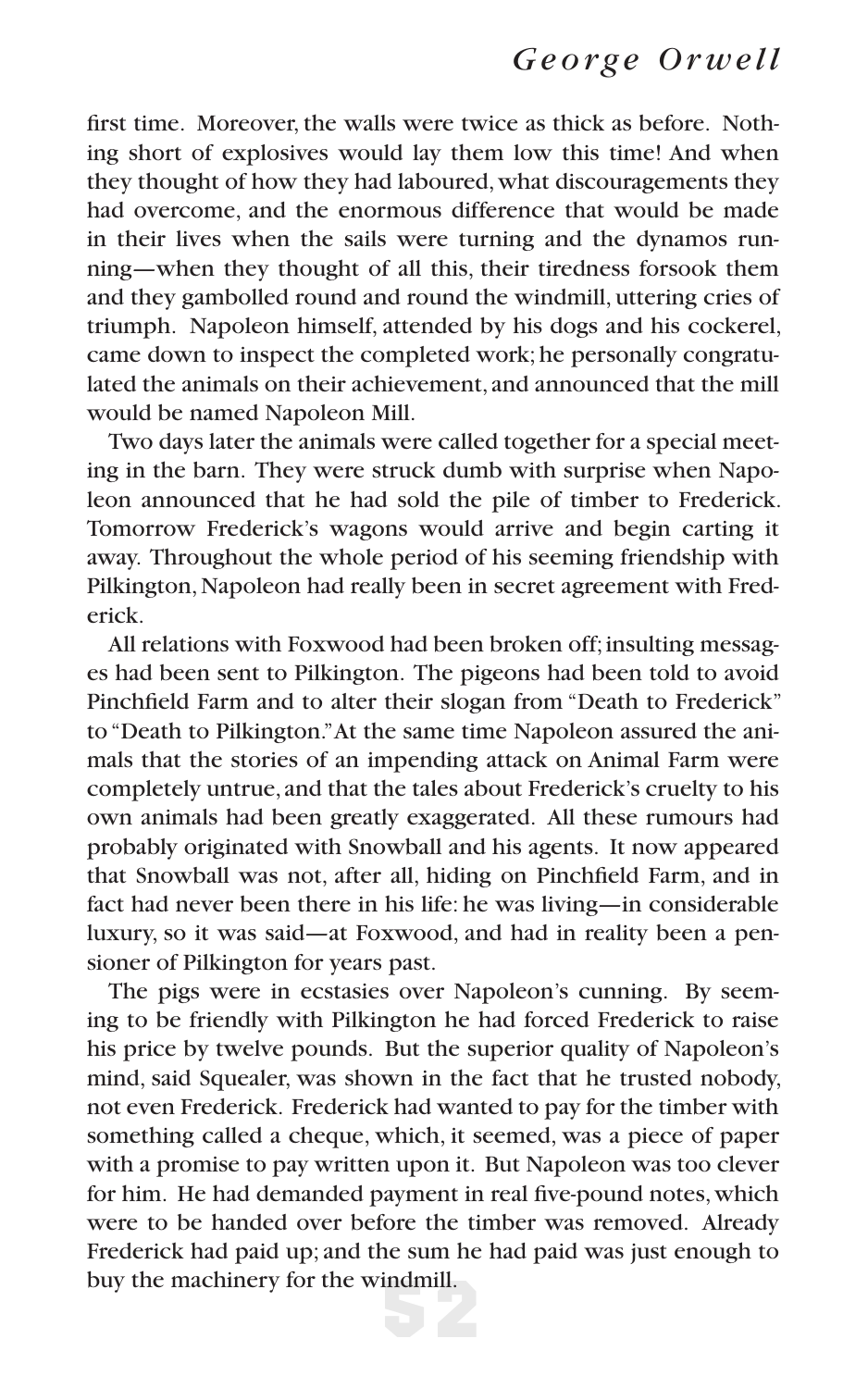first time. Moreover, the walls were twice as thick as before. Nothing short of explosives would lay them low this time! And when they thought of how they had laboured, what discouragements they had overcome, and the enormous difference that would be made in their lives when the sails were turning and the dynamos running—when they thought of all this, their tiredness forsook them and they gambolled round and round the windmill, uttering cries of triumph. Napoleon himself, attended by his dogs and his cockerel, came down to inspect the completed work; he personally congratulated the animals on their achievement, and announced that the mill would be named Napoleon Mill.

Two days later the animals were called together for a special meeting in the barn. They were struck dumb with surprise when Napoleon announced that he had sold the pile of timber to Frederick. Tomorrow Frederick's wagons would arrive and begin carting it away. Throughout the whole period of his seeming friendship with Pilkington, Napoleon had really been in secret agreement with Frederick.

All relations with Foxwood had been broken off; insulting messages had been sent to Pilkington. The pigeons had been told to avoid Pinchfield Farm and to alter their slogan from "Death to Frederick" to "Death to Pilkington." At the same time Napoleon assured the animals that the stories of an impending attack on Animal Farm were completely untrue, and that the tales about Frederick's cruelty to his own animals had been greatly exaggerated. All these rumours had probably originated with Snowball and his agents. It now appeared that Snowball was not, after all, hiding on Pinchfield Farm, and in fact had never been there in his life: he was living—in considerable luxury, so it was said—at Foxwood, and had in reality been a pensioner of Pilkington for years past.

The pigs were in ecstasies over Napoleon's cunning. By seeming to be friendly with Pilkington he had forced Frederick to raise his price by twelve pounds. But the superior quality of Napoleon's mind, said Squealer, was shown in the fact that he trusted nobody, not even Frederick. Frederick had wanted to pay for the timber with something called a cheque, which, it seemed, was a piece of paper with a promise to pay written upon it. But Napoleon was too clever for him. He had demanded payment in real five-pound notes, which were to be handed over before the timber was removed. Already Frederick had paid up; and the sum he had paid was just enough to buy the machinery for the windmill.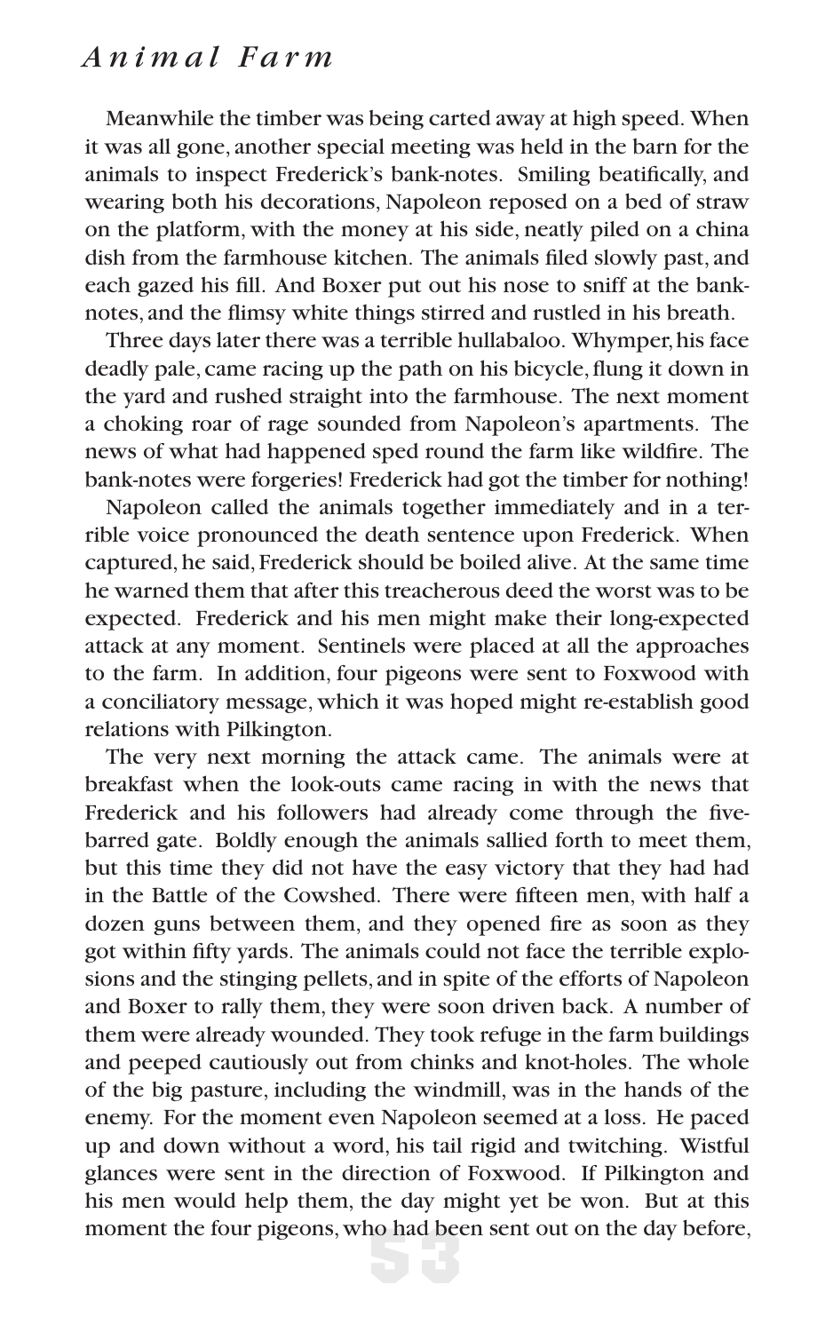Meanwhile the timber was being carted away at high speed. When it was all gone, another special meeting was held in the barn for the animals to inspect Frederick's bank-notes. Smiling beatifically, and wearing both his decorations, Napoleon reposed on a bed of straw on the platform, with the money at his side, neatly piled on a china dish from the farmhouse kitchen. The animals filed slowly past, and each gazed his fill. And Boxer put out his nose to sniff at the bank-notes, and the flimsy white things stirred and rustled in his breath.

Three days later there was a terrible hullabaloo. Whymper, his face deadly pale, came racing up the path on his bicycle, flung it down in the yard and rushed straight into the farmhouse. The next moment a choking roar of rage sounded from Napoleon's apartments. The news of what had happened sped round the farm like wildfire. The bank-notes were forgeries! Frederick had got the timber for nothing!

Napoleon called the animals together immediately and in a terrible voice pronounced the death sentence upon Frederick. When captured, he said, Frederick should be boiled alive. At the same time he warned them that after this treacherous deed the worst was to be expected. Frederick and his men might make their long-expected attack at any moment. Sentinels were placed at all the approaches to the farm. In addition, four pigeons were sent to Foxwood with a conciliatory message, which it was hoped might re-establish good relations with Pilkington.

The very next morning the attack came. The animals were at breakfast when the look-outs came racing in with the news that Frederick and his followers had already come through the five-barred gate. Boldly enough the animals sallied forth to meet them, but this time they did not have the easy victory that they had had in the Battle of the Cowshed. There were fifteen men, with half a dozen guns between them, and they opened fire as soon as they got within fifty yards. The animals could not face the terrible explosions and the stinging pellets, and in spite of the efforts of Napoleon and Boxer to rally them, they were soon driven back. A number of them were already wounded. They took refuge in the farm buildings and peeped cautiously out from chinks and knot-holes. The whole of the big pasture, including the windmill, was in the hands of the enemy. For the moment even Napoleon seemed at a loss. He paced up and down without a word, his tail rigid and twitching. Wistful glances were sent in the direction of Foxwood. If Pilkington and his men would help them, the day might yet be won. But at this moment the four pigeons, who had been sent out on the day before,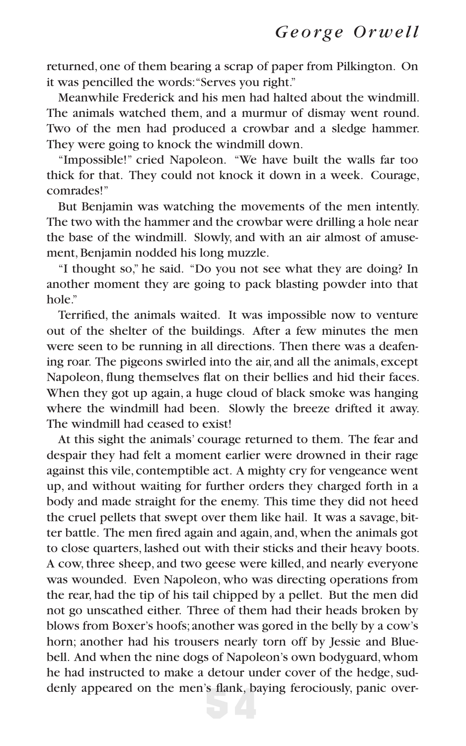returned, one of them bearing a scrap of paper from Pilkington. On it was pencilled the words: "Serves you right."

Meanwhile Frederick and his men had halted about the windmill. The animals watched them, and a murmur of dismay went round. Two of the men had produced a crowbar and a sledge hammer. They were going to knock the windmill down.

"Impossible!" cried Napoleon. "We have built the walls far too thick for that. They could not knock it down in a week. Courage, comrades!"

But Benjamin was watching the movements of the men intently. The two with the hammer and the crowbar were drilling a hole near the base of the windmill. Slowly, and with an air almost of amusement, Benjamin nodded his long muzzle.

"I thought so," he said. "Do you not see what they are doing? In another moment they are going to pack blasting powder into that hole."

Terrified, the animals waited. It was impossible now to venture out of the shelter of the buildings. After a few minutes the men were seen to be running in all directions. Then there was a deafening roar. The pigeons swirled into the air, and all the animals, except Napoleon, flung themselves flat on their bellies and hid their faces. When they got up again, a huge cloud of black smoke was hanging where the windmill had been. Slowly the breeze drifted it away. The windmill had ceased to exist!

At this sight the animals' courage returned to them. The fear and despair they had felt a moment earlier were drowned in their rage against this vile, contemptible act. A mighty cry for vengeance went up, and without waiting for further orders they charged forth in a body and made straight for the enemy. This time they did not heed the cruel pellets that swept over them like hail. It was a savage, bitter battle. The men fired again and again, and, when the animals got to close quarters, lashed out with their sticks and their heavy boots. A cow, three sheep, and two geese were killed, and nearly everyone was wounded. Even Napoleon, who was directing operations from the rear, had the tip of his tail chipped by a pellet. But the men did not go unscathed either. Three of them had their heads broken by blows from Boxer's hoofs; another was gored in the belly by a cow's horn; another had his trousers nearly torn off by Jessie and Bluebell. And when the nine dogs of Napoleon's own bodyguard, whom he had instructed to make a detour under cover of the hedge, suddenly appeared on the men's flank, baying ferociously, panic over-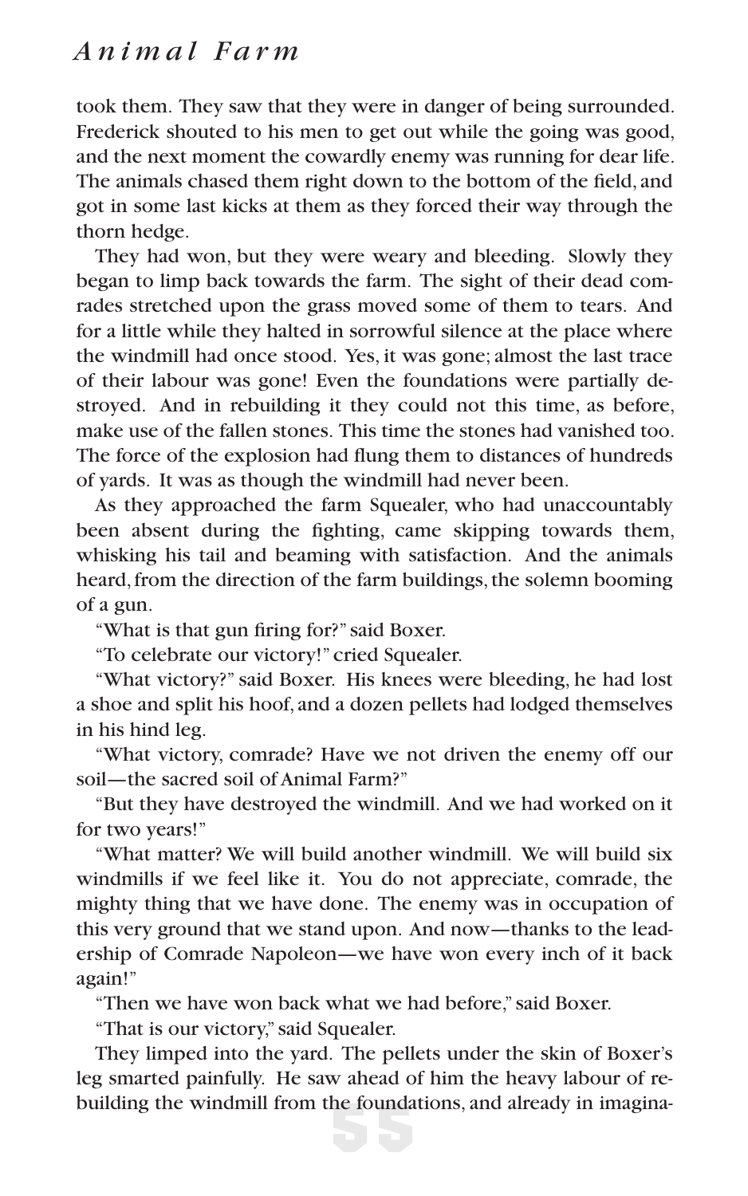took them. They saw that they were in danger of being surrounded. Frederick shouted to his men to get out while the going was good, and the next moment the cowardly enemy was running for dear life. The animals chased them right down to the bottom of the field, and got in some last kicks at them as they forced their way through the thorn hedge.

They had won, but they were weary and bleeding. Slowly they began to limp back towards the farm. The sight of their dead comrades stretched upon the grass moved some of them to tears. And for a little while they halted in sorrowful silence at the place where the windmill had once stood. Yes, it was gone; almost the last trace of their labour was gone! Even the foundations were partially destroyed. And in rebuilding it they could not this time, as before, make use of the fallen stones. This time the stones had vanished too. The force of the explosion had flung them to distances of hundreds of yards. It was as though the windmill had never been.

As they approached the farm Squealer, who had unaccountably been absent during the fighting, came skipping towards them, whisking his tail and beaming with satisfaction. And the animals heard, from the direction of the farm buildings, the solemn booming of a gun.

"What is that gun firing for?" said Boxer.

"To celebrate our victory!" cried Squealer.

"What victory?" said Boxer. His knees were bleeding, he had lost a shoe and split his hoof, and a dozen pellets had lodged themselves in his hind leg.

"What victory, comrade? Have we not driven the enemy off our soil—the sacred soil of Animal Farm?"

"But they have destroyed the windmill. And we had worked on it for two years!"

"What matter? We will build another windmill. We will build six windmills if we feel like it. You do not appreciate, comrade, the mighty thing that we have done. The enemy was in occupation of this very ground that we stand upon. And now—thanks to the leadership of Comrade Napoleon—we have won every inch of it back again!"

"Then we have won back what we had before," said Boxer.

"That is our victory," said Squealer.

They limped into the yard. The pellets under the skin of Boxer's leg smarted painfully. He saw ahead of him the heavy labour of rebuilding the windmill from the foundations, and already in imagina-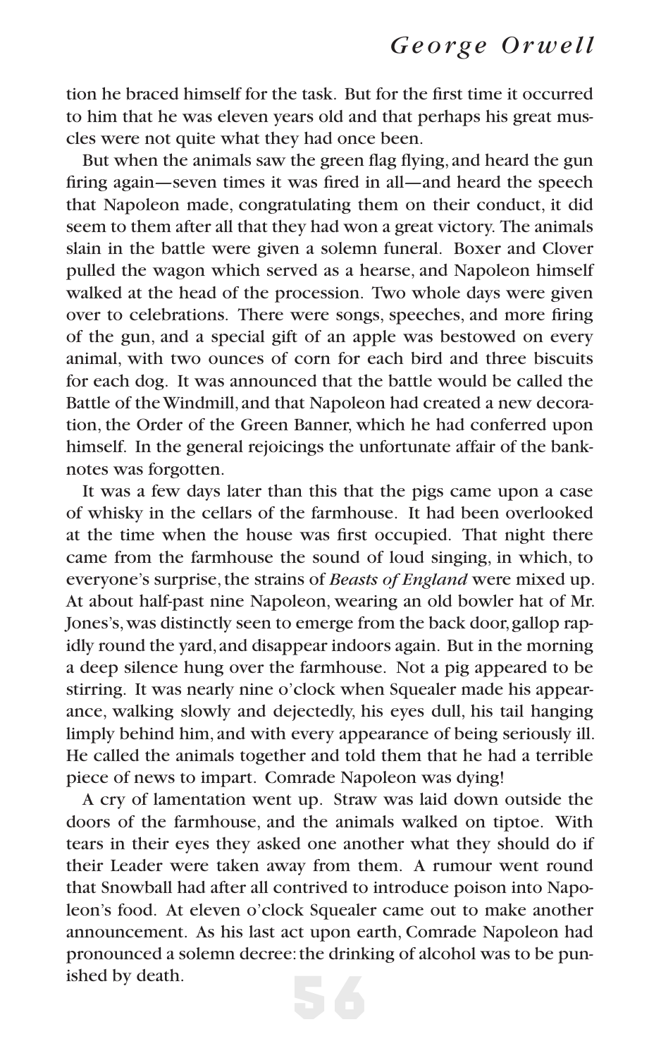tion he braced himself for the task. But for the first time it occurred to him that he was eleven years old and that perhaps his great muscles were not quite what they had once been.

But when the animals saw the green flag flying, and heard the gun firing again—seven times it was fired in all—and heard the speech that Napoleon made, congratulating them on their conduct, it did seem to them after all that they had won a great victory. The animals slain in the battle were given a solemn funeral. Boxer and Clover pulled the wagon which served as a hearse, and Napoleon himself walked at the head of the procession. Two whole days were given over to celebrations. There were songs, speeches, and more firing of the gun, and a special gift of an apple was bestowed on every animal, with two ounces of corn for each bird and three biscuits for each dog. It was announced that the battle would be called the Battle of the Windmill, and that Napoleon had created a new decoration, the Order of the Green Banner, which he had conferred upon himself. In the general rejoicings the unfortunate affair of the banknotes was forgotten.

It was a few days later than this that the pigs came upon a case of whisky in the cellars of the farmhouse. It had been overlooked at the time when the house was first occupied. That night there came from the farmhouse the sound of loud singing, in which, to everyone's surprise, the strains of *Beasts of England* were mixed up. At about half-past nine Napoleon, wearing an old bowler hat of Mr. Jones's, was distinctly seen to emerge from the back door, gallop rapidly round the yard, and disappear indoors again. But in the morning a deep silence hung over the farmhouse. Not a pig appeared to be stirring. It was nearly nine o'clock when Squealer made his appearance, walking slowly and dejectedly, his eyes dull, his tail hanging limply behind him, and with every appearance of being seriously ill. He called the animals together and told them that he had a terrible piece of news to impart. Comrade Napoleon was dying!

A cry of lamentation went up. Straw was laid down outside the doors of the farmhouse, and the animals walked on tiptoe. With tears in their eyes they asked one another what they should do if their Leader were taken away from them. A rumour went round that Snowball had after all contrived to introduce poison into Napoleon's food. At eleven o'clock Squealer came out to make another announcement. As his last act upon earth, Comrade Napoleon had pronounced a solemn decree: the drinking of alcohol was to be punished by death.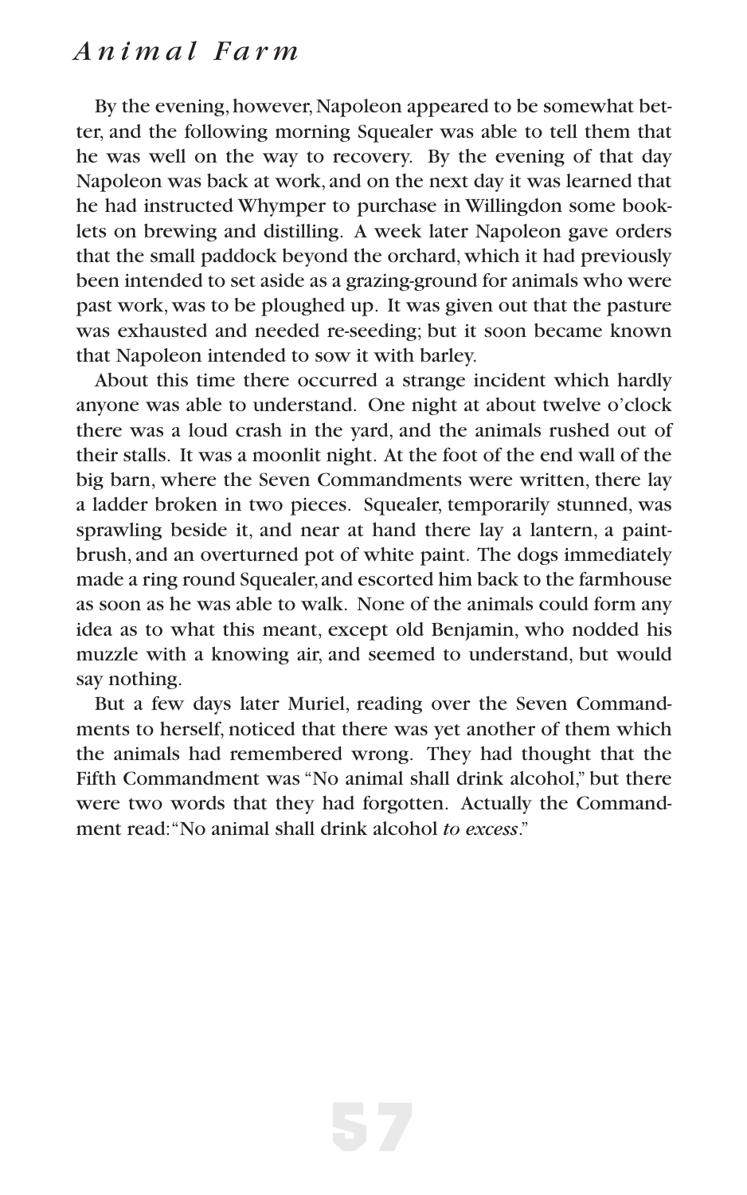By the evening, however, Napoleon appeared to be somewhat better, and the following morning Squealer was able to tell them that he was well on the way to recovery. By the evening of that day Napoleon was back at work, and on the next day it was learned that he had instructed Whymper to purchase in Willingdon some booklets on brewing and distilling. A week later Napoleon gave orders that the small paddock beyond the orchard, which it had previously been intended to set aside as a grazing-ground for animals who were past work, was to be ploughed up. It was given out that the pasture was exhausted and needed re-seeding; but it soon became known that Napoleon intended to sow it with barley.

About this time there occurred a strange incident which hardly anyone was able to understand. One night at about twelve o'clock there was a loud crash in the yard, and the animals rushed out of their stalls. It was a moonlit night. At the foot of the end wall of the big barn, where the Seven Commandments were written, there lay a ladder broken in two pieces. Squealer, temporarily stunned, was sprawling beside it, and near at hand there lay a lantern, a paintbrush, and an overturned pot of white paint. The dogs immediately made a ring round Squealer, and escorted him back to the farmhouse as soon as he was able to walk. None of the animals could form any idea as to what this meant, except old Benjamin, who nodded his muzzle with a knowing air, and seemed to understand, but would say nothing.

But a few days later Muriel, reading over the Seven Commandments to herself, noticed that there was yet another of them which the animals had remembered wrong. They had thought that the Fifth Commandment was "No animal shall drink alcohol," but there were two words that they had forgotten. Actually the Commandment read: "No animal shall drink alcohol *to excess*."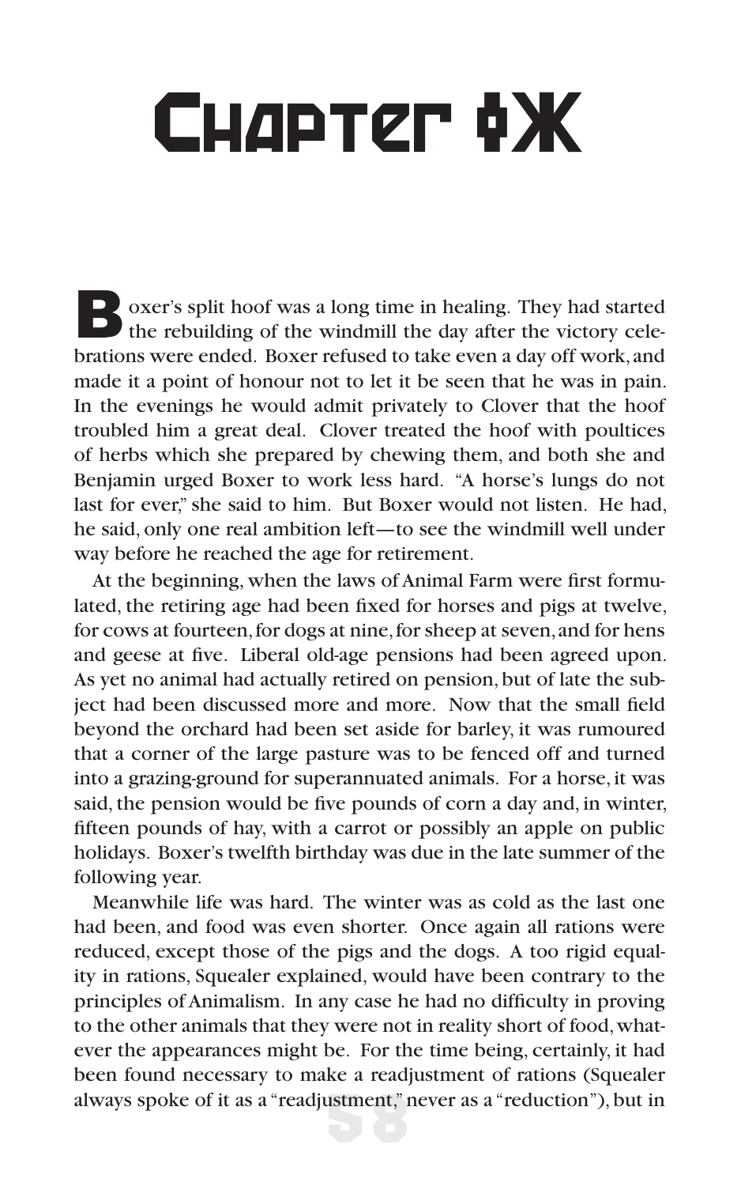# Chapter IX

Boxer's split hoof was a long time in healing. They had started the rebuilding of the windmill the day after the victory celebrations were ended. Boxer refused to take even a day off work, and made it a point of honour not to let it be seen that he was in pain. In the evenings he would admit privately to Clover that the hoof troubled him a great deal. Clover treated the hoof with poultices of herbs which she prepared by chewing them, and both she and Benjamin urged Boxer to work less hard. "A horse's lungs do not last for ever," she said to him. But Boxer would not listen. He had, he said, only one real ambition left—to see the windmill well under way before he reached the age for retirement.

At the beginning, when the laws of Animal Farm were first formulated, the retiring age had been fixed for horses and pigs at twelve, for cows at fourteen, for dogs at nine, for sheep at seven, and for hens and geese at five. Liberal old-age pensions had been agreed upon. As yet no animal had actually retired on pension, but of late the subject had been discussed more and more. Now that the small field beyond the orchard had been set aside for barley, it was rumoured that a corner of the large pasture was to be fenced off and turned into a grazing-ground for superannuated animals. For a horse, it was said, the pension would be five pounds of corn a day and, in winter, fifteen pounds of hay, with a carrot or possibly an apple on public holidays. Boxer's twelfth birthday was due in the late summer of the following year.

Meanwhile life was hard. The winter was as cold as the last one had been, and food was even shorter. Once again all rations were reduced, except those of the pigs and the dogs. A too rigid equality in rations, Squealer explained, would have been contrary to the principles of Animalism. In any case he had no difficulty in proving to the other animals that they were not in reality short of food, whatever the appearances might be. For the time being, certainly, it had been found necessary to make a readjustment of rations (Squealer always spoke of it as a "readjustment," never as a "reduction"), but in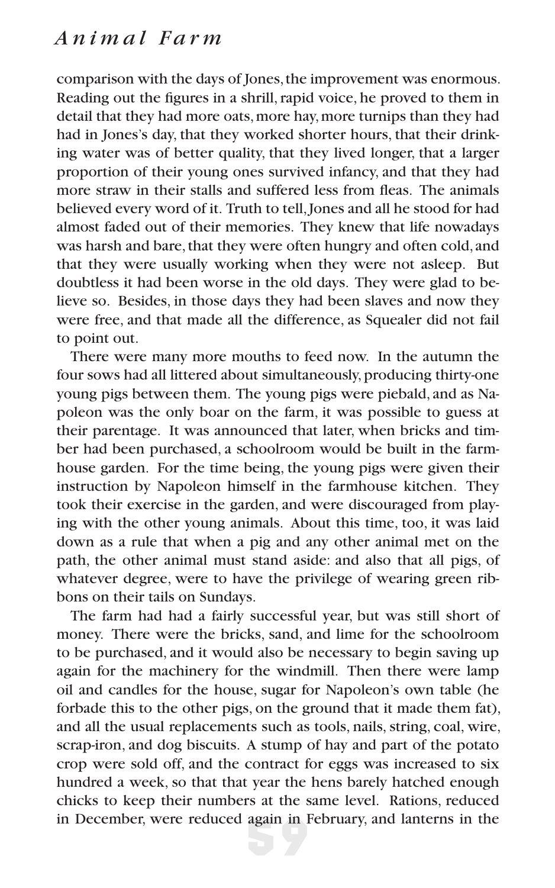comparison with the days of Jones, the improvement was enormous. Reading out the figures in a shrill, rapid voice, he proved to them in detail that they had more oats, more hay, more turnips than they had had in Jones's day, that they worked shorter hours, that their drinking water was of better quality, that they lived longer, that a larger proportion of their young ones survived infancy, and that they had more straw in their stalls and suffered less from fleas. The animals believed every word of it. Truth to tell, Jones and all he stood for had almost faded out of their memories. They knew that life nowadays was harsh and bare, that they were often hungry and often cold, and that they were usually working when they were not asleep. But doubtless it had been worse in the old days. They were glad to believe so. Besides, in those days they had been slaves and now they were free, and that made all the difference, as Squealer did not fail to point out.

There were many more mouths to feed now. In the autumn the four sows had all littered about simultaneously, producing thirty-one young pigs between them. The young pigs were piebald, and as Napoleon was the only boar on the farm, it was possible to guess at their parentage. It was announced that later, when bricks and timber had been purchased, a schoolroom would be built in the farmhouse garden. For the time being, the young pigs were given their instruction by Napoleon himself in the farmhouse kitchen. They took their exercise in the garden, and were discouraged from playing with the other young animals. About this time, too, it was laid down as a rule that when a pig and any other animal met on the path, the other animal must stand aside: and also that all pigs, of whatever degree, were to have the privilege of wearing green ribbons on their tails on Sundays.

The farm had had a fairly successful year, but was still short of money. There were the bricks, sand, and lime for the schoolroom to be purchased, and it would also be necessary to begin saving up again for the machinery for the windmill. Then there were lamp oil and candles for the house, sugar for Napoleon's own table (he forbade this to the other pigs, on the ground that it made them fat), and all the usual replacements such as tools, nails, string, coal, wire, scrap-iron, and dog biscuits. A stump of hay and part of the potato crop were sold off, and the contract for eggs was increased to six hundred a week, so that that year the hens barely hatched enough chicks to keep their numbers at the same level. Rations, reduced in December, were reduced again in February, and lanterns in the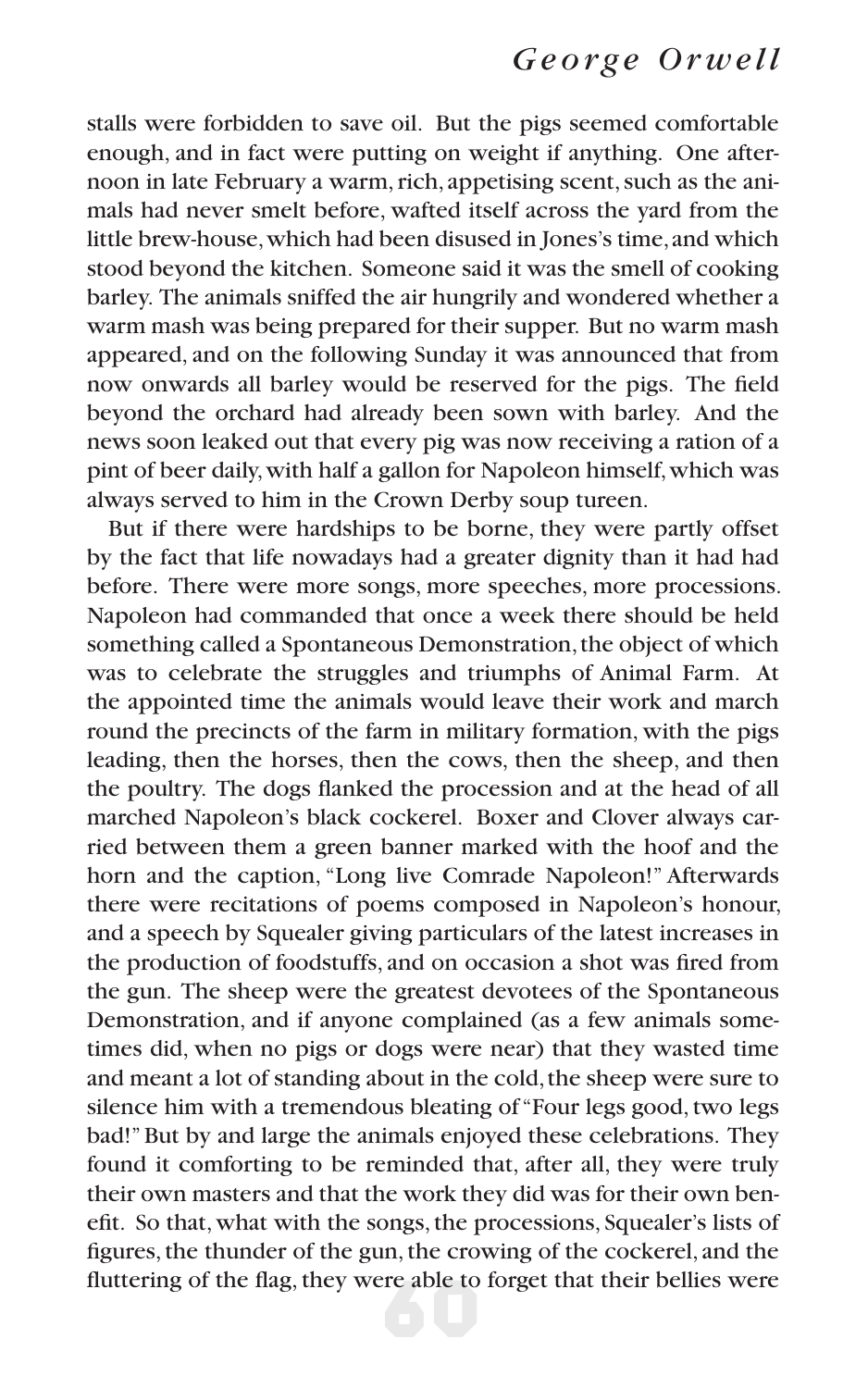stalls were forbidden to save oil. But the pigs seemed comfortable enough, and in fact were putting on weight if anything. One afternoon in late February a warm, rich, appetising scent, such as the animals had never smelt before, wafted itself across the yard from the little brew-house, which had been disused in Jones's time, and which stood beyond the kitchen. Someone said it was the smell of cooking barley. The animals sniffed the air hungrily and wondered whether a warm mash was being prepared for their supper. But no warm mash appeared, and on the following Sunday it was announced that from now onwards all barley would be reserved for the pigs. The field beyond the orchard had already been sown with barley. And the news soon leaked out that every pig was now receiving a ration of a pint of beer daily, with half a gallon for Napoleon himself, which was always served to him in the Crown Derby soup tureen.

But if there were hardships to be borne, they were partly offset by the fact that life nowadays had a greater dignity than it had had before. There were more songs, more speeches, more processions. Napoleon had commanded that once a week there should be held something called a Spontaneous Demonstration, the object of which was to celebrate the struggles and triumphs of Animal Farm. At the appointed time the animals would leave their work and march round the precincts of the farm in military formation, with the pigs leading, then the horses, then the cows, then the sheep, and then the poultry. The dogs flanked the procession and at the head of all marched Napoleon's black cockerel. Boxer and Clover always carried between them a green banner marked with the hoof and the horn and the caption, "Long live Comrade Napoleon!" Afterwards there were recitations of poems composed in Napoleon's honour, and a speech by Squealer giving particulars of the latest increases in the production of foodstuffs, and on occasion a shot was fired from the gun. The sheep were the greatest devotees of the Spontaneous Demonstration, and if anyone complained (as a few animals sometimes did, when no pigs or dogs were near) that they wasted time and meant a lot of standing about in the cold, the sheep were sure to silence him with a tremendous bleating of "Four legs good, two legs bad!" But by and large the animals enjoyed these celebrations. They found it comforting to be reminded that, after all, they were truly their own masters and that the work they did was for their own benefit. So that, what with the songs, the processions, Squealer's lists of figures, the thunder of the gun, the crowing of the cockerel, and the fluttering of the flag, they were able to forget that their bellies were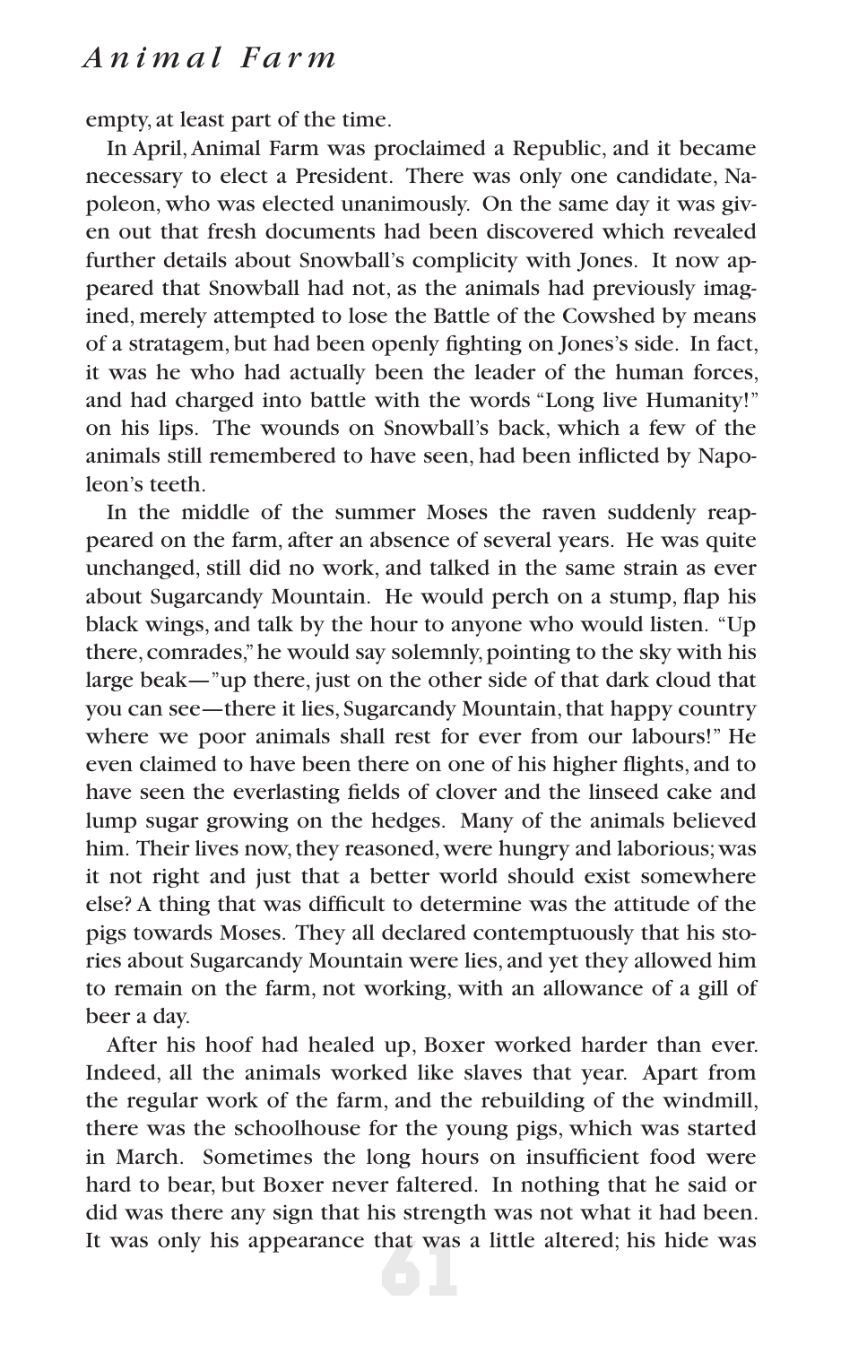empty, at least part of the time.

In April, Animal Farm was proclaimed a Republic, and it became necessary to elect a President. There was only one candidate, Napoleon, who was elected unanimously. On the same day it was given out that fresh documents had been discovered which revealed further details about Snowball's complicity with Jones. It now appeared that Snowball had not, as the animals had previously imagined, merely attempted to lose the Battle of the Cowshed by means of a stratagem, but had been openly fighting on Jones's side. In fact, it was he who had actually been the leader of the human forces, and had charged into battle with the words "Long live Humanity!" on his lips. The wounds on Snowball's back, which a few of the animals still remembered to have seen, had been inflicted by Napoleon's teeth.

In the middle of the summer Moses the raven suddenly reappeared on the farm, after an absence of several years. He was quite unchanged, still did no work, and talked in the same strain as ever about Sugarcandy Mountain. He would perch on a stump, flap his black wings, and talk by the hour to anyone who would listen. "Up there, comrades," he would say solemnly, pointing to the sky with his large beak—"up there, just on the other side of that dark cloud that you can see—there it lies, Sugarcandy Mountain, that happy country where we poor animals shall rest for ever from our labours!" He even claimed to have been there on one of his higher flights, and to have seen the everlasting fields of clover and the linseed cake and lump sugar growing on the hedges. Many of the animals believed him. Their lives now, they reasoned, were hungry and laborious; was it not right and just that a better world should exist somewhere else? A thing that was difficult to determine was the attitude of the pigs towards Moses. They all declared contemptuously that his stories about Sugarcandy Mountain were lies, and yet they allowed him to remain on the farm, not working, with an allowance of a gill of beer a day.

After his hoof had healed up, Boxer worked harder than ever. Indeed, all the animals worked like slaves that year. Apart from the regular work of the farm, and the rebuilding of the windmill, there was the schoolhouse for the young pigs, which was started in March. Sometimes the long hours on insufficient food were hard to bear, but Boxer never faltered. In nothing that he said or did was there any sign that his strength was not what it had been. It was only his appearance that was a little altered; his hide was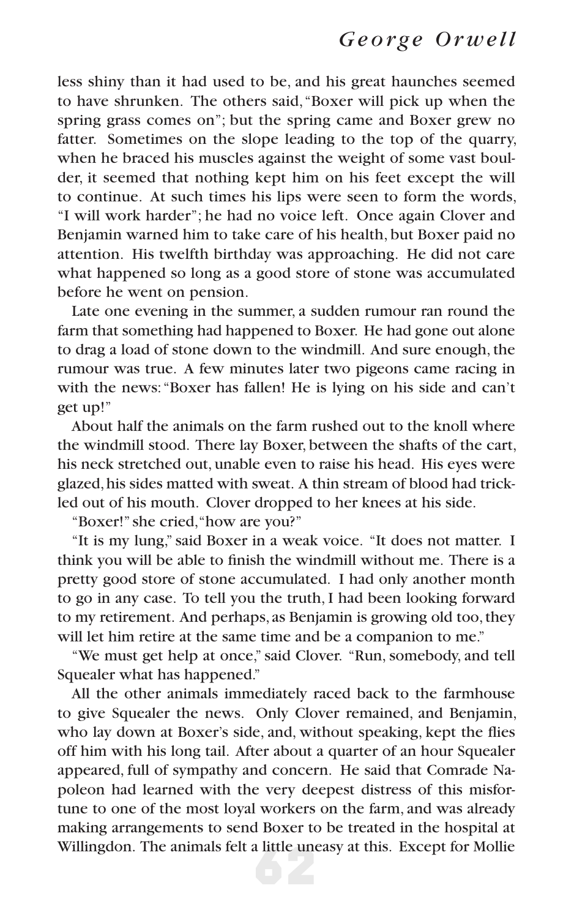less shiny than it had used to be, and his great haunches seemed to have shrunken. The others said, "Boxer will pick up when the spring grass comes on"; but the spring came and Boxer grew no fatter. Sometimes on the slope leading to the top of the quarry, when he braced his muscles against the weight of some vast boulder, it seemed that nothing kept him on his feet except the will to continue. At such times his lips were seen to form the words, "I will work harder"; he had no voice left. Once again Clover and Benjamin warned him to take care of his health, but Boxer paid no attention. His twelfth birthday was approaching. He did not care what happened so long as a good store of stone was accumulated before he went on pension.

Late one evening in the summer, a sudden rumour ran round the farm that something had happened to Boxer. He had gone out alone to drag a load of stone down to the windmill. And sure enough, the rumour was true. A few minutes later two pigeons came racing in with the news: "Boxer has fallen! He is lying on his side and can't get up!"

About half the animals on the farm rushed out to the knoll where the windmill stood. There lay Boxer, between the shafts of the cart, his neck stretched out, unable even to raise his head. His eyes were glazed, his sides matted with sweat. A thin stream of blood had trickled out of his mouth. Clover dropped to her knees at his side.

"Boxer!" she cried, "how are you?"

"It is my lung," said Boxer in a weak voice. "It does not matter. I think you will be able to finish the windmill without me. There is a pretty good store of stone accumulated. I had only another month to go in any case. To tell you the truth, I had been looking forward to my retirement. And perhaps, as Benjamin is growing old too, they will let him retire at the same time and be a companion to me."

"We must get help at once," said Clover. "Run, somebody, and tell Squealer what has happened."

All the other animals immediately raced back to the farmhouse to give Squealer the news. Only Clover remained, and Benjamin, who lay down at Boxer's side, and, without speaking, kept the flies off him with his long tail. After about a quarter of an hour Squealer appeared, full of sympathy and concern. He said that Comrade Napoleon had learned with the very deepest distress of this misfortune to one of the most loyal workers on the farm, and was already making arrangements to send Boxer to be treated in the hospital at Willingdon. The animals felt a little uneasy at this. Except for Mollie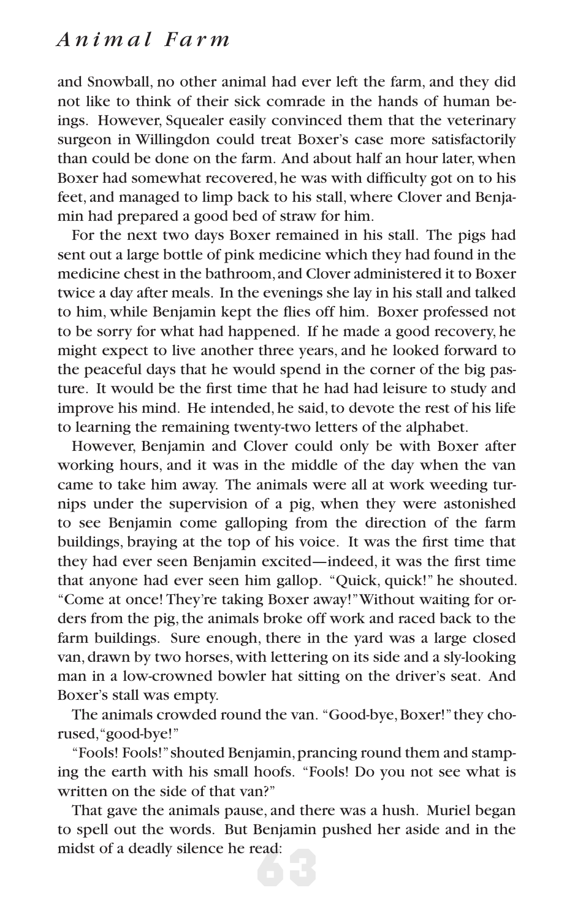and Snowball, no other animal had ever left the farm, and they did not like to think of their sick comrade in the hands of human beings. However, Squealer easily convinced them that the veterinary surgeon in Willingdon could treat Boxer's case more satisfactorily than could be done on the farm. And about half an hour later, when Boxer had somewhat recovered, he was with difficulty got on to his feet, and managed to limp back to his stall, where Clover and Benjamin had prepared a good bed of straw for him.

For the next two days Boxer remained in his stall. The pigs had sent out a large bottle of pink medicine which they had found in the medicine chest in the bathroom, and Clover administered it to Boxer twice a day after meals. In the evenings she lay in his stall and talked to him, while Benjamin kept the flies off him. Boxer professed not to be sorry for what had happened. If he made a good recovery, he might expect to live another three years, and he looked forward to the peaceful days that he would spend in the corner of the big pasture. It would be the first time that he had had leisure to study and improve his mind. He intended, he said, to devote the rest of his life to learning the remaining twenty-two letters of the alphabet.

However, Benjamin and Clover could only be with Boxer after working hours, and it was in the middle of the day when the van came to take him away. The animals were all at work weeding turnips under the supervision of a pig, when they were astonished to see Benjamin come galloping from the direction of the farm buildings, braying at the top of his voice. It was the first time that they had ever seen Benjamin excited—indeed, it was the first time that anyone had ever seen him gallop. "Quick, quick!" he shouted. "Come at once! They're taking Boxer away!" Without waiting for orders from the pig, the animals broke off work and raced back to the farm buildings. Sure enough, there in the yard was a large closed van, drawn by two horses, with lettering on its side and a sly-looking man in a low-crowned bowler hat sitting on the driver's seat. And Boxer's stall was empty.

The animals crowded round the van. "Good-bye, Boxer!" they chorused, "good-bye!"

"Fools! Fools!" shouted Benjamin, prancing round them and stamping the earth with his small hoofs. "Fools! Do you not see what is written on the side of that van?"

That gave the animals pause, and there was a hush. Muriel began to spell out the words. But Benjamin pushed her aside and in the midst of a deadly silence he read: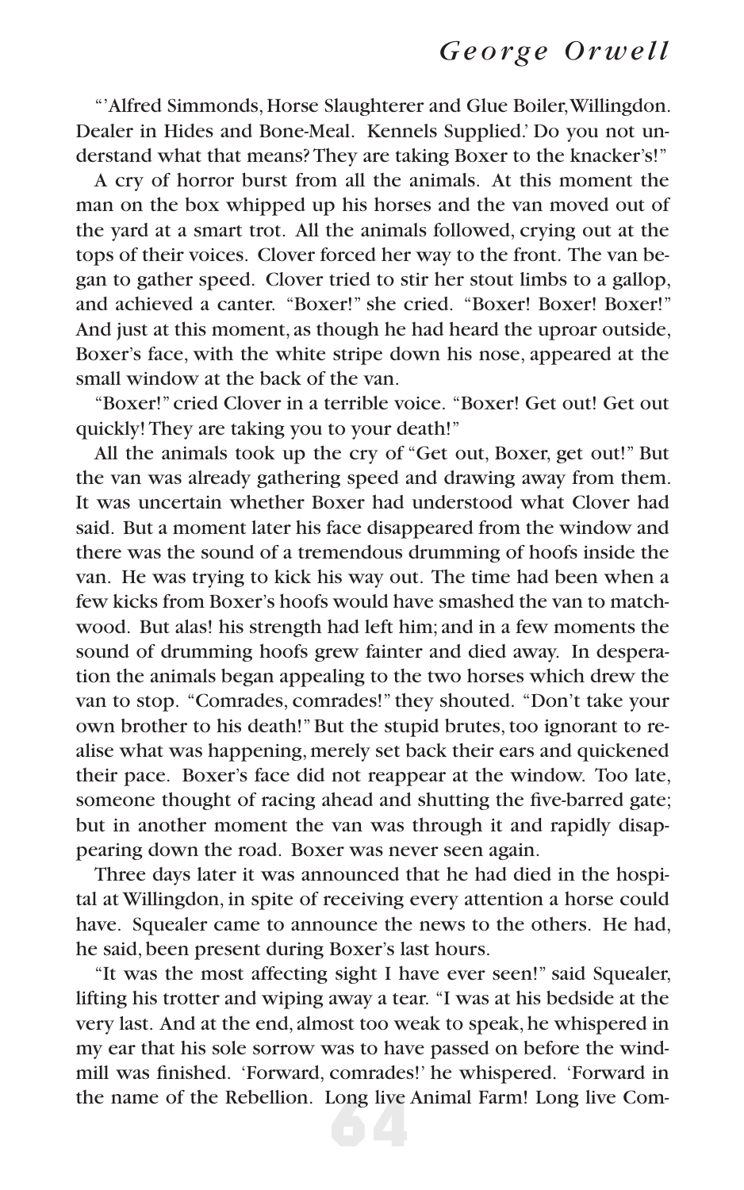"'Alfred Simmonds, Horse Slaughterer and Glue Boiler, Willingdon. Dealer in Hides and Bone-Meal. Kennels Supplied.' Do you not understand what that means? They are taking Boxer to the knacker's!"

A cry of horror burst from all the animals. At this moment the man on the box whipped up his horses and the van moved out of the yard at a smart trot. All the animals followed, crying out at the tops of their voices. Clover forced her way to the front. The van began to gather speed. Clover tried to stir her stout limbs to a gallop, and achieved a canter. "Boxer!" she cried. "Boxer! Boxer! Boxer!" And just at this moment, as though he had heard the uproar outside, Boxer's face, with the white stripe down his nose, appeared at the small window at the back of the van.

"Boxer!" cried Clover in a terrible voice. "Boxer! Get out! Get out quickly! They are taking you to your death!"

All the animals took up the cry of "Get out, Boxer, get out!" But the van was already gathering speed and drawing away from them. It was uncertain whether Boxer had understood what Clover had said. But a moment later his face disappeared from the window and there was the sound of a tremendous drumming of hoofs inside the van. He was trying to kick his way out. The time had been when a few kicks from Boxer's hoofs would have smashed the van to matchwood. But alas! his strength had left him; and in a few moments the sound of drumming hoofs grew fainter and died away. In desperation the animals began appealing to the two horses which drew the van to stop. "Comrades, comrades!" they shouted. "Don't take your own brother to his death!" But the stupid brutes, too ignorant to realise what was happening, merely set back their ears and quickened their pace. Boxer's face did not reappear at the window. Too late, someone thought of racing ahead and shutting the five-barred gate; but in another moment the van was through it and rapidly disappearing down the road. Boxer was never seen again.

Three days later it was announced that he had died in the hospital at Willingdon, in spite of receiving every attention a horse could have. Squealer came to announce the news to the others. He had, he said, been present during Boxer's last hours.

"It was the most affecting sight I have ever seen!" said Squealer, lifting his trotter and wiping away a tear. "I was at his bedside at the very last. And at the end, almost too weak to speak, he whispered in my ear that his sole sorrow was to have passed on before the windmill was finished. 'Forward, comrades!' he whispered. 'Forward in the name of the Rebellion. Long live Animal Farm! Long live Com-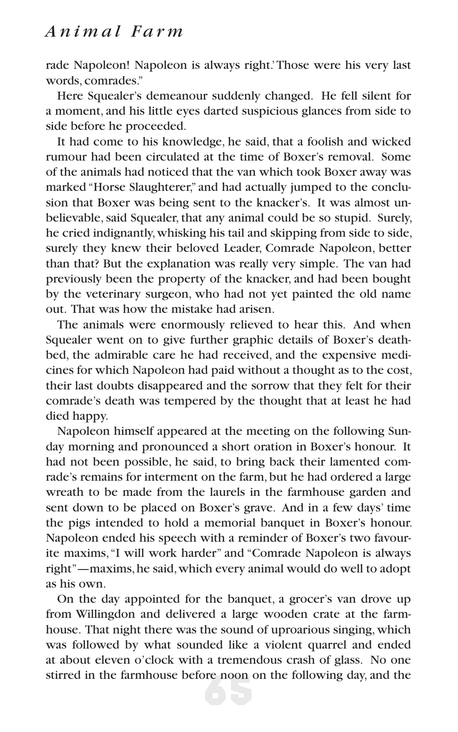rade Napoleon! Napoleon is always right.' Those were his very last words, comrades."

Here Squealer's demeanour suddenly changed. He fell silent for a moment, and his little eyes darted suspicious glances from side to side before he proceeded.

It had come to his knowledge, he said, that a foolish and wicked rumour had been circulated at the time of Boxer's removal. Some of the animals had noticed that the van which took Boxer away was marked "Horse Slaughterer," and had actually jumped to the conclusion that Boxer was being sent to the knacker's. It was almost unbelievable, said Squealer, that any animal could be so stupid. Surely, he cried indignantly, whisking his tail and skipping from side to side, surely they knew their beloved Leader, Comrade Napoleon, better than that? But the explanation was really very simple. The van had previously been the property of the knacker, and had been bought by the veterinary surgeon, who had not yet painted the old name out. That was how the mistake had arisen.

The animals were enormously relieved to hear this. And when Squealer went on to give further graphic details of Boxer's deathbed, the admirable care he had received, and the expensive medicines for which Napoleon had paid without a thought as to the cost, their last doubts disappeared and the sorrow that they felt for their comrade's death was tempered by the thought that at least he had died happy.

Napoleon himself appeared at the meeting on the following Sunday morning and pronounced a short oration in Boxer's honour. It had not been possible, he said, to bring back their lamented comrade's remains for interment on the farm, but he had ordered a large wreath to be made from the laurels in the farmhouse garden and sent down to be placed on Boxer's grave. And in a few days' time the pigs intended to hold a memorial banquet in Boxer's honour. Napoleon ended his speech with a reminder of Boxer's two favourite maxims, "I will work harder" and "Comrade Napoleon is always right"—maxims, he said, which every animal would do well to adopt as his own.

On the day appointed for the banquet, a grocer's van drove up from Willingdon and delivered a large wooden crate at the farmhouse. That night there was the sound of uproarious singing, which was followed by what sounded like a violent quarrel and ended at about eleven o'clock with a tremendous crash of glass. No one stirred in the farmhouse before noon on the following day, and the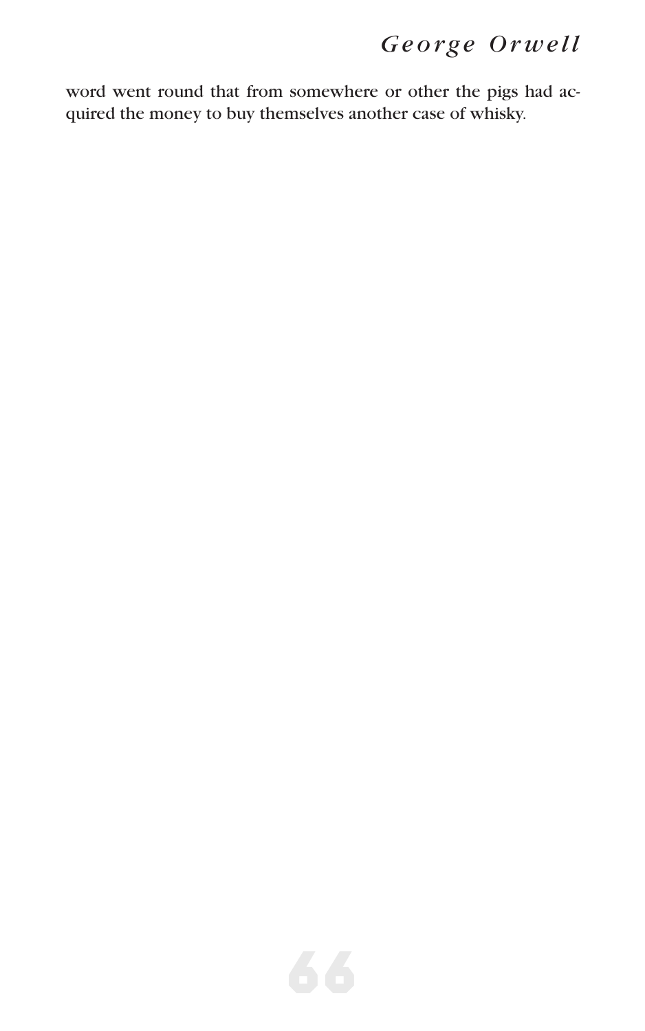word went round that from somewhere or other the pigs had acquired the money to buy themselves another case of whisky.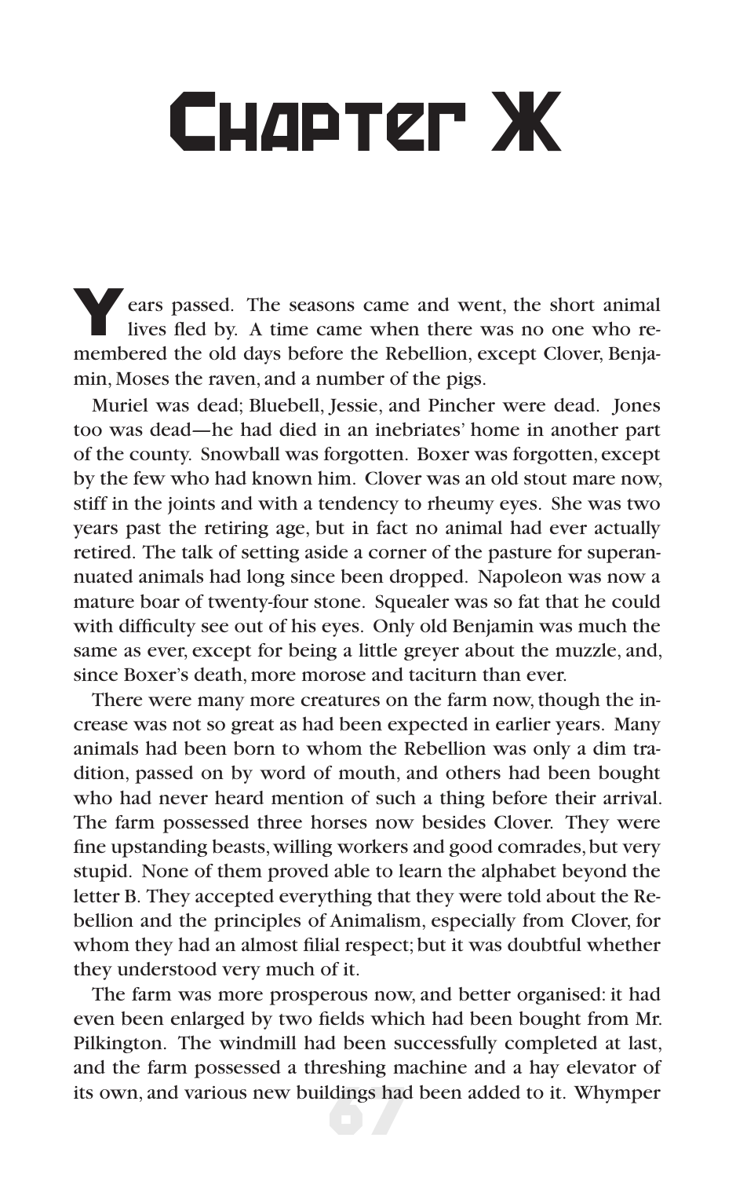# Chapter Ж

Years passed. The seasons came and went, the short animal lives fled by. A time came when there was no one who remembered the old days before the Rebellion, except Clover, Benjamin, Moses the raven, and a number of the pigs.

Muriel was dead; Bluebell, Jessie, and Pincher were dead. Jones too was dead—he had died in an inebriates' home in another part of the county. Snowball was forgotten. Boxer was forgotten, except by the few who had known him. Clover was an old stout mare now, stiff in the joints and with a tendency to rheumy eyes. She was two years past the retiring age, but in fact no animal had ever actually retired. The talk of setting aside a corner of the pasture for superannuated animals had long since been dropped. Napoleon was now a mature boar of twenty-four stone. Squealer was so fat that he could with difficulty see out of his eyes. Only old Benjamin was much the same as ever, except for being a little greyer about the muzzle, and, since Boxer's death, more morose and taciturn than ever.

There were many more creatures on the farm now, though the increase was not so great as had been expected in earlier years. Many animals had been born to whom the Rebellion was only a dim tradition, passed on by word of mouth, and others had been bought who had never heard mention of such a thing before their arrival. The farm possessed three horses now besides Clover. They were fine upstanding beasts, willing workers and good comrades, but very stupid. None of them proved able to learn the alphabet beyond the letter B. They accepted everything that they were told about the Rebellion and the principles of Animalism, especially from Clover, for whom they had an almost filial respect; but it was doubtful whether they understood very much of it.

The farm was more prosperous now, and better organised: it had even been enlarged by two fields which had been bought from Mr. Pilkington. The windmill had been successfully completed at last, and the farm possessed a threshing machine and a hay elevator of its own, and various new buildings had been added to it. Whymper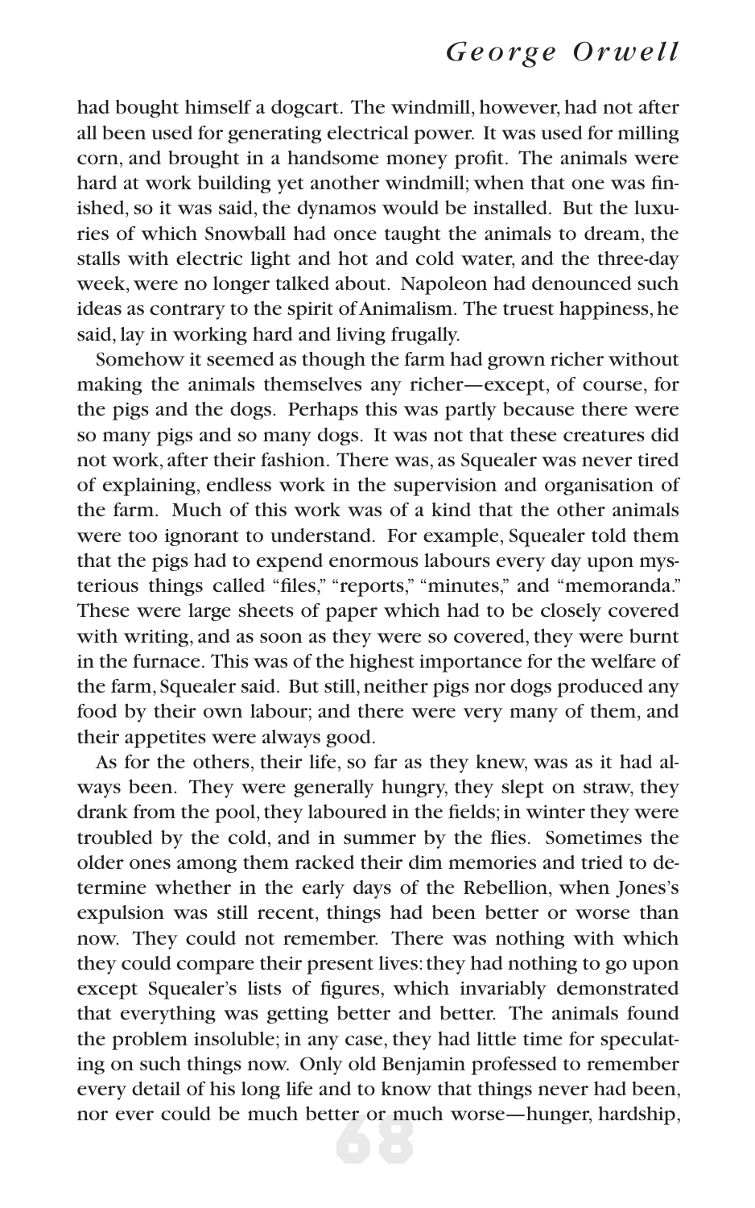had bought himself a dogcart. The windmill, however, had not after all been used for generating electrical power. It was used for milling corn, and brought in a handsome money profit. The animals were hard at work building yet another windmill; when that one was finished, so it was said, the dynamos would be installed. But the luxuries of which Snowball had once taught the animals to dream, the stalls with electric light and hot and cold water, and the three-day week, were no longer talked about. Napoleon had denounced such ideas as contrary to the spirit of Animalism. The truest happiness, he said, lay in working hard and living frugally.

Somehow it seemed as though the farm had grown richer without making the animals themselves any richer—except, of course, for the pigs and the dogs. Perhaps this was partly because there were so many pigs and so many dogs. It was not that these creatures did not work, after their fashion. There was, as Squealer was never tired of explaining, endless work in the supervision and organisation of the farm. Much of this work was of a kind that the other animals were too ignorant to understand. For example, Squealer told them that the pigs had to expend enormous labours every day upon mysterious things called "files," "reports," "minutes," and "memoranda." These were large sheets of paper which had to be closely covered with writing, and as soon as they were so covered, they were burnt in the furnace. This was of the highest importance for the welfare of the farm, Squealer said. But still, neither pigs nor dogs produced any food by their own labour; and there were very many of them, and their appetites were always good.

As for the others, their life, so far as they knew, was as it had always been. They were generally hungry, they slept on straw, they drank from the pool, they laboured in the fields; in winter they were troubled by the cold, and in summer by the flies. Sometimes the older ones among them racked their dim memories and tried to determine whether in the early days of the Rebellion, when Jones's expulsion was still recent, things had been better or worse than now. They could not remember. There was nothing with which they could compare their present lives: they had nothing to go upon except Squealer's lists of figures, which invariably demonstrated that everything was getting better and better. The animals found the problem insoluble; in any case, they had little time for speculating on such things now. Only old Benjamin professed to remember every detail of his long life and to know that things never had been, nor ever could be much better or much worse—hunger, hardship,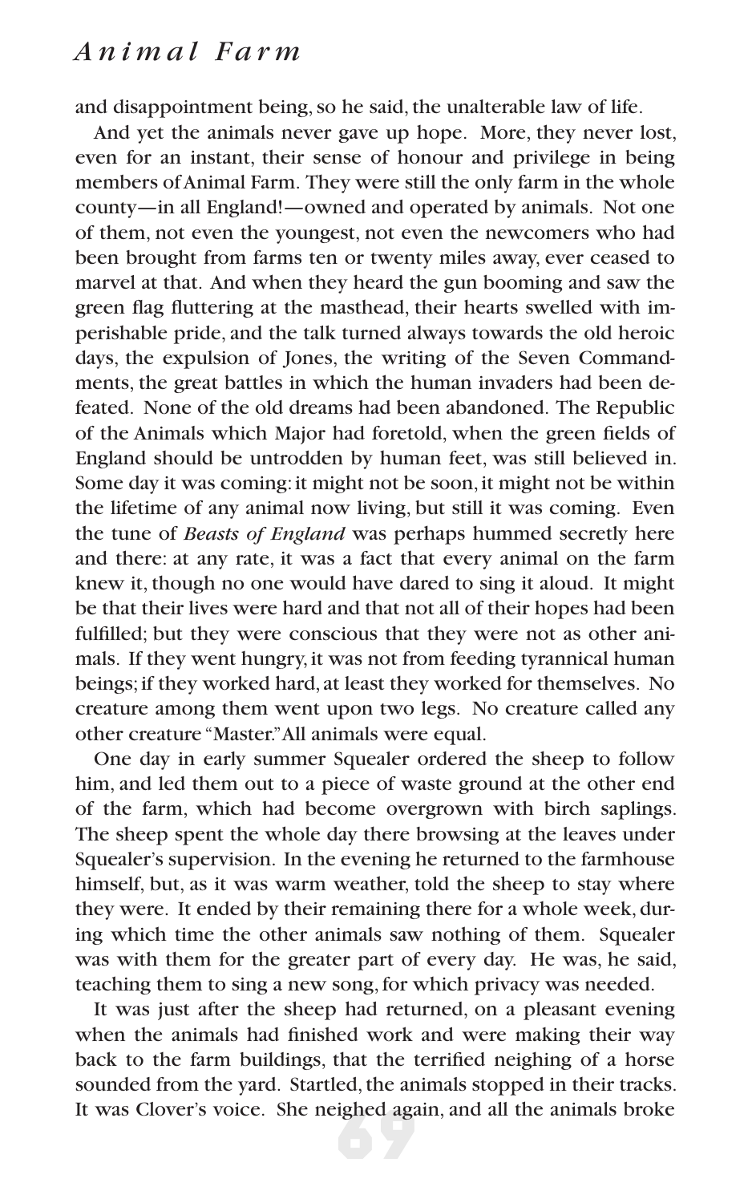and disappointment being, so he said, the unalterable law of life.

And yet the animals never gave up hope. More, they never lost, even for an instant, their sense of honour and privilege in being members of Animal Farm. They were still the only farm in the whole county—in all England!—owned and operated by animals. Not one of them, not even the youngest, not even the newcomers who had been brought from farms ten or twenty miles away, ever ceased to marvel at that. And when they heard the gun booming and saw the green flag fluttering at the masthead, their hearts swelled with imperishable pride, and the talk turned always towards the old heroic days, the expulsion of Jones, the writing of the Seven Commandments, the great battles in which the human invaders had been defeated. None of the old dreams had been abandoned. The Republic of the Animals which Major had foretold, when the green fields of England should be untrodden by human feet, was still believed in. Some day it was coming: it might not be soon, it might not be within the lifetime of any animal now living, but still it was coming. Even the tune of *Beasts of England* was perhaps hummed secretly here and there: at any rate, it was a fact that every animal on the farm knew it, though no one would have dared to sing it aloud. It might be that their lives were hard and that not all of their hopes had been fulfilled; but they were conscious that they were not as other animals. If they went hungry, it was not from feeding tyrannical human beings; if they worked hard, at least they worked for themselves. No creature among them went upon two legs. No creature called any other creature "Master." All animals were equal.

One day in early summer Squealer ordered the sheep to follow him, and led them out to a piece of waste ground at the other end of the farm, which had become overgrown with birch saplings. The sheep spent the whole day there browsing at the leaves under Squealer's supervision. In the evening he returned to the farmhouse himself, but, as it was warm weather, told the sheep to stay where they were. It ended by their remaining there for a whole week, during which time the other animals saw nothing of them. Squealer was with them for the greater part of every day. He was, he said, teaching them to sing a new song, for which privacy was needed.

It was just after the sheep had returned, on a pleasant evening when the animals had finished work and were making their way back to the farm buildings, that the terrified neighing of a horse sounded from the yard. Startled, the animals stopped in their tracks. It was Clover's voice. She neighed again, and all the animals broke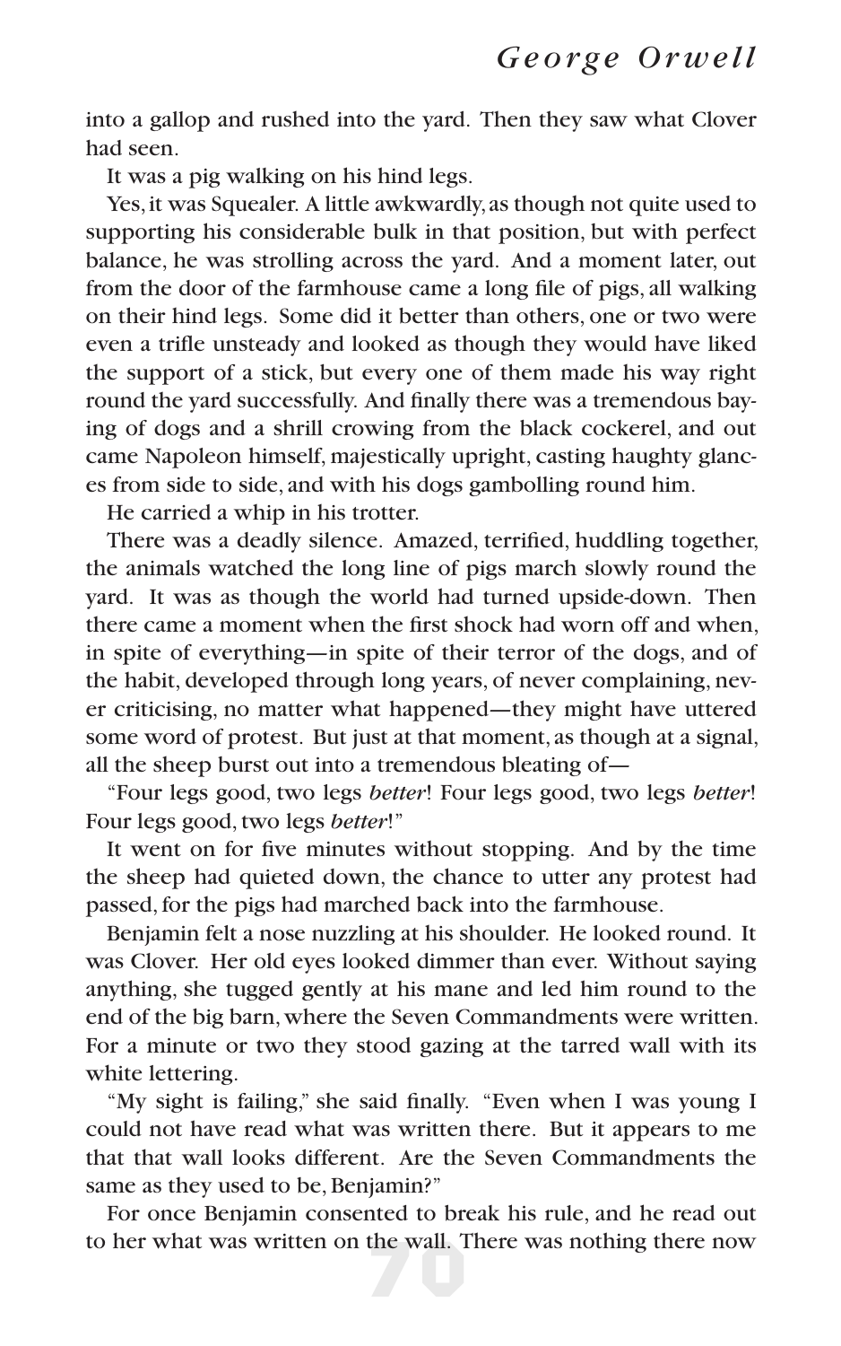into a gallop and rushed into the yard. Then they saw what Clover had seen.

It was a pig walking on his hind legs.

Yes, it was Squealer. A little awkwardly, as though not quite used to supporting his considerable bulk in that position, but with perfect balance, he was strolling across the yard. And a moment later, out from the door of the farmhouse came a long file of pigs, all walking on their hind legs. Some did it better than others, one or two were even a trifle unsteady and looked as though they would have liked the support of a stick, but every one of them made his way right round the yard successfully. And finally there was a tremendous baying of dogs and a shrill crowing from the black cockerel, and out came Napoleon himself, majestically upright, casting haughty glances from side to side, and with his dogs gambolling round him.

He carried a whip in his trotter.

There was a deadly silence. Amazed, terrified, huddling together, the animals watched the long line of pigs march slowly round the yard. It was as though the world had turned upside-down. Then there came a moment when the first shock had worn off and when, in spite of everything—in spite of their terror of the dogs, and of the habit, developed through long years, of never complaining, never criticising, no matter what happened—they might have uttered some word of protest. But just at that moment, as though at a signal, all the sheep burst out into a tremendous bleating of—

"Four legs good, two legs *better*! Four legs good, two legs *better*! Four legs good, two legs *better*!"

It went on for five minutes without stopping. And by the time the sheep had quieted down, the chance to utter any protest had passed, for the pigs had marched back into the farmhouse.

Benjamin felt a nose nuzzling at his shoulder. He looked round. It was Clover. Her old eyes looked dimmer than ever. Without saying anything, she tugged gently at his mane and led him round to the end of the big barn, where the Seven Commandments were written. For a minute or two they stood gazing at the tarred wall with its white lettering.

"My sight is failing," she said finally. "Even when I was young I could not have read what was written there. But it appears to me that that wall looks different. Are the Seven Commandments the same as they used to be, Benjamin?"

For once Benjamin consented to break his rule, and he read out to her what was written on the wall. There was nothing there now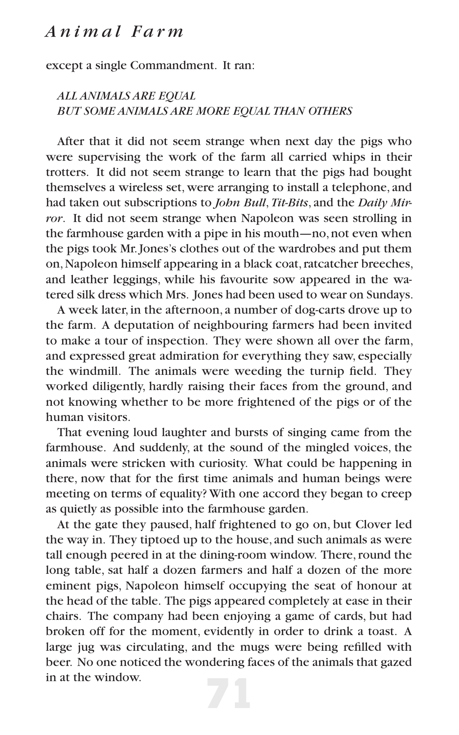except a single Commandment. It ran:

*ALL ANIMALS ARE EQUAL*
*BUT SOME ANIMALS ARE MORE EQUAL THAN OTHERS*

After that it did not seem strange when next day the pigs who were supervising the work of the farm all carried whips in their trotters. It did not seem strange to learn that the pigs had bought themselves a wireless set, were arranging to install a telephone, and had taken out subscriptions to *John Bull*, *Tit-Bits*, and the *Daily Mirror*. It did not seem strange when Napoleon was seen strolling in the farmhouse garden with a pipe in his mouth—no, not even when the pigs took Mr. Jones's clothes out of the wardrobes and put them on, Napoleon himself appearing in a black coat, ratcatcher breeches, and leather leggings, while his favourite sow appeared in the watered silk dress which Mrs. Jones had been used to wear on Sundays.

A week later, in the afternoon, a number of dog-carts drove up to the farm. A deputation of neighbouring farmers had been invited to make a tour of inspection. They were shown all over the farm, and expressed great admiration for everything they saw, especially the windmill. The animals were weeding the turnip field. They worked diligently, hardly raising their faces from the ground, and not knowing whether to be more frightened of the pigs or of the human visitors.

That evening loud laughter and bursts of singing came from the farmhouse. And suddenly, at the sound of the mingled voices, the animals were stricken with curiosity. What could be happening in there, now that for the first time animals and human beings were meeting on terms of equality? With one accord they began to creep as quietly as possible into the farmhouse garden.

At the gate they paused, half frightened to go on, but Clover led the way in. They tiptoed up to the house, and such animals as were tall enough peered in at the dining-room window. There, round the long table, sat half a dozen farmers and half a dozen of the more eminent pigs, Napoleon himself occupying the seat of honour at the head of the table. The pigs appeared completely at ease in their chairs. The company had been enjoying a game of cards, but had broken off for the moment, evidently in order to drink a toast. A large jug was circulating, and the mugs were being refilled with beer. No one noticed the wondering faces of the animals that gazed in at the window.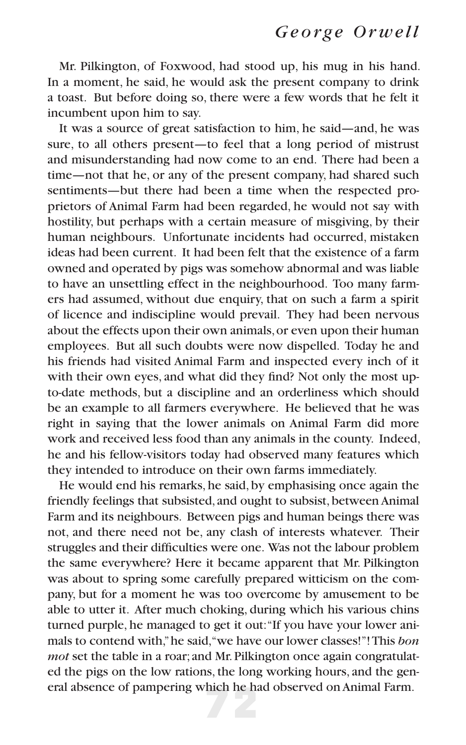Mr. Pilkington, of Foxwood, had stood up, his mug in his hand. In a moment, he said, he would ask the present company to drink a toast. But before doing so, there were a few words that he felt it incumbent upon him to say.

It was a source of great satisfaction to him, he said—and, he was sure, to all others present—to feel that a long period of mistrust and misunderstanding had now come to an end. There had been a time—not that he, or any of the present company, had shared such sentiments—but there had been a time when the respected proprietors of Animal Farm had been regarded, he would not say with hostility, but perhaps with a certain measure of misgiving, by their human neighbours. Unfortunate incidents had occurred, mistaken ideas had been current. It had been felt that the existence of a farm owned and operated by pigs was somehow abnormal and was liable to have an unsettling effect in the neighbourhood. Too many farmers had assumed, without due enquiry, that on such a farm a spirit of licence and indiscipline would prevail. They had been nervous about the effects upon their own animals, or even upon their human employees. But all such doubts were now dispelled. Today he and his friends had visited Animal Farm and inspected every inch of it with their own eyes, and what did they find? Not only the most up-to-date methods, but a discipline and an orderliness which should be an example to all farmers everywhere. He believed that he was right in saying that the lower animals on Animal Farm did more work and received less food than any animals in the county. Indeed, he and his fellow-visitors today had observed many features which they intended to introduce on their own farms immediately.

He would end his remarks, he said, by emphasising once again the friendly feelings that subsisted, and ought to subsist, between Animal Farm and its neighbours. Between pigs and human beings there was not, and there need not be, any clash of interests whatever. Their struggles and their difficulties were one. Was not the labour problem the same everywhere? Here it became apparent that Mr. Pilkington was about to spring some carefully prepared witticism on the company, but for a moment he was too overcome by amusement to be able to utter it. After much choking, during which his various chins turned purple, he managed to get it out: "If you have your lower animals to contend with," he said, "we have our lower classes!" This *bon mot* set the table in a roar; and Mr. Pilkington once again congratulated the pigs on the low rations, the long working hours, and the general absence of pampering which he had observed on Animal Farm.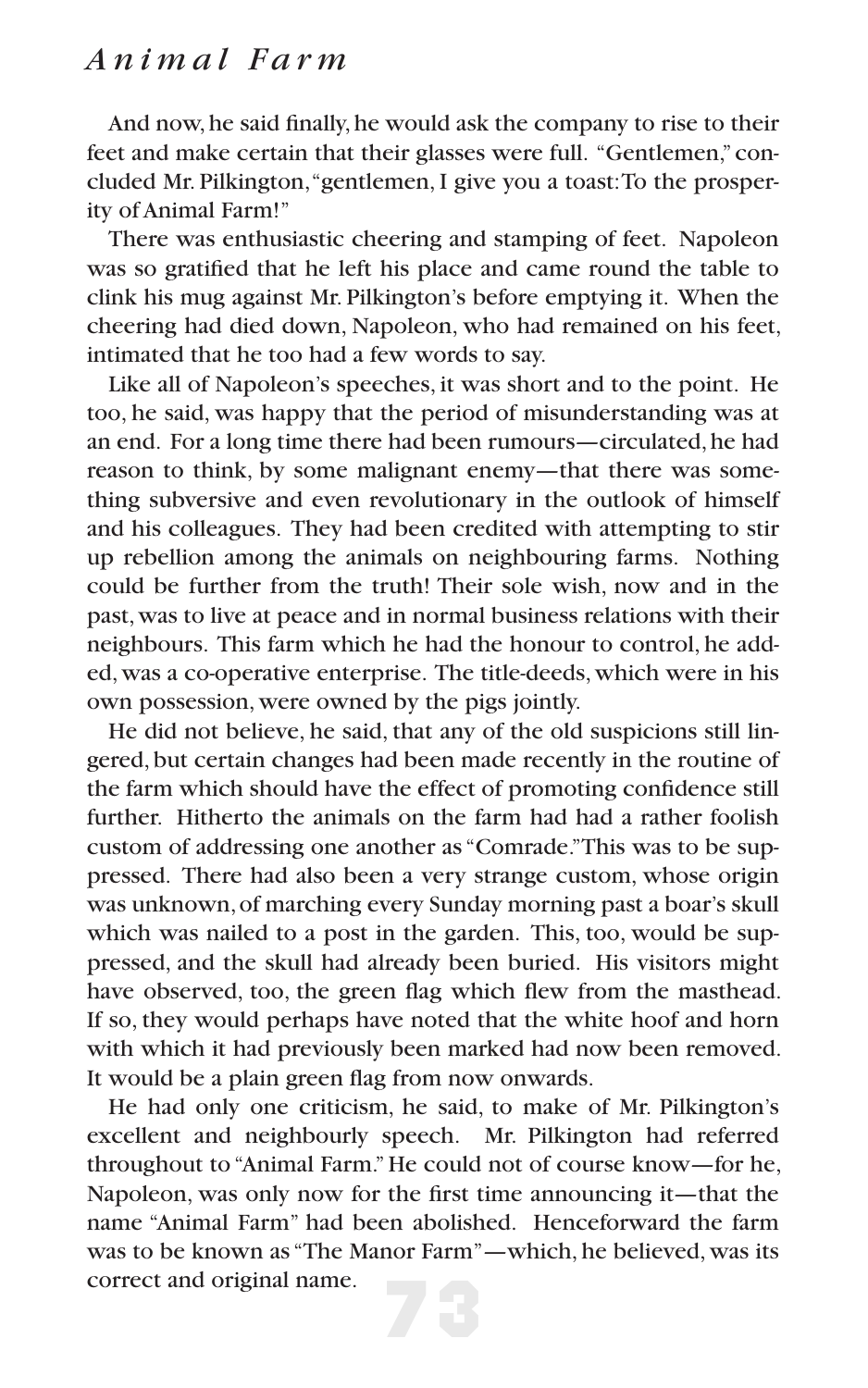And now, he said finally, he would ask the company to rise to their feet and make certain that their glasses were full. "Gentlemen," concluded Mr. Pilkington, "gentlemen, I give you a toast: To the prosperity of Animal Farm!"

There was enthusiastic cheering and stamping of feet. Napoleon was so gratified that he left his place and came round the table to clink his mug against Mr. Pilkington's before emptying it. When the cheering had died down, Napoleon, who had remained on his feet, intimated that he too had a few words to say.

Like all of Napoleon's speeches, it was short and to the point. He too, he said, was happy that the period of misunderstanding was at an end. For a long time there had been rumours—circulated, he had reason to think, by some malignant enemy—that there was something subversive and even revolutionary in the outlook of himself and his colleagues. They had been credited with attempting to stir up rebellion among the animals on neighbouring farms. Nothing could be further from the truth! Their sole wish, now and in the past, was to live at peace and in normal business relations with their neighbours. This farm which he had the honour to control, he added, was a co-operative enterprise. The title-deeds, which were in his own possession, were owned by the pigs jointly.

He did not believe, he said, that any of the old suspicions still lingered, but certain changes had been made recently in the routine of the farm which should have the effect of promoting confidence still further. Hitherto the animals on the farm had had a rather foolish custom of addressing one another as "Comrade." This was to be suppressed. There had also been a very strange custom, whose origin was unknown, of marching every Sunday morning past a boar's skull which was nailed to a post in the garden. This, too, would be suppressed, and the skull had already been buried. His visitors might have observed, too, the green flag which flew from the masthead. If so, they would perhaps have noted that the white hoof and horn with which it had previously been marked had now been removed. It would be a plain green flag from now onwards.

He had only one criticism, he said, to make of Mr. Pilkington's excellent and neighbourly speech. Mr. Pilkington had referred throughout to "Animal Farm." He could not of course know—for he, Napoleon, was only now for the first time announcing it—that the name "Animal Farm" had been abolished. Henceforward the farm was to be known as "The Manor Farm"—which, he believed, was its correct and original name.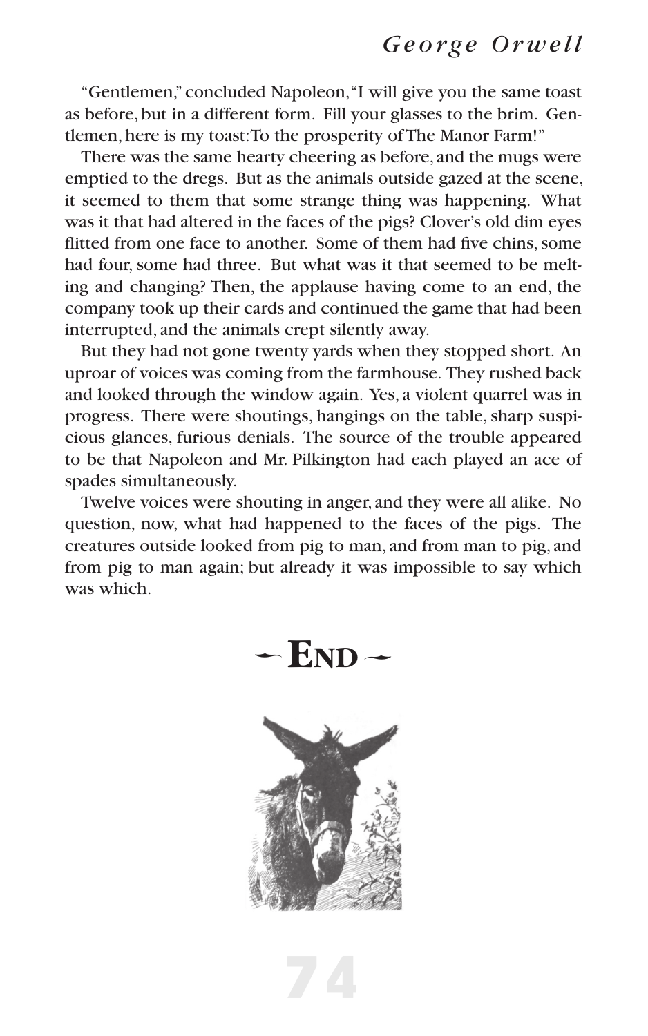"Gentlemen," concluded Napoleon, "I will give you the same toast as before, but in a different form. Fill your glasses to the brim. Gentlemen, here is my toast: To the prosperity of The Manor Farm!"

There was the same hearty cheering as before, and the mugs were emptied to the dregs. But as the animals outside gazed at the scene, it seemed to them that some strange thing was happening. What was it that had altered in the faces of the pigs? Clover's old dim eyes flitted from one face to another. Some of them had five chins, some had four, some had three. But what was it that seemed to be melting and changing? Then, the applause having come to an end, the company took up their cards and continued the game that had been interrupted, and the animals crept silently away.

But they had not gone twenty yards when they stopped short. An uproar of voices was coming from the farmhouse. They rushed back and looked through the window again. Yes, a violent quarrel was in progress. There were shoutings, bangings on the table, sharp suspicious glances, furious denials. The source of the trouble appeared to be that Napoleon and Mr. Pilkington had each played an ace of spades simultaneously.

Twelve voices were shouting in anger, and they were all alike. No question, now, what had happened to the faces of the pigs. The creatures outside looked from pig to man, and from man to pig, and from pig to man again; but already it was impossible to say which was which.

**~ End ~**